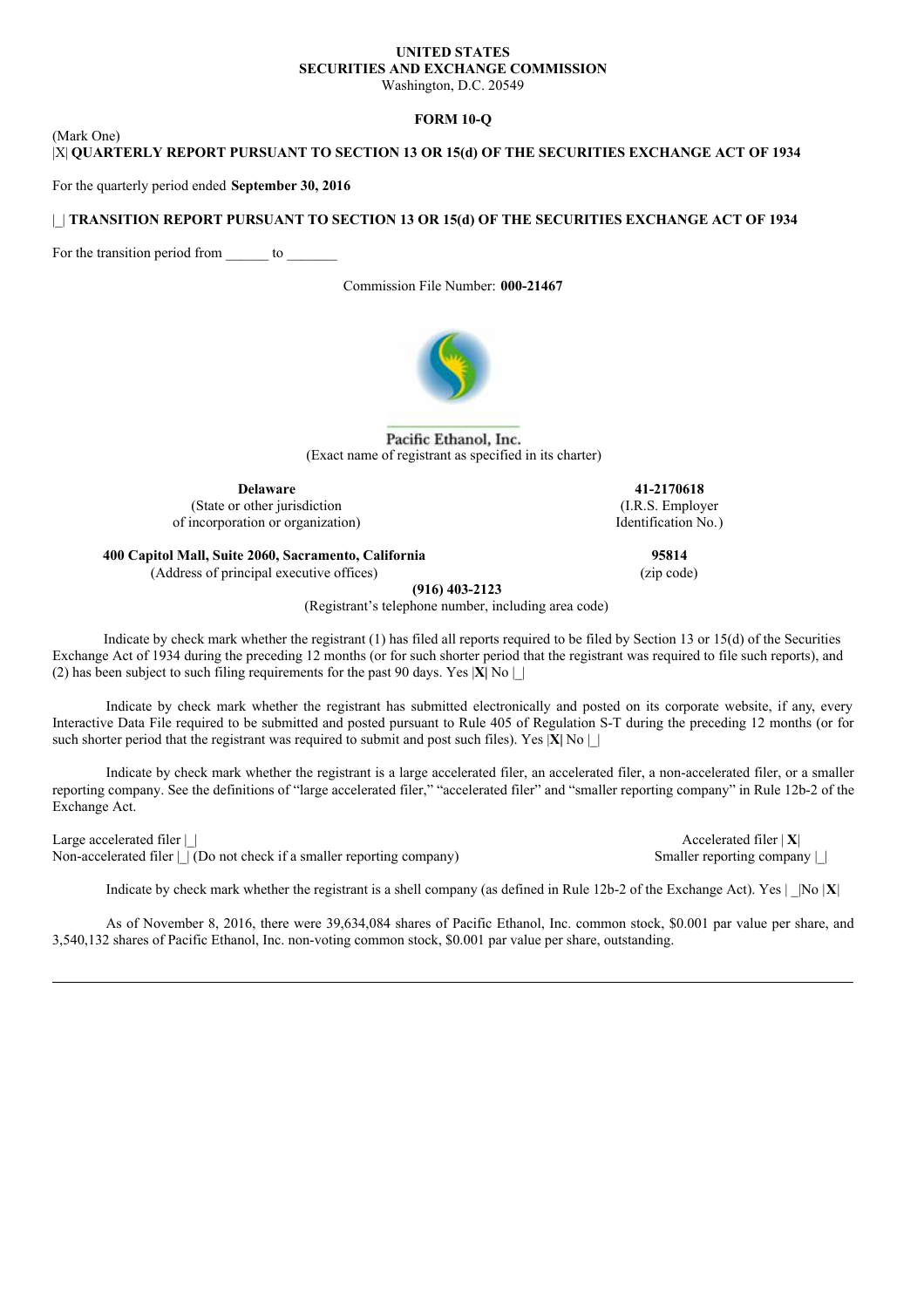**UNITED STATES**
**SECURITIES AND EXCHANGE COMMISSION**
Washington, D.C. 20549

**FORM 10-Q**

(Mark One)
|X| **QUARTERLY REPORT PURSUANT TO SECTION 13 OR 15(d) OF THE SECURITIES EXCHANGE ACT OF 1934**

For the quarterly period ended **September 30, 2016**

|_| **TRANSITION REPORT PURSUANT TO SECTION 13 OR 15(d) OF THE SECURITIES EXCHANGE ACT OF 1934**

For the transition period from ______ to _______

Commission File Number: **000-21467**

Pacific Ethanol, Inc.
(Exact name of registrant as specified in its charter)

| **Delaware** | **41-2170618** |
|---|---|
| (State or other jurisdiction of incorporation or organization) | (I.R.S. Employer Identification No.) |
| **400 Capitol Mall, Suite 2060, Sacramento, California** | **95814** |
| (Address of principal executive offices) | (zip code) |

**(916) 403-2123**
(Registrant's telephone number, including area code)

Indicate by check mark whether the registrant (1) has filed all reports required to be filed by Section 13 or 15(d) of the Securities Exchange Act of 1934 during the preceding 12 months (or for such shorter period that the registrant was required to file such reports), and (2) has been subject to such filing requirements for the past 90 days. Yes |**X**| No |_|

Indicate by check mark whether the registrant has submitted electronically and posted on its corporate website, if any, every Interactive Data File required to be submitted and posted pursuant to Rule 405 of Regulation S-T during the preceding 12 months (or for such shorter period that the registrant was required to submit and post such files). Yes |**X**| No |_|

Indicate by check mark whether the registrant is a large accelerated filer, an accelerated filer, a non-accelerated filer, or a smaller reporting company. See the definitions of "large accelerated filer," "accelerated filer" and "smaller reporting company" in Rule 12b-2 of the Exchange Act.

| | |
|---|---|
| Large accelerated filer |_| | Accelerated filer | **X**| |
| Non-accelerated filer |_| (Do not check if a smaller reporting company) | Smaller reporting company |_| |

Indicate by check mark whether the registrant is a shell company (as defined in Rule 12b-2 of the Exchange Act). Yes | _|No |**X**|

As of November 8, 2016, there were 39,634,084 shares of Pacific Ethanol, Inc. common stock, $0.001 par value per share, and 3,540,132 shares of Pacific Ethanol, Inc. non-voting common stock, $0.001 par value per share, outstanding.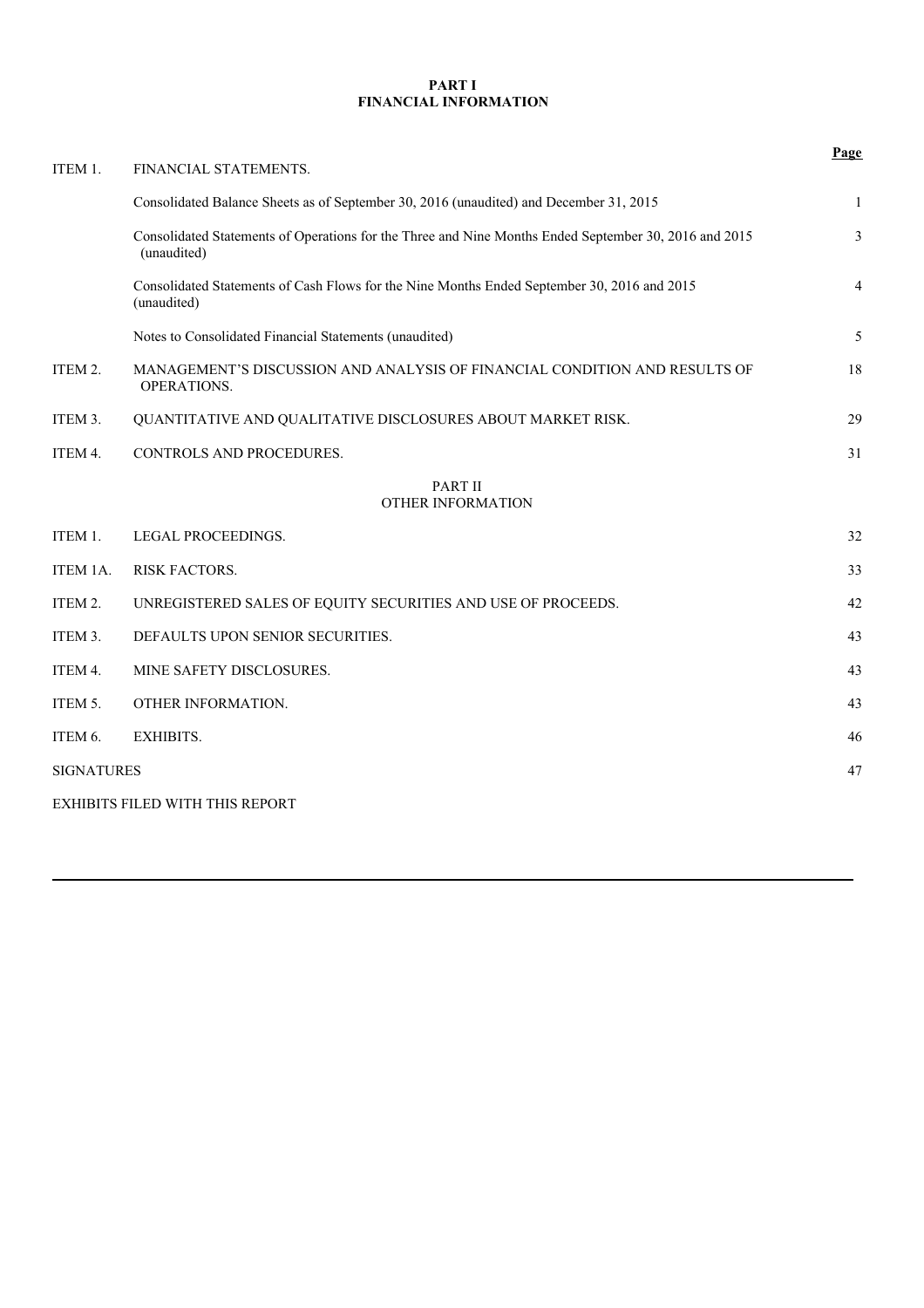# PART I
## FINANCIAL INFORMATION

| | | Page |
|---|---|---|
| ITEM 1. | FINANCIAL STATEMENTS. | |
| | Consolidated Balance Sheets as of September 30, 2016 (unaudited) and December 31, 2015 | 1 |
| | Consolidated Statements of Operations for the Three and Nine Months Ended September 30, 2016 and 2015 (unaudited) | 3 |
| | Consolidated Statements of Cash Flows for the Nine Months Ended September 30, 2016 and 2015 (unaudited) | 4 |
| | Notes to Consolidated Financial Statements (unaudited) | 5 |
| ITEM 2. | MANAGEMENT'S DISCUSSION AND ANALYSIS OF FINANCIAL CONDITION AND RESULTS OF OPERATIONS. | 18 |
| ITEM 3. | QUANTITATIVE AND QUALITATIVE DISCLOSURES ABOUT MARKET RISK. | 29 |
| ITEM 4. | CONTROLS AND PROCEDURES. | 31 |

## PART II
## OTHER INFORMATION

| | | |
|---|---|---|
| ITEM 1. | LEGAL PROCEEDINGS. | 32 |
| ITEM 1A. | RISK FACTORS. | 33 |
| ITEM 2. | UNREGISTERED SALES OF EQUITY SECURITIES AND USE OF PROCEEDS. | 42 |
| ITEM 3. | DEFAULTS UPON SENIOR SECURITIES. | 43 |
| ITEM 4. | MINE SAFETY DISCLOSURES. | 43 |
| ITEM 5. | OTHER INFORMATION. | 43 |
| ITEM 6. | EXHIBITS. | 46 |
| SIGNATURES | | 47 |
| EXHIBITS FILED WITH THIS REPORT | | |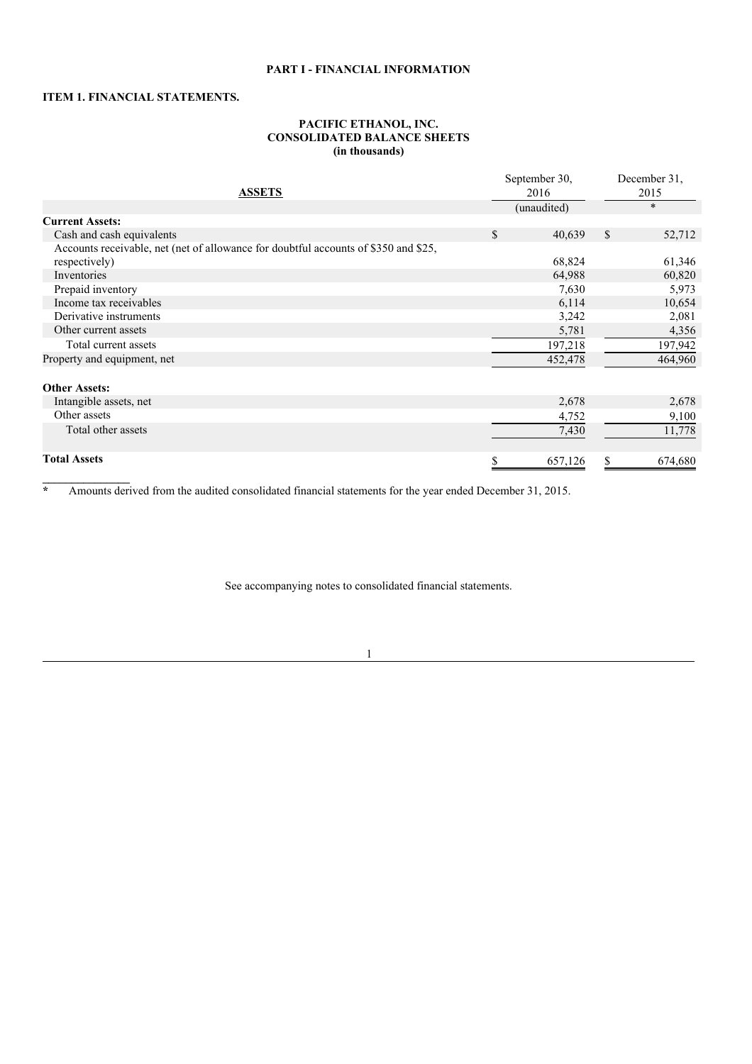**PART I - FINANCIAL INFORMATION**

**ITEM 1. FINANCIAL STATEMENTS.**

**PACIFIC ETHANOL, INC.**
**CONSOLIDATED BALANCE SHEETS**
**(in thousands)**

| ASSETS | September 30, 2016 | December 31, 2015 |
|---|---|---|
| | (unaudited) | * |
| **Current Assets:** | | |
| Cash and cash equivalents | $ 40,639 | $ 52,712 |
| Accounts receivable, net (net of allowance for doubtful accounts of $350 and $25, respectively) | 68,824 | 61,346 |
| Inventories | 64,988 | 60,820 |
| Prepaid inventory | 7,630 | 5,973 |
| Income tax receivables | 6,114 | 10,654 |
| Derivative instruments | 3,242 | 2,081 |
| Other current assets | 5,781 | 4,356 |
| Total current assets | 197,218 | 197,942 |
| Property and equipment, net | 452,478 | 464,960 |
| **Other Assets:** | | |
| Intangible assets, net | 2,678 | 2,678 |
| Other assets | 4,752 | 9,100 |
| Total other assets | 7,430 | 11,778 |
| **Total Assets** | $ 657,126 | $ 674,680 |

\* Amounts derived from the audited consolidated financial statements for the year ended December 31, 2015.

See accompanying notes to consolidated financial statements.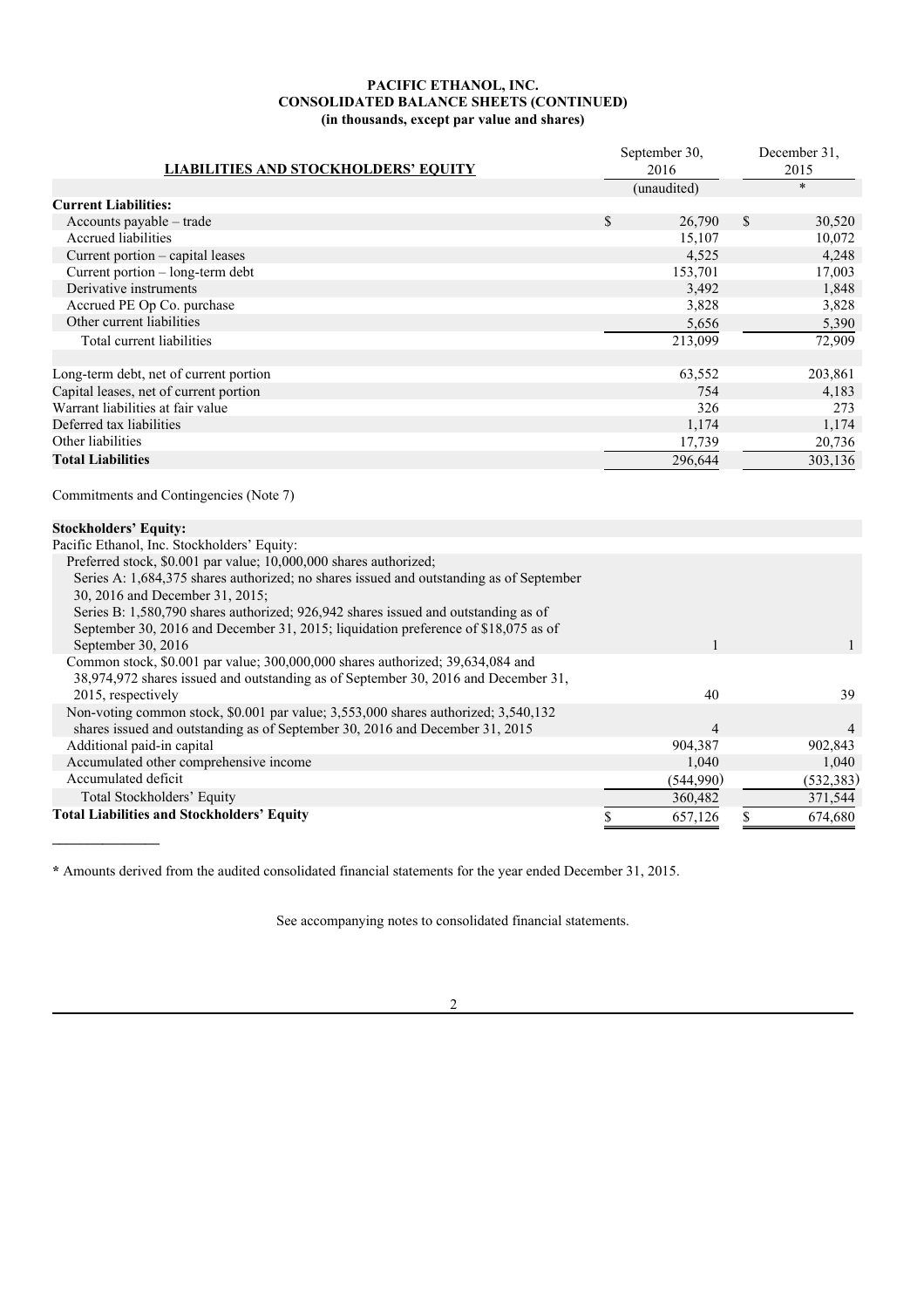**PACIFIC ETHANOL, INC.**
**CONSOLIDATED BALANCE SHEETS (CONTINUED)**
**(in thousands, except par value and shares)**

| LIABILITIES AND STOCKHOLDERS' EQUITY | September 30, 2016 | December 31, 2015 |
|---|---|---|
| | (unaudited) | * |
| **Current Liabilities:** | | |
| Accounts payable – trade | $ 26,790 | $ 30,520 |
| Accrued liabilities | 15,107 | 10,072 |
| Current portion – capital leases | 4,525 | 4,248 |
| Current portion – long-term debt | 153,701 | 17,003 |
| Derivative instruments | 3,492 | 1,848 |
| Accrued PE Op Co. purchase | 3,828 | 3,828 |
| Other current liabilities | 5,656 | 5,390 |
| Total current liabilities | 213,099 | 72,909 |
| | | |
| Long-term debt, net of current portion | 63,552 | 203,861 |
| Capital leases, net of current portion | 754 | 4,183 |
| Warrant liabilities at fair value | 326 | 273 |
| Deferred tax liabilities | 1,174 | 1,174 |
| Other liabilities | 17,739 | 20,736 |
| **Total Liabilities** | 296,644 | 303,136 |
| | | |
| Commitments and Contingencies (Note 7) | | |
| | | |
| **Stockholders' Equity:** | | |
| Pacific Ethanol, Inc. Stockholders' Equity: | | |
| Preferred stock, \$0.001 par value; 10,000,000 shares authorized; Series A: 1,684,375 shares authorized; no shares issued and outstanding as of September 30, 2016 and December 31, 2015; Series B: 1,580,790 shares authorized; 926,942 shares issued and outstanding as of September 30, 2016 and December 31, 2015; liquidation preference of \$18,075 as of September 30, 2016 | 1 | 1 |
| Common stock, \$0.001 par value; 300,000,000 shares authorized; 39,634,084 and 38,974,972 shares issued and outstanding as of September 30, 2016 and December 31, 2015, respectively | 40 | 39 |
| Non-voting common stock, \$0.001 par value; 3,553,000 shares authorized; 3,540,132 shares issued and outstanding as of September 30, 2016 and December 31, 2015 | 4 | 4 |
| Additional paid-in capital | 904,387 | 902,843 |
| Accumulated other comprehensive income | 1,040 | 1,040 |
| Accumulated deficit | (544,990) | (532,383) |
| Total Stockholders' Equity | 360,482 | 371,544 |
| **Total Liabilities and Stockholders' Equity** | $ 657,126 | $ 674,680 |

**\*** Amounts derived from the audited consolidated financial statements for the year ended December 31, 2015.

See accompanying notes to consolidated financial statements.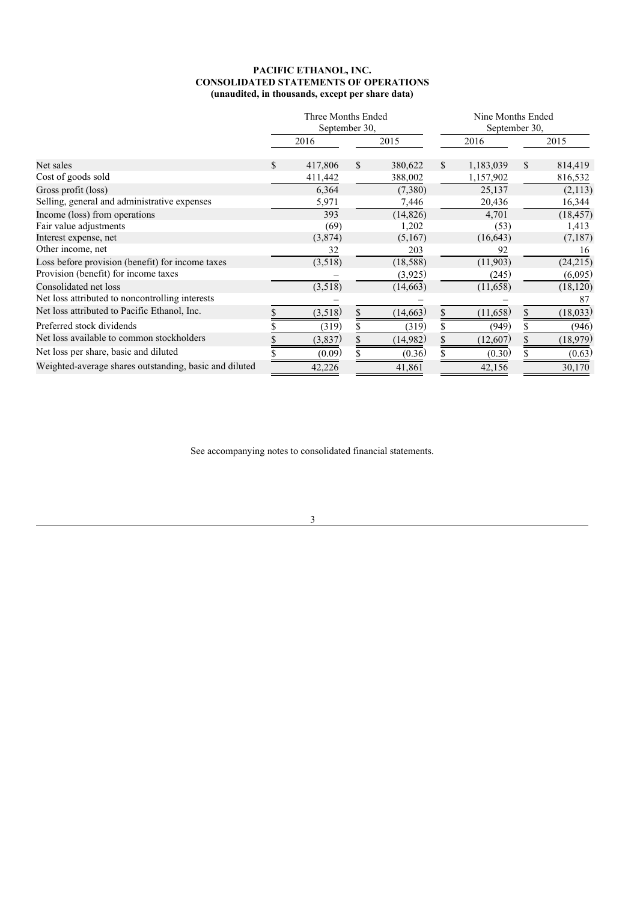**PACIFIC ETHANOL, INC.**
**CONSOLIDATED STATEMENTS OF OPERATIONS**
**(unaudited, in thousands, except per share data)**

| | Three Months Ended September 30, | | Nine Months Ended September 30, | |
|---|---|---|---|---|
| | 2016 | 2015 | 2016 | 2015 |
| Net sales | $ 417,806 | $ 380,622 | $ 1,183,039 | $ 814,419 |
| Cost of goods sold | 411,442 | 388,002 | 1,157,902 | 816,532 |
| Gross profit (loss) | 6,364 | (7,380) | 25,137 | (2,113) |
| Selling, general and administrative expenses | 5,971 | 7,446 | 20,436 | 16,344 |
| Income (loss) from operations | 393 | (14,826) | 4,701 | (18,457) |
| Fair value adjustments | (69) | 1,202 | (53) | 1,413 |
| Interest expense, net | (3,874) | (5,167) | (16,643) | (7,187) |
| Other income, net | 32 | 203 | 92 | 16 |
| Loss before provision (benefit) for income taxes | (3,518) | (18,588) | (11,903) | (24,215) |
| Provision (benefit) for income taxes | – | (3,925) | (245) | (6,095) |
| Consolidated net loss | (3,518) | (14,663) | (11,658) | (18,120) |
| Net loss attributed to noncontrolling interests | – | – | – | 87 |
| Net loss attributed to Pacific Ethanol, Inc. | $ (3,518) | $ (14,663) | $ (11,658) | $ (18,033) |
| Preferred stock dividends | $ (319) | $ (319) | $ (949) | $ (946) |
| Net loss available to common stockholders | $ (3,837) | $ (14,982) | $ (12,607) | $ (18,979) |
| Net loss per share, basic and diluted | $ (0.09) | $ (0.36) | $ (0.30) | $ (0.63) |
| Weighted-average shares outstanding, basic and diluted | 42,226 | 41,861 | 42,156 | 30,170 |

See accompanying notes to consolidated financial statements.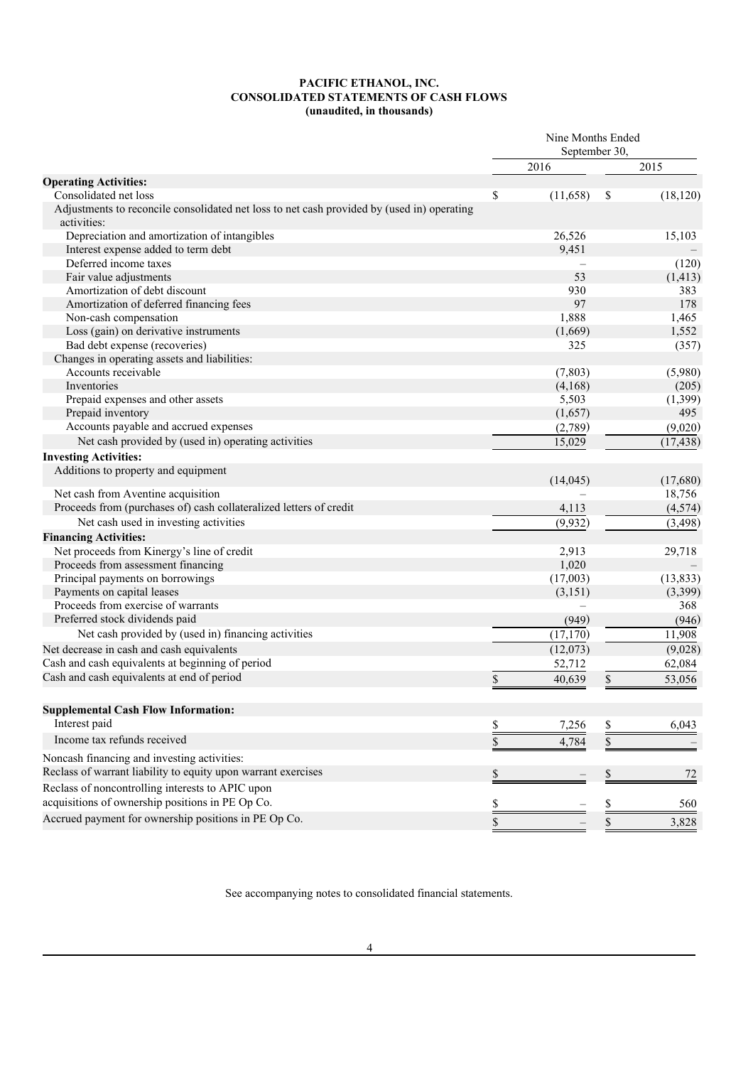**PACIFIC ETHANOL, INC.**
**CONSOLIDATED STATEMENTS OF CASH FLOWS**
**(unaudited, in thousands)**

| | Nine Months Ended September 30, | |
|---|---|---|
| | 2016 | 2015 |
| **Operating Activities:** | | |
| Consolidated net loss | $ (11,658) | $ (18,120) |
| Adjustments to reconcile consolidated net loss to net cash provided by (used in) operating activities: | | |
| Depreciation and amortization of intangibles | 26,526 | 15,103 |
| Interest expense added to term debt | 9,451 | – |
| Deferred income taxes | – | (120) |
| Fair value adjustments | 53 | (1,413) |
| Amortization of debt discount | 930 | 383 |
| Amortization of deferred financing fees | 97 | 178 |
| Non-cash compensation | 1,888 | 1,465 |
| Loss (gain) on derivative instruments | (1,669) | 1,552 |
| Bad debt expense (recoveries) | 325 | (357) |
| Changes in operating assets and liabilities: | | |
| Accounts receivable | (7,803) | (5,980) |
| Inventories | (4,168) | (205) |
| Prepaid expenses and other assets | 5,503 | (1,399) |
| Prepaid inventory | (1,657) | 495 |
| Accounts payable and accrued expenses | (2,789) | (9,020) |
| Net cash provided by (used in) operating activities | 15,029 | (17,438) |
| **Investing Activities:** | | |
| Additions to property and equipment | (14,045) | (17,680) |
| Net cash from Aventine acquisition | – | 18,756 |
| Proceeds from (purchases of) cash collateralized letters of credit | 4,113 | (4,574) |
| Net cash used in investing activities | (9,932) | (3,498) |
| **Financing Activities:** | | |
| Net proceeds from Kinergy's line of credit | 2,913 | 29,718 |
| Proceeds from assessment financing | 1,020 | – |
| Principal payments on borrowings | (17,003) | (13,833) |
| Payments on capital leases | (3,151) | (3,399) |
| Proceeds from exercise of warrants | – | 368 |
| Preferred stock dividends paid | (949) | (946) |
| Net cash provided by (used in) financing activities | (17,170) | 11,908 |
| Net decrease in cash and cash equivalents | (12,073) | (9,028) |
| Cash and cash equivalents at beginning of period | 52,712 | 62,084 |
| Cash and cash equivalents at end of period | $ 40,639 | $ 53,056 |
| | | |
| **Supplemental Cash Flow Information:** | | |
| Interest paid | $ 7,256 | $ 6,043 |
| Income tax refunds received | $ 4,784 | $ – |
| Noncash financing and investing activities: | | |
| Reclass of warrant liability to equity upon warrant exercises | $ – | $ 72 |
| Reclass of noncontrolling interests to APIC upon acquisitions of ownership positions in PE Op Co. | $ – | $ 560 |
| Accrued payment for ownership positions in PE Op Co. | $ – | $ 3,828 |

See accompanying notes to consolidated financial statements.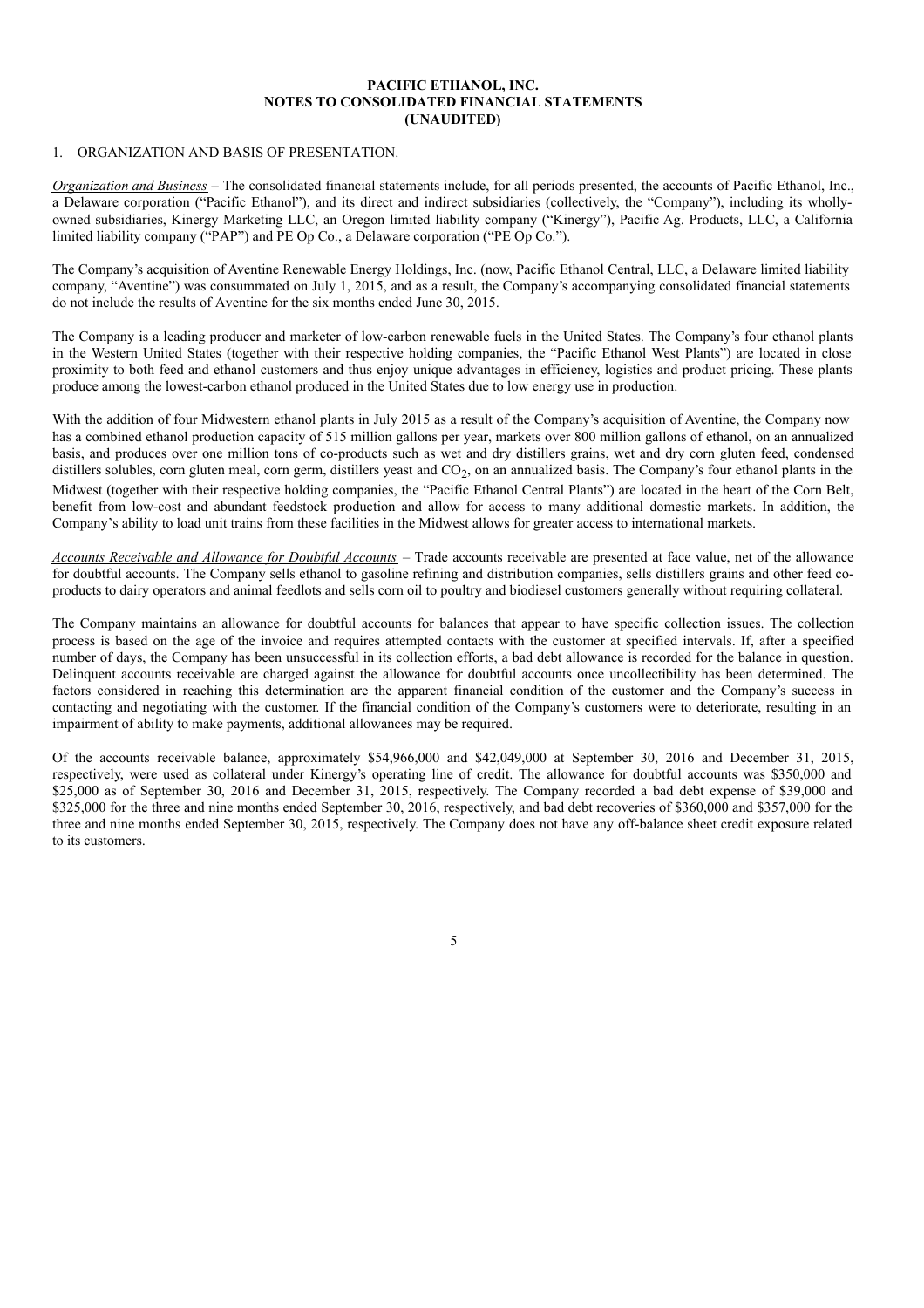**PACIFIC ETHANOL, INC.**
**NOTES TO CONSOLIDATED FINANCIAL STATEMENTS**
**(UNAUDITED)**

1. ORGANIZATION AND BASIS OF PRESENTATION.

*Organization and Business* – The consolidated financial statements include, for all periods presented, the accounts of Pacific Ethanol, Inc., a Delaware corporation ("Pacific Ethanol"), and its direct and indirect subsidiaries (collectively, the "Company"), including its wholly-owned subsidiaries, Kinergy Marketing LLC, an Oregon limited liability company ("Kinergy"), Pacific Ag. Products, LLC, a California limited liability company ("PAP") and PE Op Co., a Delaware corporation ("PE Op Co.").

The Company's acquisition of Aventine Renewable Energy Holdings, Inc. (now, Pacific Ethanol Central, LLC, a Delaware limited liability company, "Aventine") was consummated on July 1, 2015, and as a result, the Company's accompanying consolidated financial statements do not include the results of Aventine for the six months ended June 30, 2015.

The Company is a leading producer and marketer of low-carbon renewable fuels in the United States. The Company's four ethanol plants in the Western United States (together with their respective holding companies, the "Pacific Ethanol West Plants") are located in close proximity to both feed and ethanol customers and thus enjoy unique advantages in efficiency, logistics and product pricing. These plants produce among the lowest-carbon ethanol produced in the United States due to low energy use in production.

With the addition of four Midwestern ethanol plants in July 2015 as a result of the Company's acquisition of Aventine, the Company now has a combined ethanol production capacity of 515 million gallons per year, markets over 800 million gallons of ethanol, on an annualized basis, and produces over one million tons of co-products such as wet and dry distillers grains, wet and dry corn gluten feed, condensed distillers solubles, corn gluten meal, corn germ, distillers yeast and $CO_2$, on an annualized basis. The Company's four ethanol plants in the Midwest (together with their respective holding companies, the "Pacific Ethanol Central Plants") are located in the heart of the Corn Belt, benefit from low-cost and abundant feedstock production and allow for access to many additional domestic markets. In addition, the Company's ability to load unit trains from these facilities in the Midwest allows for greater access to international markets.

*Accounts Receivable and Allowance for Doubtful Accounts* – Trade accounts receivable are presented at face value, net of the allowance for doubtful accounts. The Company sells ethanol to gasoline refining and distribution companies, sells distillers grains and other feed co-products to dairy operators and animal feedlots and sells corn oil to poultry and biodiesel customers generally without requiring collateral.

The Company maintains an allowance for doubtful accounts for balances that appear to have specific collection issues. The collection process is based on the age of the invoice and requires attempted contacts with the customer at specified intervals. If, after a specified number of days, the Company has been unsuccessful in its collection efforts, a bad debt allowance is recorded for the balance in question. Delinquent accounts receivable are charged against the allowance for doubtful accounts once uncollectibility has been determined. The factors considered in reaching this determination are the apparent financial condition of the customer and the Company's success in contacting and negotiating with the customer. If the financial condition of the Company's customers were to deteriorate, resulting in an impairment of ability to make payments, additional allowances may be required.

Of the accounts receivable balance, approximately $54,966,000 and $42,049,000 at September 30, 2016 and December 31, 2015, respectively, were used as collateral under Kinergy's operating line of credit. The allowance for doubtful accounts was $350,000 and $25,000 as of September 30, 2016 and December 31, 2015, respectively. The Company recorded a bad debt expense of $39,000 and $325,000 for the three and nine months ended September 30, 2016, respectively, and bad debt recoveries of $360,000 and $357,000 for the three and nine months ended September 30, 2015, respectively. The Company does not have any off-balance sheet credit exposure related to its customers.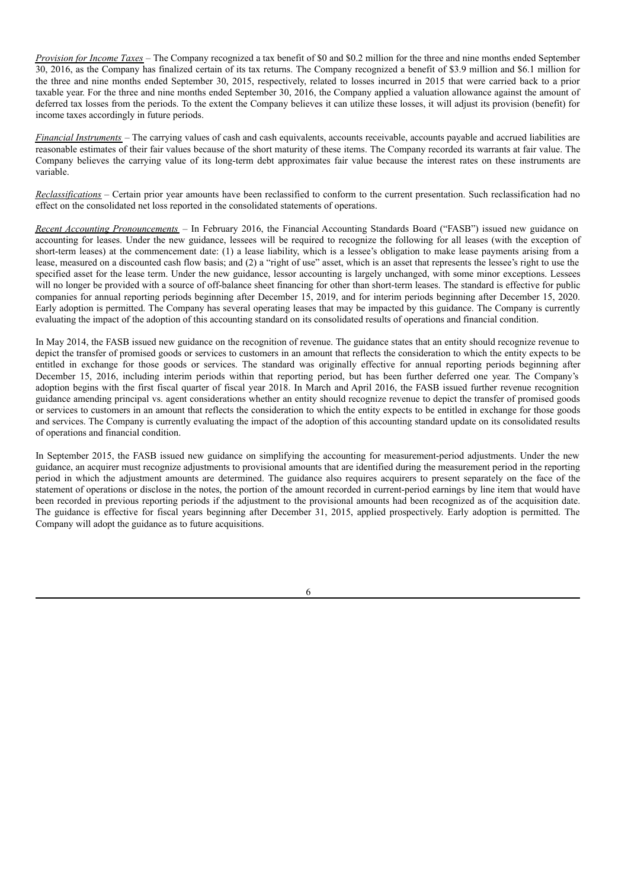*Provision for Income Taxes* – The Company recognized a tax benefit of $0 and $0.2 million for the three and nine months ended September 30, 2016, as the Company has finalized certain of its tax returns. The Company recognized a benefit of $3.9 million and $6.1 million for the three and nine months ended September 30, 2015, respectively, related to losses incurred in 2015 that were carried back to a prior taxable year. For the three and nine months ended September 30, 2016, the Company applied a valuation allowance against the amount of deferred tax losses from the periods. To the extent the Company believes it can utilize these losses, it will adjust its provision (benefit) for income taxes accordingly in future periods.

*Financial Instruments* – The carrying values of cash and cash equivalents, accounts receivable, accounts payable and accrued liabilities are reasonable estimates of their fair values because of the short maturity of these items. The Company recorded its warrants at fair value. The Company believes the carrying value of its long-term debt approximates fair value because the interest rates on these instruments are variable.

*Reclassifications* – Certain prior year amounts have been reclassified to conform to the current presentation. Such reclassification had no effect on the consolidated net loss reported in the consolidated statements of operations.

*Recent Accounting Pronouncements* – In February 2016, the Financial Accounting Standards Board ("FASB") issued new guidance on accounting for leases. Under the new guidance, lessees will be required to recognize the following for all leases (with the exception of short-term leases) at the commencement date: (1) a lease liability, which is a lessee's obligation to make lease payments arising from a lease, measured on a discounted cash flow basis; and (2) a "right of use" asset, which is an asset that represents the lessee's right to use the specified asset for the lease term. Under the new guidance, lessor accounting is largely unchanged, with some minor exceptions. Lessees will no longer be provided with a source of off-balance sheet financing for other than short-term leases. The standard is effective for public companies for annual reporting periods beginning after December 15, 2019, and for interim periods beginning after December 15, 2020. Early adoption is permitted. The Company has several operating leases that may be impacted by this guidance. The Company is currently evaluating the impact of the adoption of this accounting standard on its consolidated results of operations and financial condition.

In May 2014, the FASB issued new guidance on the recognition of revenue. The guidance states that an entity should recognize revenue to depict the transfer of promised goods or services to customers in an amount that reflects the consideration to which the entity expects to be entitled in exchange for those goods or services. The standard was originally effective for annual reporting periods beginning after December 15, 2016, including interim periods within that reporting period, but has been further deferred one year. The Company's adoption begins with the first fiscal quarter of fiscal year 2018. In March and April 2016, the FASB issued further revenue recognition guidance amending principal vs. agent considerations whether an entity should recognize revenue to depict the transfer of promised goods or services to customers in an amount that reflects the consideration to which the entity expects to be entitled in exchange for those goods and services. The Company is currently evaluating the impact of the adoption of this accounting standard update on its consolidated results of operations and financial condition.

In September 2015, the FASB issued new guidance on simplifying the accounting for measurement-period adjustments. Under the new guidance, an acquirer must recognize adjustments to provisional amounts that are identified during the measurement period in the reporting period in which the adjustment amounts are determined. The guidance also requires acquirers to present separately on the face of the statement of operations or disclose in the notes, the portion of the amount recorded in current-period earnings by line item that would have been recorded in previous reporting periods if the adjustment to the provisional amounts had been recognized as of the acquisition date. The guidance is effective for fiscal years beginning after December 31, 2015, applied prospectively. Early adoption is permitted. The Company will adopt the guidance as to future acquisitions.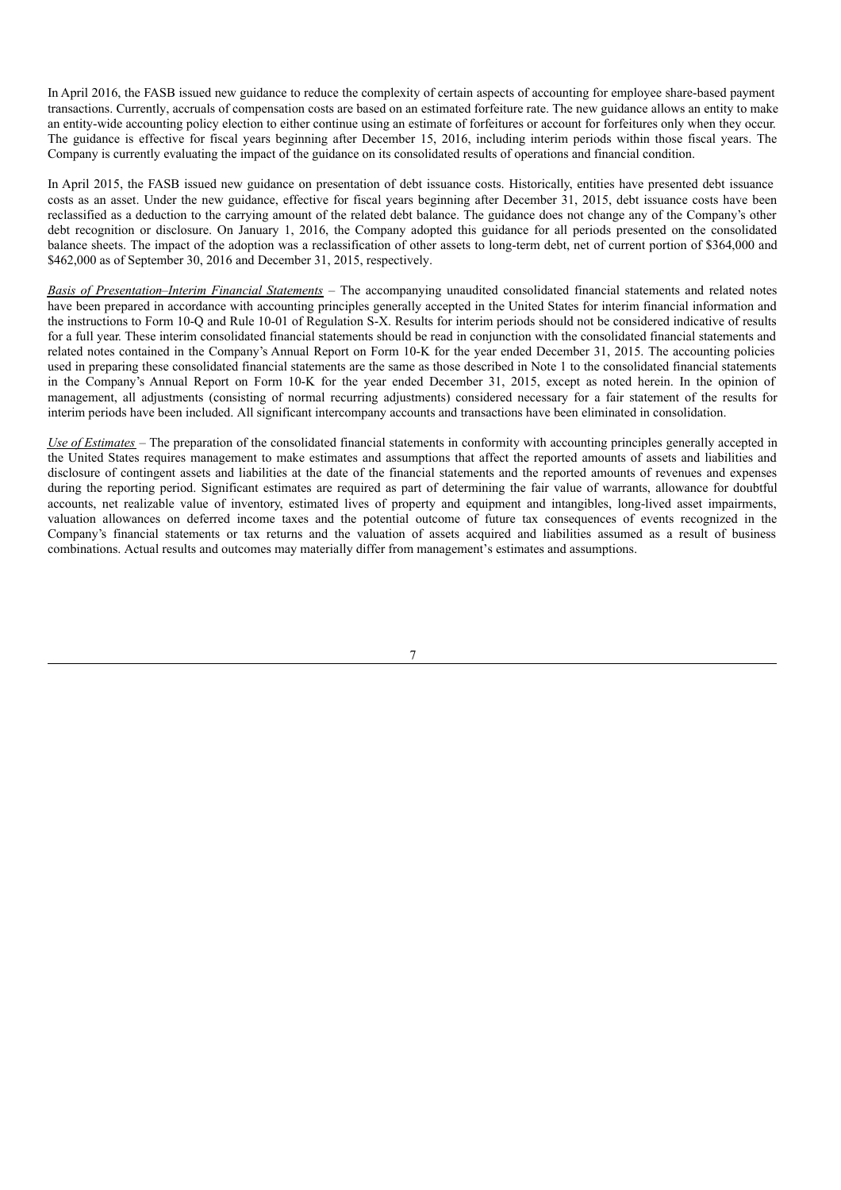In April 2016, the FASB issued new guidance to reduce the complexity of certain aspects of accounting for employee share-based payment transactions. Currently, accruals of compensation costs are based on an estimated forfeiture rate. The new guidance allows an entity to make an entity-wide accounting policy election to either continue using an estimate of forfeitures or account for forfeitures only when they occur. The guidance is effective for fiscal years beginning after December 15, 2016, including interim periods within those fiscal years. The Company is currently evaluating the impact of the guidance on its consolidated results of operations and financial condition.

In April 2015, the FASB issued new guidance on presentation of debt issuance costs. Historically, entities have presented debt issuance costs as an asset. Under the new guidance, effective for fiscal years beginning after December 31, 2015, debt issuance costs have been reclassified as a deduction to the carrying amount of the related debt balance. The guidance does not change any of the Company's other debt recognition or disclosure. On January 1, 2016, the Company adopted this guidance for all periods presented on the consolidated balance sheets. The impact of the adoption was a reclassification of other assets to long-term debt, net of current portion of $364,000 and $462,000 as of September 30, 2016 and December 31, 2015, respectively.

*Basis of Presentation–Interim Financial Statements* – The accompanying unaudited consolidated financial statements and related notes have been prepared in accordance with accounting principles generally accepted in the United States for interim financial information and the instructions to Form 10-Q and Rule 10-01 of Regulation S-X. Results for interim periods should not be considered indicative of results for a full year. These interim consolidated financial statements should be read in conjunction with the consolidated financial statements and related notes contained in the Company's Annual Report on Form 10-K for the year ended December 31, 2015. The accounting policies used in preparing these consolidated financial statements are the same as those described in Note 1 to the consolidated financial statements in the Company's Annual Report on Form 10-K for the year ended December 31, 2015, except as noted herein. In the opinion of management, all adjustments (consisting of normal recurring adjustments) considered necessary for a fair statement of the results for interim periods have been included. All significant intercompany accounts and transactions have been eliminated in consolidation.

*Use of Estimates* – The preparation of the consolidated financial statements in conformity with accounting principles generally accepted in the United States requires management to make estimates and assumptions that affect the reported amounts of assets and liabilities and disclosure of contingent assets and liabilities at the date of the financial statements and the reported amounts of revenues and expenses during the reporting period. Significant estimates are required as part of determining the fair value of warrants, allowance for doubtful accounts, net realizable value of inventory, estimated lives of property and equipment and intangibles, long-lived asset impairments, valuation allowances on deferred income taxes and the potential outcome of future tax consequences of events recognized in the Company's financial statements or tax returns and the valuation of assets acquired and liabilities assumed as a result of business combinations. Actual results and outcomes may materially differ from management's estimates and assumptions.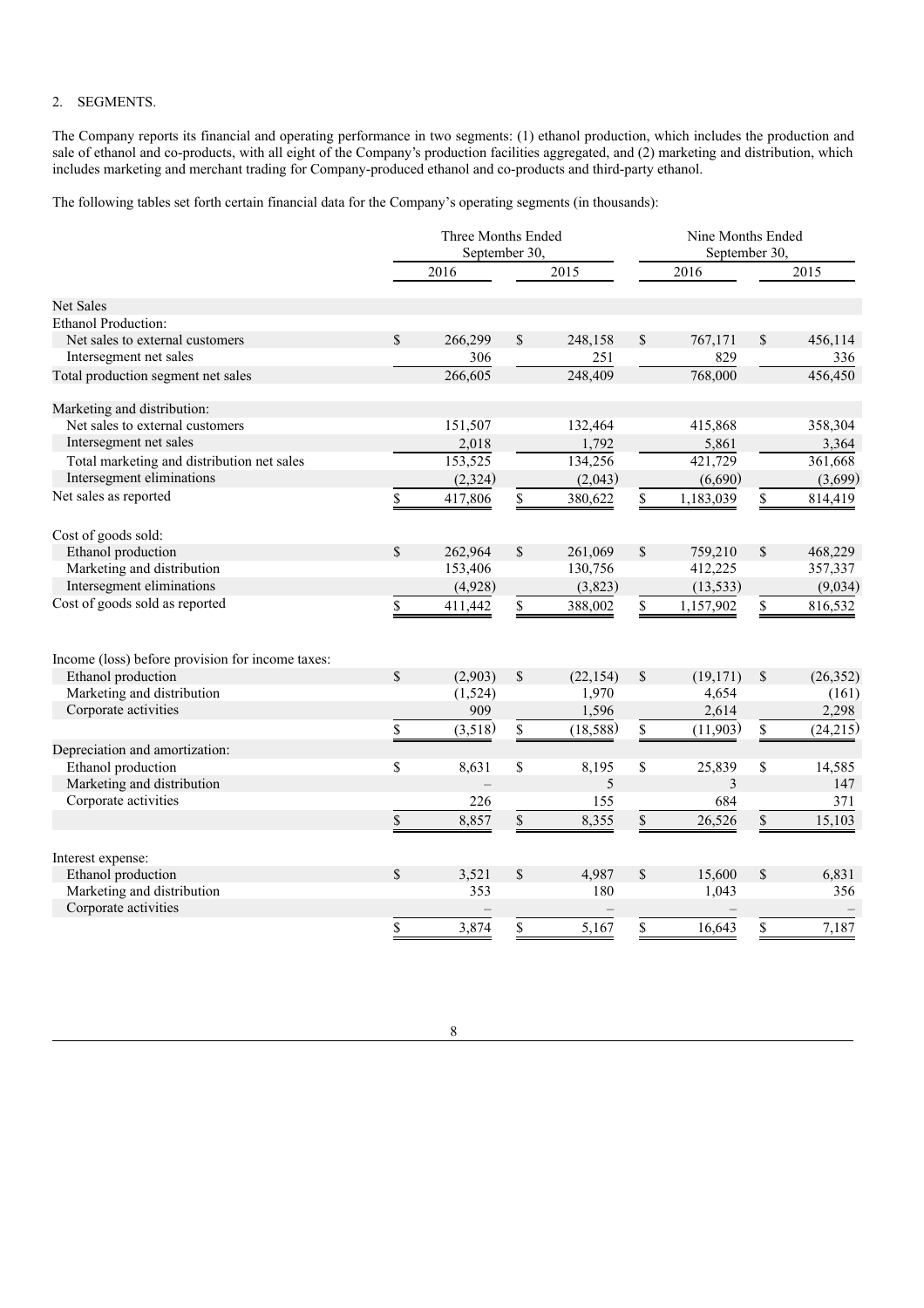2. SEGMENTS.

The Company reports its financial and operating performance in two segments: (1) ethanol production, which includes the production and sale of ethanol and co-products, with all eight of the Company's production facilities aggregated, and (2) marketing and distribution, which includes marketing and merchant trading for Company-produced ethanol and co-products and third-party ethanol.

The following tables set forth certain financial data for the Company's operating segments (in thousands):

| | Three Months Ended September 30, | | Nine Months Ended September 30, | |
|---|---|---|---|---|
| | 2016 | 2015 | 2016 | 2015 |
| **Net Sales** | | | | |
| Ethanol Production: | | | | |
| Net sales to external customers | $ 266,299 | $ 248,158 | $ 767,171 | $ 456,114 |
| Intersegment net sales | 306 | 251 | 829 | 336 |
| Total production segment net sales | 266,605 | 248,409 | 768,000 | 456,450 |
| Marketing and distribution: | | | | |
| Net sales to external customers | 151,507 | 132,464 | 415,868 | 358,304 |
| Intersegment net sales | 2,018 | 1,792 | 5,861 | 3,364 |
| Total marketing and distribution net sales | 153,525 | 134,256 | 421,729 | 361,668 |
| Intersegment eliminations | (2,324) | (2,043) | (6,690) | (3,699) |
| Net sales as reported | $ 417,806 | $ 380,622 | $ 1,183,039 | $ 814,419 |
| Cost of goods sold: | | | | |
| Ethanol production | $ 262,964 | $ 261,069 | $ 759,210 | $ 468,229 |
| Marketing and distribution | 153,406 | 130,756 | 412,225 | 357,337 |
| Intersegment eliminations | (4,928) | (3,823) | (13,533) | (9,034) |
| Cost of goods sold as reported | $ 411,442 | $ 388,002 | $ 1,157,902 | $ 816,532 |
| Income (loss) before provision for income taxes: | | | | |
| Ethanol production | $ (2,903) | $ (22,154) | $ (19,171) | $ (26,352) |
| Marketing and distribution | (1,524) | 1,970 | 4,654 | (161) |
| Corporate activities | 909 | 1,596 | 2,614 | 2,298 |
| | $ (3,518) | $ (18,588) | $ (11,903) | $ (24,215) |
| Depreciation and amortization: | | | | |
| Ethanol production | $ 8,631 | $ 8,195 | $ 25,839 | $ 14,585 |
| Marketing and distribution | – | 5 | 3 | 147 |
| Corporate activities | 226 | 155 | 684 | 371 |
| | $ 8,857 | $ 8,355 | $ 26,526 | $ 15,103 |
| Interest expense: | | | | |
| Ethanol production | $ 3,521 | $ 4,987 | $ 15,600 | $ 6,831 |
| Marketing and distribution | 353 | 180 | 1,043 | 356 |
| Corporate activities | – | – | – | – |
| | $ 3,874 | $ 5,167 | $ 16,643 | $ 7,187 |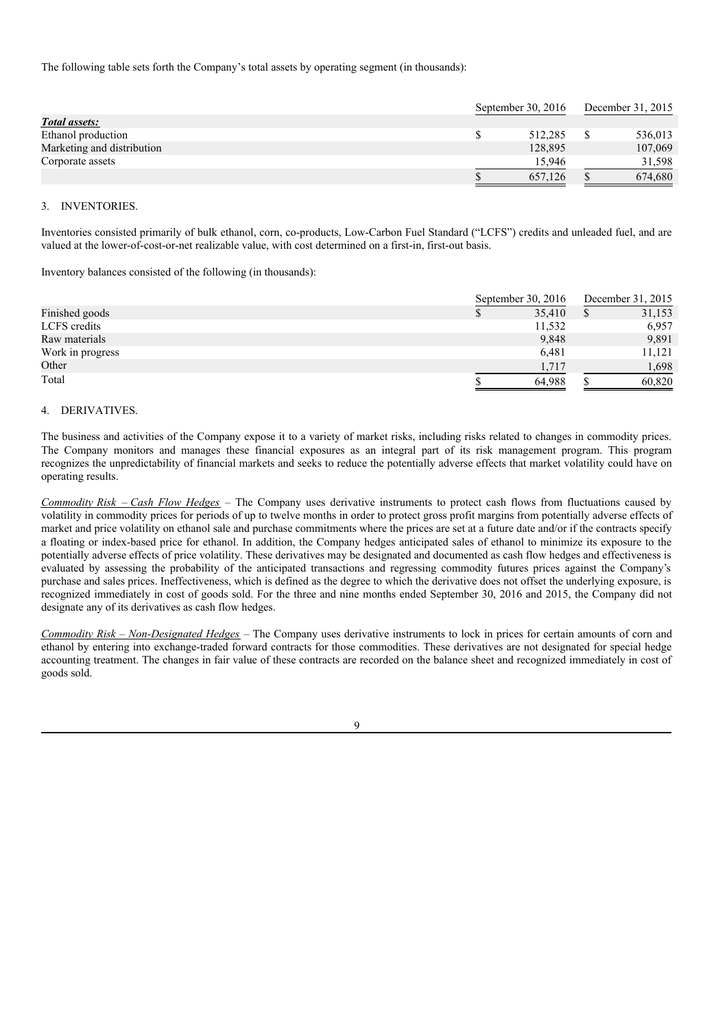The following table sets forth the Company's total assets by operating segment (in thousands):

| | September 30, 2016 | December 31, 2015 |
|---|---|---|
| ***Total assets:*** | | |
| Ethanol production | $ 512,285 | $ 536,013 |
| Marketing and distribution | 128,895 | 107,069 |
| Corporate assets | 15,946 | 31,598 |
| | $ 657,126 | $ 674,680 |

3. INVENTORIES.

Inventories consisted primarily of bulk ethanol, corn, co-products, Low-Carbon Fuel Standard ("LCFS") credits and unleaded fuel, and are valued at the lower-of-cost-or-net realizable value, with cost determined on a first-in, first-out basis.

Inventory balances consisted of the following (in thousands):

| | September 30, 2016 | December 31, 2015 |
|---|---|---|
| Finished goods | $ 35,410 | $ 31,153 |
| LCFS credits | 11,532 | 6,957 |
| Raw materials | 9,848 | 9,891 |
| Work in progress | 6,481 | 11,121 |
| Other | 1,717 | 1,698 |
| Total | $ 64,988 | $ 60,820 |

4. DERIVATIVES.

The business and activities of the Company expose it to a variety of market risks, including risks related to changes in commodity prices. The Company monitors and manages these financial exposures as an integral part of its risk management program. This program recognizes the unpredictability of financial markets and seeks to reduce the potentially adverse effects that market volatility could have on operating results.

*Commodity Risk – Cash Flow Hedges* – The Company uses derivative instruments to protect cash flows from fluctuations caused by volatility in commodity prices for periods of up to twelve months in order to protect gross profit margins from potentially adverse effects of market and price volatility on ethanol sale and purchase commitments where the prices are set at a future date and/or if the contracts specify a floating or index-based price for ethanol. In addition, the Company hedges anticipated sales of ethanol to minimize its exposure to the potentially adverse effects of price volatility. These derivatives may be designated and documented as cash flow hedges and effectiveness is evaluated by assessing the probability of the anticipated transactions and regressing commodity futures prices against the Company's purchase and sales prices. Ineffectiveness, which is defined as the degree to which the derivative does not offset the underlying exposure, is recognized immediately in cost of goods sold. For the three and nine months ended September 30, 2016 and 2015, the Company did not designate any of its derivatives as cash flow hedges.

*Commodity Risk – Non-Designated Hedges* – The Company uses derivative instruments to lock in prices for certain amounts of corn and ethanol by entering into exchange-traded forward contracts for those commodities. These derivatives are not designated for special hedge accounting treatment. The changes in fair value of these contracts are recorded on the balance sheet and recognized immediately in cost of goods sold.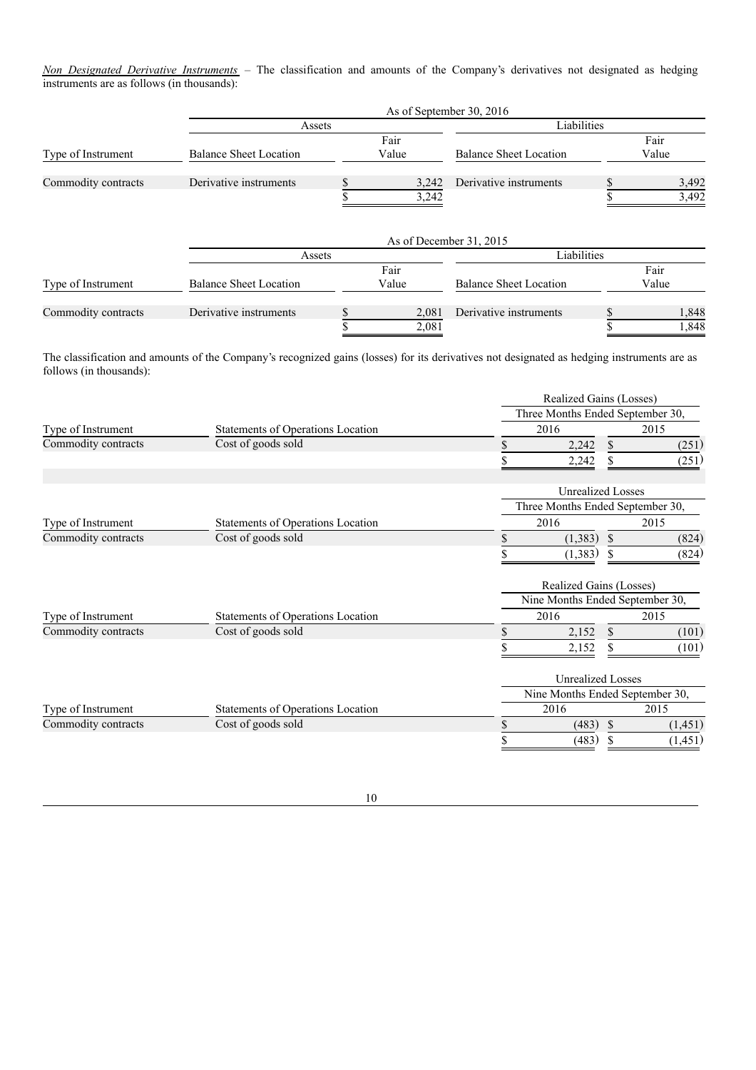*Non Designated Derivative Instruments* – The classification and amounts of the Company's derivatives not designated as hedging instruments are as follows (in thousands):

| | As of September 30, 2016 | | | |
|---|---|---|---|---|
| | Assets | | Liabilities | |
| Type of Instrument | Balance Sheet Location | Fair Value | Balance Sheet Location | Fair Value |
| Commodity contracts | Derivative instruments | $ 3,242 | Derivative instruments | $ 3,492 |
| | | $ 3,242 | | $ 3,492 |

| | As of December 31, 2015 | | | |
|---|---|---|---|---|
| | Assets | | Liabilities | |
| Type of Instrument | Balance Sheet Location | Fair Value | Balance Sheet Location | Fair Value |
| Commodity contracts | Derivative instruments | $ 2,081 | Derivative instruments | $ 1,848 |
| | | $ 2,081 | | $ 1,848 |

The classification and amounts of the Company's recognized gains (losses) for its derivatives not designated as hedging instruments are as follows (in thousands):

| | | Realized Gains (Losses) | |
|---|---|---|---|
| | | Three Months Ended September 30, | |
| Type of Instrument | Statements of Operations Location | 2016 | 2015 |
| Commodity contracts | Cost of goods sold | $ 2,242 | $ (251) |
| | | $ 2,242 | $ (251) |

| | | Unrealized Losses | |
|---|---|---|---|
| | | Three Months Ended September 30, | |
| Type of Instrument | Statements of Operations Location | 2016 | 2015 |
| Commodity contracts | Cost of goods sold | $ (1,383) | $ (824) |
| | | $ (1,383) | $ (824) |

| | | Realized Gains (Losses) | |
|---|---|---|---|
| | | Nine Months Ended September 30, | |
| Type of Instrument | Statements of Operations Location | 2016 | 2015 |
| Commodity contracts | Cost of goods sold | $ 2,152 | $ (101) |
| | | $ 2,152 | $ (101) |

| | | Unrealized Losses | |
|---|---|---|---|
| | | Nine Months Ended September 30, | |
| Type of Instrument | Statements of Operations Location | 2016 | 2015 |
| Commodity contracts | Cost of goods sold | $ (483) | $ (1,451) |
| | | $ (483) | $ (1,451) |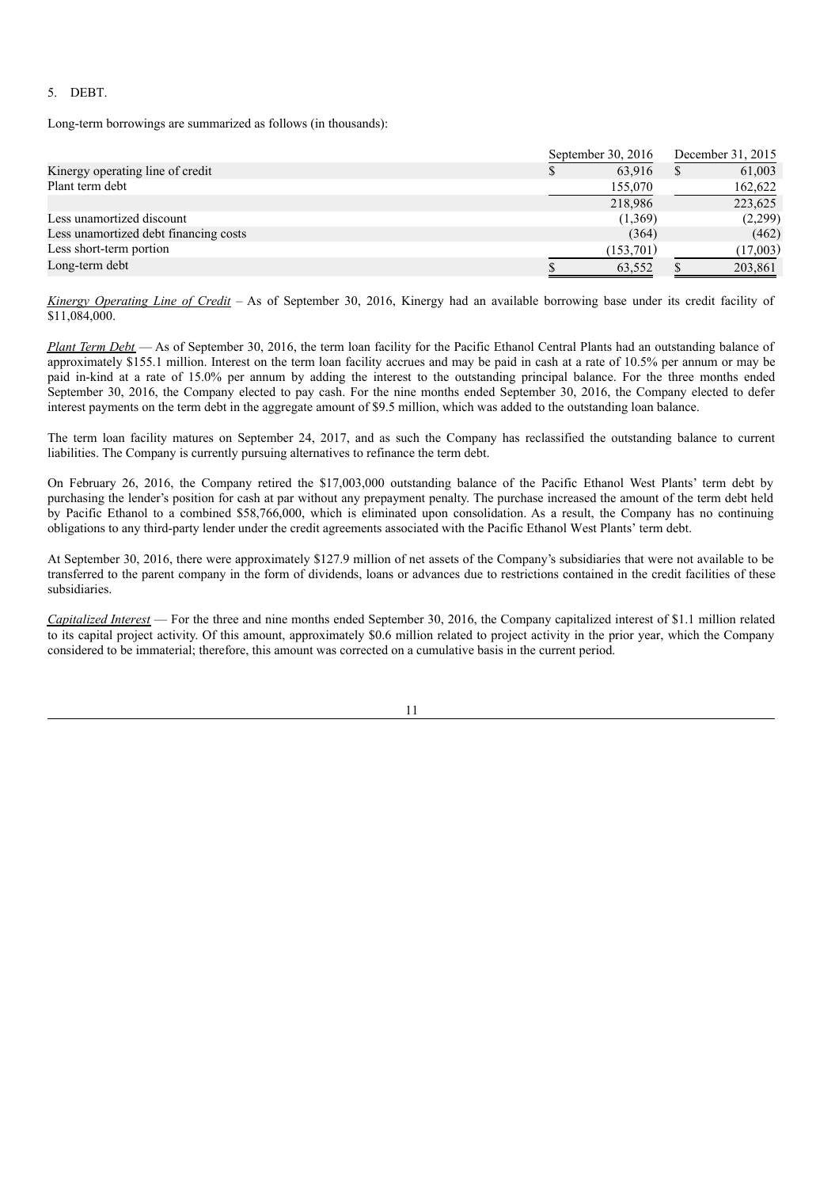5. DEBT.

Long-term borrowings are summarized as follows (in thousands):

| | September 30, 2016 | December 31, 2015 |
|---|---|---|
| Kinergy operating line of credit | $ 63,916 | $ 61,003 |
| Plant term debt | 155,070 | 162,622 |
| | 218,986 | 223,625 |
| Less unamortized discount | (1,369) | (2,299) |
| Less unamortized debt financing costs | (364) | (462) |
| Less short-term portion | (153,701) | (17,003) |
| Long-term debt | $ 63,552 | $ 203,861 |

*Kinergy Operating Line of Credit* – As of September 30, 2016, Kinergy had an available borrowing base under its credit facility of $11,084,000.

*Plant Term Debt* — As of September 30, 2016, the term loan facility for the Pacific Ethanol Central Plants had an outstanding balance of approximately $155.1 million. Interest on the term loan facility accrues and may be paid in cash at a rate of 10.5% per annum or may be paid in-kind at a rate of 15.0% per annum by adding the interest to the outstanding principal balance. For the three months ended September 30, 2016, the Company elected to pay cash. For the nine months ended September 30, 2016, the Company elected to defer interest payments on the term debt in the aggregate amount of $9.5 million, which was added to the outstanding loan balance.

The term loan facility matures on September 24, 2017, and as such the Company has reclassified the outstanding balance to current liabilities. The Company is currently pursuing alternatives to refinance the term debt.

On February 26, 2016, the Company retired the $17,003,000 outstanding balance of the Pacific Ethanol West Plants' term debt by purchasing the lender's position for cash at par without any prepayment penalty. The purchase increased the amount of the term debt held by Pacific Ethanol to a combined $58,766,000, which is eliminated upon consolidation. As a result, the Company has no continuing obligations to any third-party lender under the credit agreements associated with the Pacific Ethanol West Plants' term debt.

At September 30, 2016, there were approximately $127.9 million of net assets of the Company's subsidiaries that were not available to be transferred to the parent company in the form of dividends, loans or advances due to restrictions contained in the credit facilities of these subsidiaries.

*Capitalized Interest* — For the three and nine months ended September 30, 2016, the Company capitalized interest of $1.1 million related to its capital project activity. Of this amount, approximately $0.6 million related to project activity in the prior year, which the Company considered to be immaterial; therefore, this amount was corrected on a cumulative basis in the current period.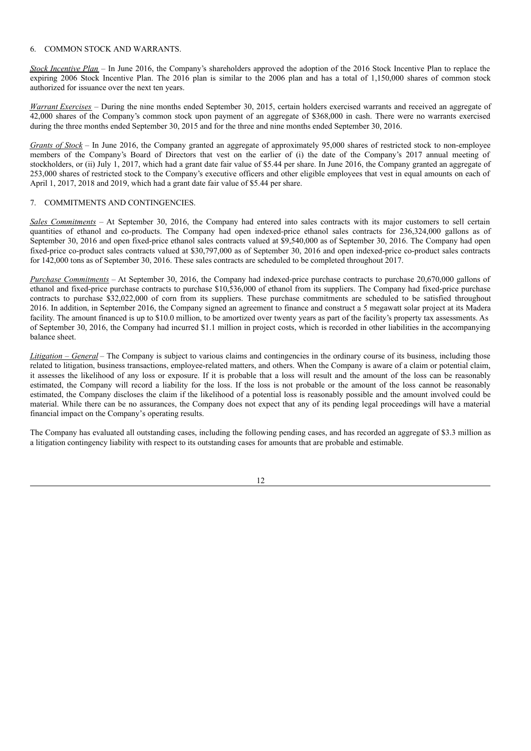6. COMMON STOCK AND WARRANTS.

*Stock Incentive Plan* – In June 2016, the Company's shareholders approved the adoption of the 2016 Stock Incentive Plan to replace the expiring 2006 Stock Incentive Plan. The 2016 plan is similar to the 2006 plan and has a total of 1,150,000 shares of common stock authorized for issuance over the next ten years.

*Warrant Exercises* – During the nine months ended September 30, 2015, certain holders exercised warrants and received an aggregate of 42,000 shares of the Company's common stock upon payment of an aggregate of $368,000 in cash. There were no warrants exercised during the three months ended September 30, 2015 and for the three and nine months ended September 30, 2016.

*Grants of Stock* – In June 2016, the Company granted an aggregate of approximately 95,000 shares of restricted stock to non-employee members of the Company's Board of Directors that vest on the earlier of (i) the date of the Company's 2017 annual meeting of stockholders, or (ii) July 1, 2017, which had a grant date fair value of $5.44 per share. In June 2016, the Company granted an aggregate of 253,000 shares of restricted stock to the Company's executive officers and other eligible employees that vest in equal amounts on each of April 1, 2017, 2018 and 2019, which had a grant date fair value of $5.44 per share.

7. COMMITMENTS AND CONTINGENCIES.

*Sales Commitments* – At September 30, 2016, the Company had entered into sales contracts with its major customers to sell certain quantities of ethanol and co-products. The Company had open indexed-price ethanol sales contracts for 236,324,000 gallons as of September 30, 2016 and open fixed-price ethanol sales contracts valued at $9,540,000 as of September 30, 2016. The Company had open fixed-price co-product sales contracts valued at $30,797,000 as of September 30, 2016 and open indexed-price co-product sales contracts for 142,000 tons as of September 30, 2016. These sales contracts are scheduled to be completed throughout 2017.

*Purchase Commitments* – At September 30, 2016, the Company had indexed-price purchase contracts to purchase 20,670,000 gallons of ethanol and fixed-price purchase contracts to purchase $10,536,000 of ethanol from its suppliers. The Company had fixed-price purchase contracts to purchase $32,022,000 of corn from its suppliers. These purchase commitments are scheduled to be satisfied throughout 2016. In addition, in September 2016, the Company signed an agreement to finance and construct a 5 megawatt solar project at its Madera facility. The amount financed is up to $10.0 million, to be amortized over twenty years as part of the facility's property tax assessments. As of September 30, 2016, the Company had incurred $1.1 million in project costs, which is recorded in other liabilities in the accompanying balance sheet.

*Litigation – General* – The Company is subject to various claims and contingencies in the ordinary course of its business, including those related to litigation, business transactions, employee-related matters, and others. When the Company is aware of a claim or potential claim, it assesses the likelihood of any loss or exposure. If it is probable that a loss will result and the amount of the loss can be reasonably estimated, the Company will record a liability for the loss. If the loss is not probable or the amount of the loss cannot be reasonably estimated, the Company discloses the claim if the likelihood of a potential loss is reasonably possible and the amount involved could be material. While there can be no assurances, the Company does not expect that any of its pending legal proceedings will have a material financial impact on the Company's operating results.

The Company has evaluated all outstanding cases, including the following pending cases, and has recorded an aggregate of $3.3 million as a litigation contingency liability with respect to its outstanding cases for amounts that are probable and estimable.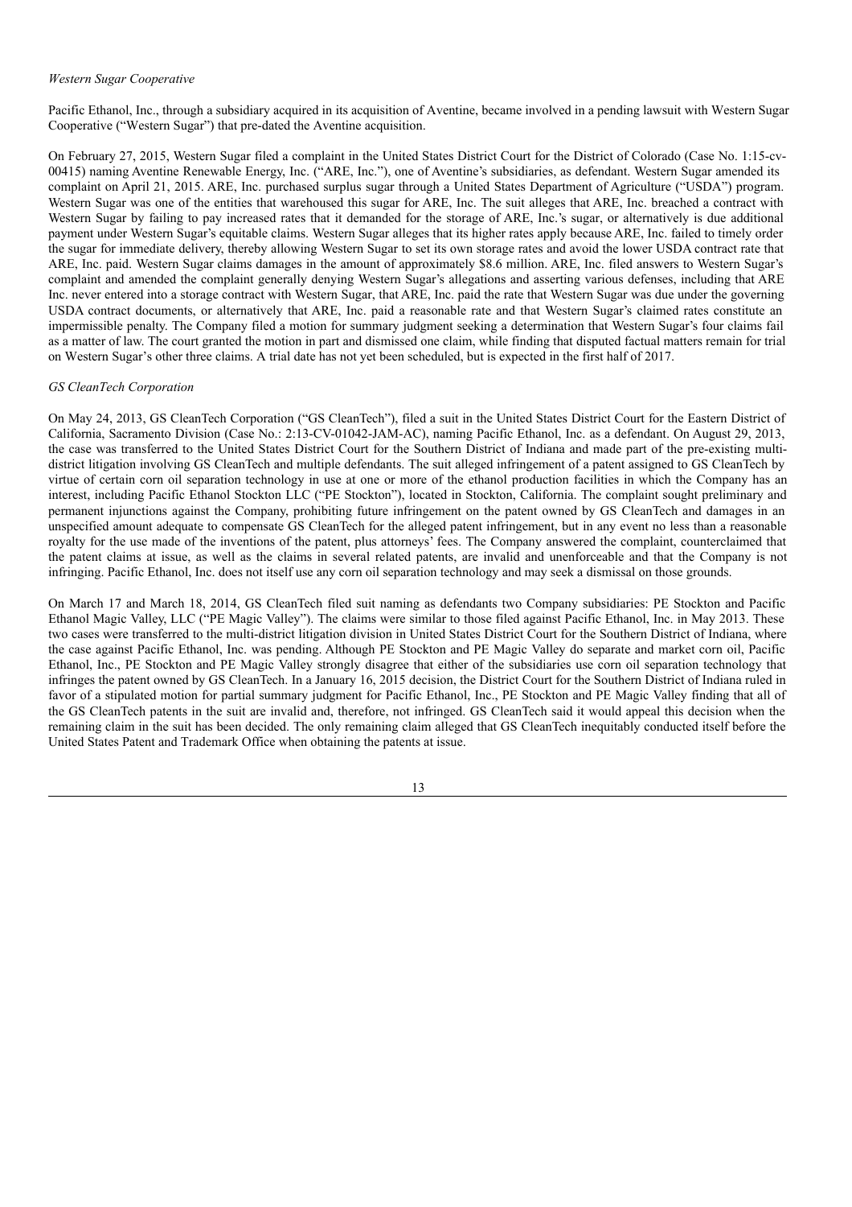*Western Sugar Cooperative*

Pacific Ethanol, Inc., through a subsidiary acquired in its acquisition of Aventine, became involved in a pending lawsuit with Western Sugar Cooperative ("Western Sugar") that pre-dated the Aventine acquisition.

On February 27, 2015, Western Sugar filed a complaint in the United States District Court for the District of Colorado (Case No. 1:15-cv-00415) naming Aventine Renewable Energy, Inc. ("ARE, Inc."), one of Aventine's subsidiaries, as defendant. Western Sugar amended its complaint on April 21, 2015. ARE, Inc. purchased surplus sugar through a United States Department of Agriculture ("USDA") program. Western Sugar was one of the entities that warehoused this sugar for ARE, Inc. The suit alleges that ARE, Inc. breached a contract with Western Sugar by failing to pay increased rates that it demanded for the storage of ARE, Inc.'s sugar, or alternatively is due additional payment under Western Sugar's equitable claims. Western Sugar alleges that its higher rates apply because ARE, Inc. failed to timely order the sugar for immediate delivery, thereby allowing Western Sugar to set its own storage rates and avoid the lower USDA contract rate that ARE, Inc. paid. Western Sugar claims damages in the amount of approximately $8.6 million. ARE, Inc. filed answers to Western Sugar's complaint and amended the complaint generally denying Western Sugar's allegations and asserting various defenses, including that ARE Inc. never entered into a storage contract with Western Sugar, that ARE, Inc. paid the rate that Western Sugar was due under the governing USDA contract documents, or alternatively that ARE, Inc. paid a reasonable rate and that Western Sugar's claimed rates constitute an impermissible penalty. The Company filed a motion for summary judgment seeking a determination that Western Sugar's four claims fail as a matter of law. The court granted the motion in part and dismissed one claim, while finding that disputed factual matters remain for trial on Western Sugar's other three claims. A trial date has not yet been scheduled, but is expected in the first half of 2017.

*GS CleanTech Corporation*

On May 24, 2013, GS CleanTech Corporation ("GS CleanTech"), filed a suit in the United States District Court for the Eastern District of California, Sacramento Division (Case No.: 2:13-CV-01042-JAM-AC), naming Pacific Ethanol, Inc. as a defendant. On August 29, 2013, the case was transferred to the United States District Court for the Southern District of Indiana and made part of the pre-existing multi-district litigation involving GS CleanTech and multiple defendants. The suit alleged infringement of a patent assigned to GS CleanTech by virtue of certain corn oil separation technology in use at one or more of the ethanol production facilities in which the Company has an interest, including Pacific Ethanol Stockton LLC ("PE Stockton"), located in Stockton, California. The complaint sought preliminary and permanent injunctions against the Company, prohibiting future infringement on the patent owned by GS CleanTech and damages in an unspecified amount adequate to compensate GS CleanTech for the alleged patent infringement, but in any event no less than a reasonable royalty for the use made of the inventions of the patent, plus attorneys' fees. The Company answered the complaint, counterclaimed that the patent claims at issue, as well as the claims in several related patents, are invalid and unenforceable and that the Company is not infringing. Pacific Ethanol, Inc. does not itself use any corn oil separation technology and may seek a dismissal on those grounds.

On March 17 and March 18, 2014, GS CleanTech filed suit naming as defendants two Company subsidiaries: PE Stockton and Pacific Ethanol Magic Valley, LLC ("PE Magic Valley"). The claims were similar to those filed against Pacific Ethanol, Inc. in May 2013. These two cases were transferred to the multi-district litigation division in United States District Court for the Southern District of Indiana, where the case against Pacific Ethanol, Inc. was pending. Although PE Stockton and PE Magic Valley do separate and market corn oil, Pacific Ethanol, Inc., PE Stockton and PE Magic Valley strongly disagree that either of the subsidiaries use corn oil separation technology that infringes the patent owned by GS CleanTech. In a January 16, 2015 decision, the District Court for the Southern District of Indiana ruled in favor of a stipulated motion for partial summary judgment for Pacific Ethanol, Inc., PE Stockton and PE Magic Valley finding that all of the GS CleanTech patents in the suit are invalid and, therefore, not infringed. GS CleanTech said it would appeal this decision when the remaining claim in the suit has been decided. The only remaining claim alleged that GS CleanTech inequitably conducted itself before the United States Patent and Trademark Office when obtaining the patents at issue.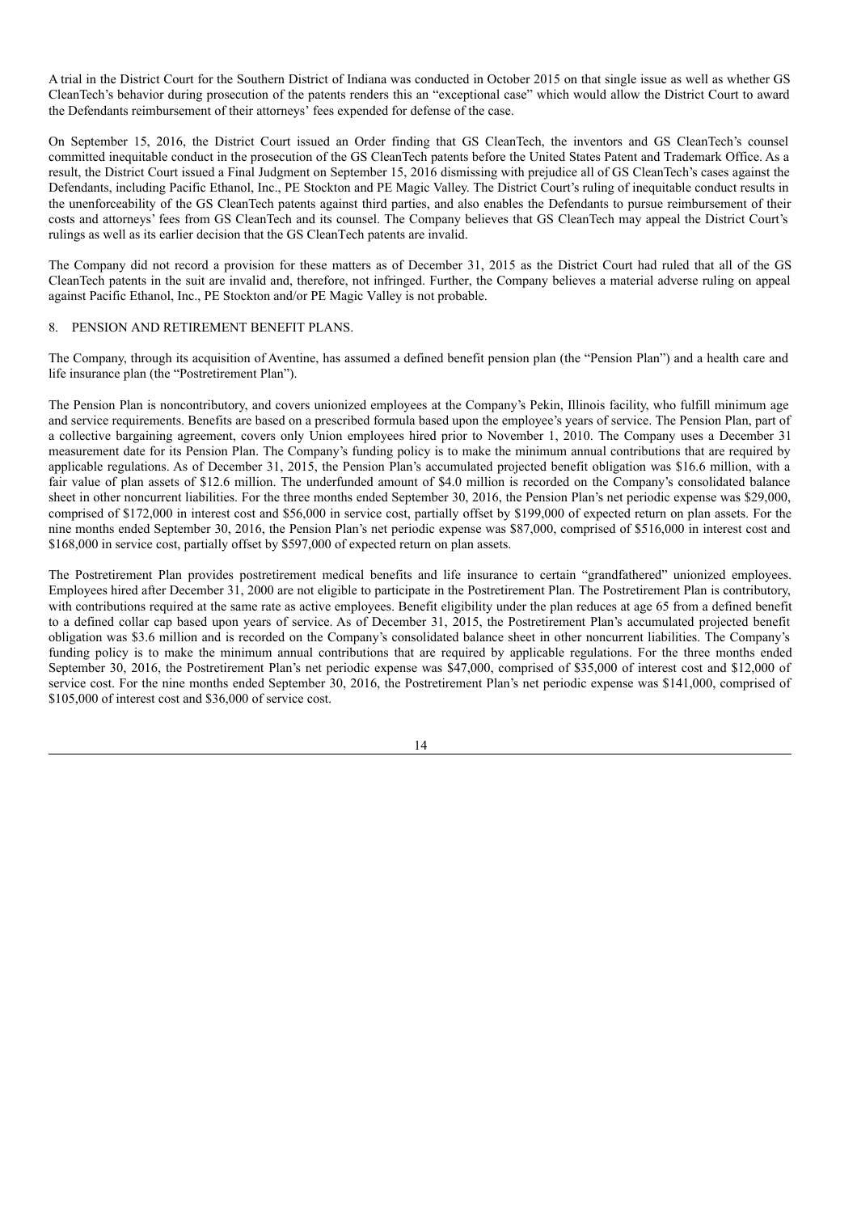A trial in the District Court for the Southern District of Indiana was conducted in October 2015 on that single issue as well as whether GS CleanTech's behavior during prosecution of the patents renders this an "exceptional case" which would allow the District Court to award the Defendants reimbursement of their attorneys' fees expended for defense of the case.

On September 15, 2016, the District Court issued an Order finding that GS CleanTech, the inventors and GS CleanTech's counsel committed inequitable conduct in the prosecution of the GS CleanTech patents before the United States Patent and Trademark Office. As a result, the District Court issued a Final Judgment on September 15, 2016 dismissing with prejudice all of GS CleanTech's cases against the Defendants, including Pacific Ethanol, Inc., PE Stockton and PE Magic Valley. The District Court's ruling of inequitable conduct results in the unenforceability of the GS CleanTech patents against third parties, and also enables the Defendants to pursue reimbursement of their costs and attorneys' fees from GS CleanTech and its counsel. The Company believes that GS CleanTech may appeal the District Court's rulings as well as its earlier decision that the GS CleanTech patents are invalid.

The Company did not record a provision for these matters as of December 31, 2015 as the District Court had ruled that all of the GS CleanTech patents in the suit are invalid and, therefore, not infringed. Further, the Company believes a material adverse ruling on appeal against Pacific Ethanol, Inc., PE Stockton and/or PE Magic Valley is not probable.

## 8. PENSION AND RETIREMENT BENEFIT PLANS.

The Company, through its acquisition of Aventine, has assumed a defined benefit pension plan (the "Pension Plan") and a health care and life insurance plan (the "Postretirement Plan").

The Pension Plan is noncontributory, and covers unionized employees at the Company's Pekin, Illinois facility, who fulfill minimum age and service requirements. Benefits are based on a prescribed formula based upon the employee's years of service. The Pension Plan, part of a collective bargaining agreement, covers only Union employees hired prior to November 1, 2010. The Company uses a December 31 measurement date for its Pension Plan. The Company's funding policy is to make the minimum annual contributions that are required by applicable regulations. As of December 31, 2015, the Pension Plan's accumulated projected benefit obligation was $16.6 million, with a fair value of plan assets of $12.6 million. The underfunded amount of $4.0 million is recorded on the Company's consolidated balance sheet in other noncurrent liabilities. For the three months ended September 30, 2016, the Pension Plan's net periodic expense was $29,000, comprised of $172,000 in interest cost and $56,000 in service cost, partially offset by $199,000 of expected return on plan assets. For the nine months ended September 30, 2016, the Pension Plan's net periodic expense was $87,000, comprised of $516,000 in interest cost and $168,000 in service cost, partially offset by $597,000 of expected return on plan assets.

The Postretirement Plan provides postretirement medical benefits and life insurance to certain "grandfathered" unionized employees. Employees hired after December 31, 2000 are not eligible to participate in the Postretirement Plan. The Postretirement Plan is contributory, with contributions required at the same rate as active employees. Benefit eligibility under the plan reduces at age 65 from a defined benefit to a defined collar cap based upon years of service. As of December 31, 2015, the Postretirement Plan's accumulated projected benefit obligation was $3.6 million and is recorded on the Company's consolidated balance sheet in other noncurrent liabilities. The Company's funding policy is to make the minimum annual contributions that are required by applicable regulations. For the three months ended September 30, 2016, the Postretirement Plan's net periodic expense was $47,000, comprised of $35,000 of interest cost and $12,000 of service cost. For the nine months ended September 30, 2016, the Postretirement Plan's net periodic expense was $141,000, comprised of $105,000 of interest cost and $36,000 of service cost.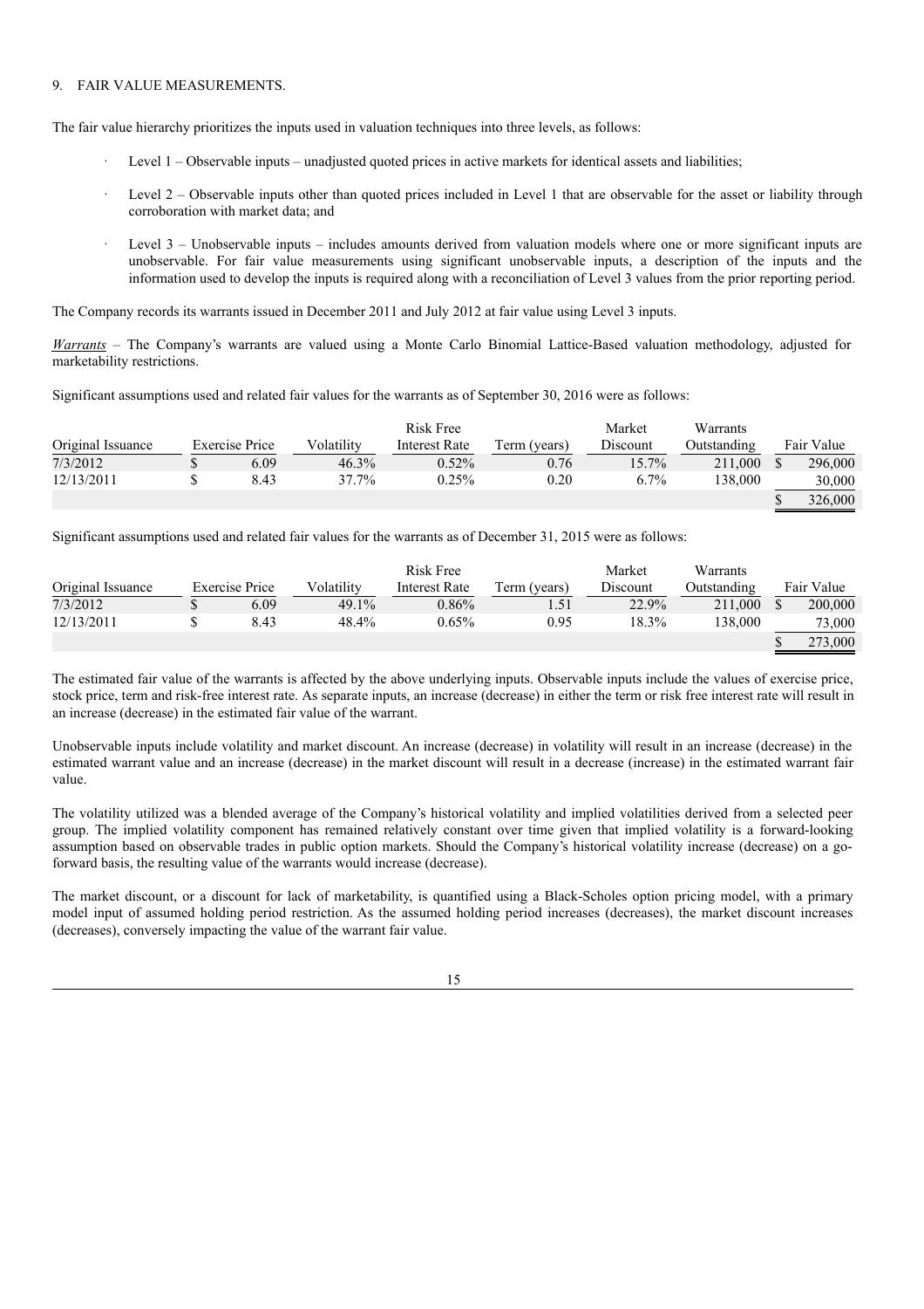9. FAIR VALUE MEASUREMENTS.

The fair value hierarchy prioritizes the inputs used in valuation techniques into three levels, as follows:

- Level 1 – Observable inputs – unadjusted quoted prices in active markets for identical assets and liabilities;
- Level 2 – Observable inputs other than quoted prices included in Level 1 that are observable for the asset or liability through corroboration with market data; and
- Level 3 – Unobservable inputs – includes amounts derived from valuation models where one or more significant inputs are unobservable. For fair value measurements using significant unobservable inputs, a description of the inputs and the information used to develop the inputs is required along with a reconciliation of Level 3 values from the prior reporting period.

The Company records its warrants issued in December 2011 and July 2012 at fair value using Level 3 inputs.

*Warrants* – The Company's warrants are valued using a Monte Carlo Binomial Lattice-Based valuation methodology, adjusted for marketability restrictions.

Significant assumptions used and related fair values for the warrants as of September 30, 2016 were as follows:

| Original Issuance | Exercise Price | Volatility | Risk Free Interest Rate | Term (years) | Market Discount | Warrants Outstanding | Fair Value |
|---|---|---|---|---|---|---|---|
| 7/3/2012 | $ 6.09 | 46.3% | 0.52% | 0.76 | 15.7% | 211,000 | $ 296,000 |
| 12/13/2011 | $ 8.43 | 37.7% | 0.25% | 0.20 | 6.7% | 138,000 | 30,000 |
| | | | | | | | $ 326,000 |

Significant assumptions used and related fair values for the warrants as of December 31, 2015 were as follows:

| Original Issuance | Exercise Price | Volatility | Risk Free Interest Rate | Term (years) | Market Discount | Warrants Outstanding | Fair Value |
|---|---|---|---|---|---|---|---|
| 7/3/2012 | $ 6.09 | 49.1% | 0.86% | 1.51 | 22.9% | 211,000 | $ 200,000 |
| 12/13/2011 | $ 8.43 | 48.4% | 0.65% | 0.95 | 18.3% | 138,000 | 73,000 |
| | | | | | | | $ 273,000 |

The estimated fair value of the warrants is affected by the above underlying inputs. Observable inputs include the values of exercise price, stock price, term and risk-free interest rate. As separate inputs, an increase (decrease) in either the term or risk free interest rate will result in an increase (decrease) in the estimated fair value of the warrant.

Unobservable inputs include volatility and market discount. An increase (decrease) in volatility will result in an increase (decrease) in the estimated warrant value and an increase (decrease) in the market discount will result in a decrease (increase) in the estimated warrant fair value.

The volatility utilized was a blended average of the Company's historical volatility and implied volatilities derived from a selected peer group. The implied volatility component has remained relatively constant over time given that implied volatility is a forward-looking assumption based on observable trades in public option markets. Should the Company's historical volatility increase (decrease) on a go-forward basis, the resulting value of the warrants would increase (decrease).

The market discount, or a discount for lack of marketability, is quantified using a Black-Scholes option pricing model, with a primary model input of assumed holding period restriction. As the assumed holding period increases (decreases), the market discount increases (decreases), conversely impacting the value of the warrant fair value.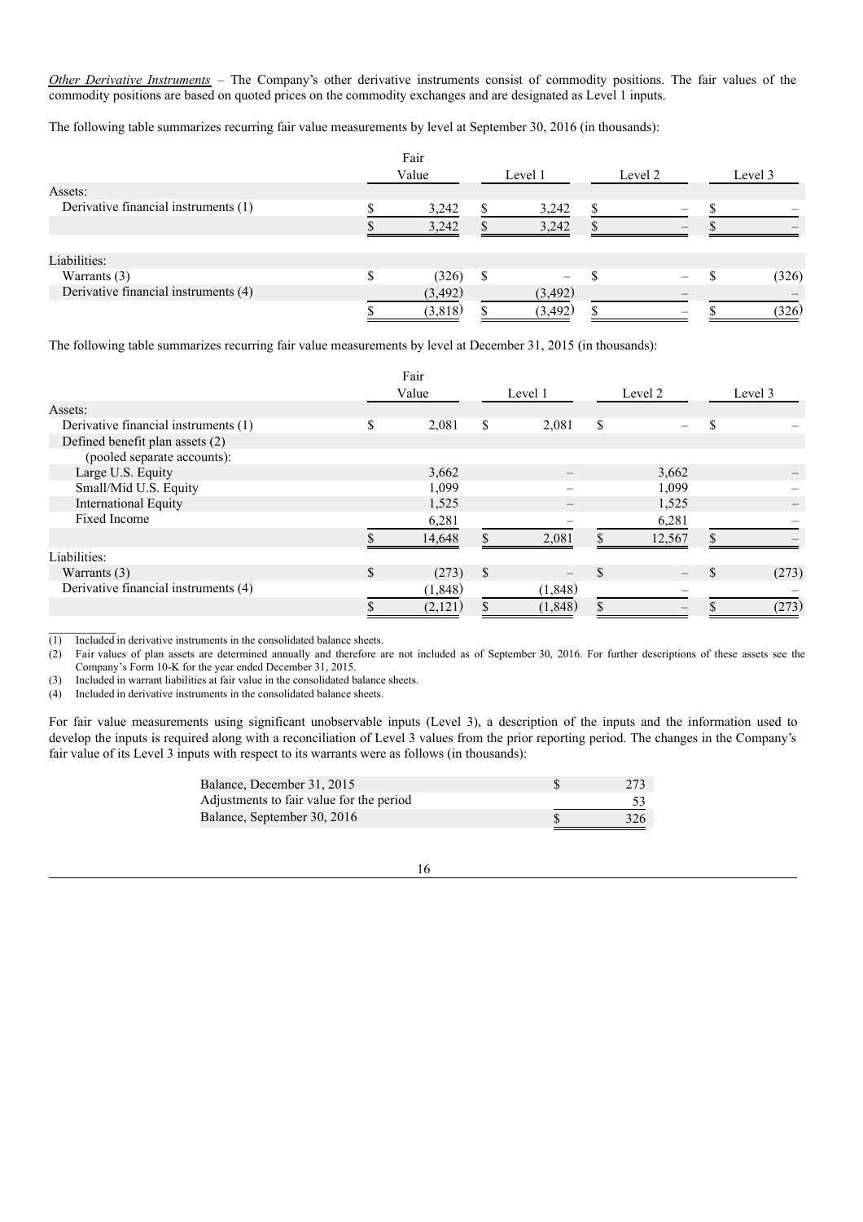*Other Derivative Instruments* – The Company's other derivative instruments consist of commodity positions. The fair values of the commodity positions are based on quoted prices on the commodity exchanges and are designated as Level 1 inputs.

The following table summarizes recurring fair value measurements by level at September 30, 2016 (in thousands):

| | Fair Value | Level 1 | Level 2 | Level 3 |
|---|---|---|---|---|
| Assets: | | | | |
| Derivative financial instruments (1) | $ 3,242 | $ 3,242 | $ – | $ – |
| | $ 3,242 | $ 3,242 | $ – | $ – |
| Liabilities: | | | | |
| Warrants (3) | $ (326) | $ – | $ – | $ (326) |
| Derivative financial instruments (4) | (3,492) | (3,492) | – | – |
| | $ (3,818) | $ (3,492) | $ – | $ (326) |

The following table summarizes recurring fair value measurements by level at December 31, 2015 (in thousands):

| | Fair Value | Level 1 | Level 2 | Level 3 |
|---|---|---|---|---|
| Assets: | | | | |
| Derivative financial instruments (1) | $ 2,081 | $ 2,081 | $ – | $ – |
| Defined benefit plan assets (2) (pooled separate accounts): | | | | |
| Large U.S. Equity | 3,662 | – | 3,662 | – |
| Small/Mid U.S. Equity | 1,099 | – | 1,099 | – |
| International Equity | 1,525 | – | 1,525 | – |
| Fixed Income | 6,281 | – | 6,281 | – |
| | $ 14,648 | $ 2,081 | $ 12,567 | $ – |
| Liabilities: | | | | |
| Warrants (3) | $ (273) | $ – | $ – | $ (273) |
| Derivative financial instruments (4) | (1,848) | (1,848) | – | – |
| | $ (2,121) | $ (1,848) | $ – | $ (273) |

(1) Included in derivative instruments in the consolidated balance sheets.
(2) Fair values of plan assets are determined annually and therefore are not included as of September 30, 2016. For further descriptions of these assets see the Company's Form 10-K for the year ended December 31, 2015.
(3) Included in warrant liabilities at fair value in the consolidated balance sheets.
(4) Included in derivative instruments in the consolidated balance sheets.

For fair value measurements using significant unobservable inputs (Level 3), a description of the inputs and the information used to develop the inputs is required along with a reconciliation of Level 3 values from the prior reporting period. The changes in the Company's fair value of its Level 3 inputs with respect to its warrants were as follows (in thousands):

| | |
|---|---|
| Balance, December 31, 2015 | $ 273 |
| Adjustments to fair value for the period | 53 |
| Balance, September 30, 2016 | $ 326 |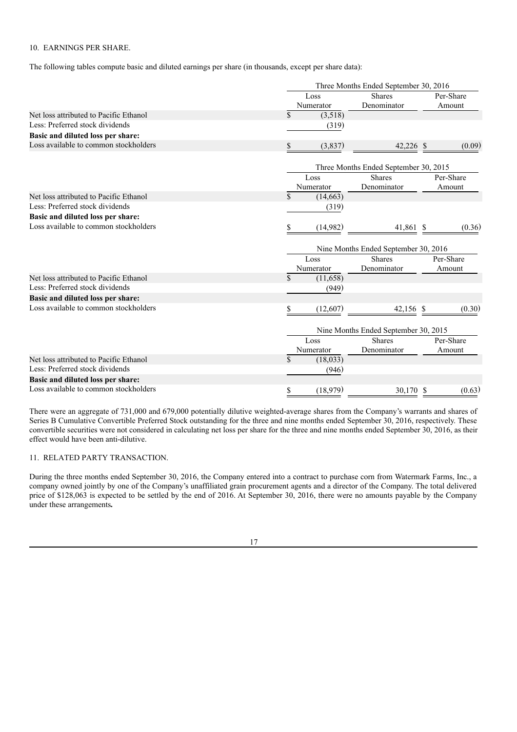## 10. EARNINGS PER SHARE.

The following tables compute basic and diluted earnings per share (in thousands, except per share data):

| | Three Months Ended September 30, 2016 | | |
|---|---|---|---|
| | Loss Numerator | Shares Denominator | Per-Share Amount |
| Net loss attributed to Pacific Ethanol | $ (3,518) | | |
| Less: Preferred stock dividends | (319) | | |
| **Basic and diluted loss per share:** | | | |
| Loss available to common stockholders | $ (3,837) | 42,226 | $ (0.09) |

| | Three Months Ended September 30, 2015 | | |
|---|---|---|---|
| | Loss Numerator | Shares Denominator | Per-Share Amount |
| Net loss attributed to Pacific Ethanol | $ (14,663) | | |
| Less: Preferred stock dividends | (319) | | |
| **Basic and diluted loss per share:** | | | |
| Loss available to common stockholders | $ (14,982) | 41,861 | $ (0.36) |

| | Nine Months Ended September 30, 2016 | | |
|---|---|---|---|
| | Loss Numerator | Shares Denominator | Per-Share Amount |
| Net loss attributed to Pacific Ethanol | $ (11,658) | | |
| Less: Preferred stock dividends | (949) | | |
| **Basic and diluted loss per share:** | | | |
| Loss available to common stockholders | $ (12,607) | 42,156 | $ (0.30) |

| | Nine Months Ended September 30, 2015 | | |
|---|---|---|---|
| | Loss Numerator | Shares Denominator | Per-Share Amount |
| Net loss attributed to Pacific Ethanol | $ (18,033) | | |
| Less: Preferred stock dividends | (946) | | |
| **Basic and diluted loss per share:** | | | |
| Loss available to common stockholders | $ (18,979) | 30,170 | $ (0.63) |

There were an aggregate of 731,000 and 679,000 potentially dilutive weighted-average shares from the Company's warrants and shares of Series B Cumulative Convertible Preferred Stock outstanding for the three and nine months ended September 30, 2016, respectively. These convertible securities were not considered in calculating net loss per share for the three and nine months ended September 30, 2016, as their effect would have been anti-dilutive.

## 11. RELATED PARTY TRANSACTION.

During the three months ended September 30, 2016, the Company entered into a contract to purchase corn from Watermark Farms, Inc., a company owned jointly by one of the Company's unaffiliated grain procurement agents and a director of the Company. The total delivered price of $128,063 is expected to be settled by the end of 2016. At September 30, 2016, there were no amounts payable by the Company under these arrangements**.**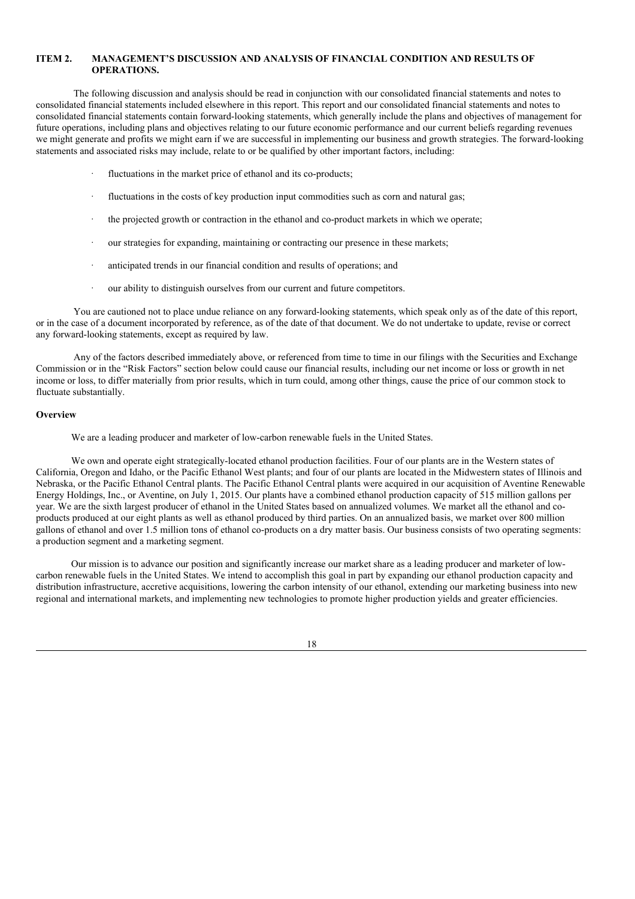## ITEM 2. MANAGEMENT'S DISCUSSION AND ANALYSIS OF FINANCIAL CONDITION AND RESULTS OF OPERATIONS.

The following discussion and analysis should be read in conjunction with our consolidated financial statements and notes to consolidated financial statements included elsewhere in this report. This report and our consolidated financial statements and notes to consolidated financial statements contain forward-looking statements, which generally include the plans and objectives of management for future operations, including plans and objectives relating to our future economic performance and our current beliefs regarding revenues we might generate and profits we might earn if we are successful in implementing our business and growth strategies. The forward-looking statements and associated risks may include, relate to or be qualified by other important factors, including:

- fluctuations in the market price of ethanol and its co-products;
- fluctuations in the costs of key production input commodities such as corn and natural gas;
- the projected growth or contraction in the ethanol and co-product markets in which we operate;
- our strategies for expanding, maintaining or contracting our presence in these markets;
- anticipated trends in our financial condition and results of operations; and
- our ability to distinguish ourselves from our current and future competitors.

You are cautioned not to place undue reliance on any forward-looking statements, which speak only as of the date of this report, or in the case of a document incorporated by reference, as of the date of that document. We do not undertake to update, revise or correct any forward-looking statements, except as required by law.

Any of the factors described immediately above, or referenced from time to time in our filings with the Securities and Exchange Commission or in the "Risk Factors" section below could cause our financial results, including our net income or loss or growth in net income or loss, to differ materially from prior results, which in turn could, among other things, cause the price of our common stock to fluctuate substantially.

### Overview

We are a leading producer and marketer of low-carbon renewable fuels in the United States.

We own and operate eight strategically-located ethanol production facilities. Four of our plants are in the Western states of California, Oregon and Idaho, or the Pacific Ethanol West plants; and four of our plants are located in the Midwestern states of Illinois and Nebraska, or the Pacific Ethanol Central plants. The Pacific Ethanol Central plants were acquired in our acquisition of Aventine Renewable Energy Holdings, Inc., or Aventine, on July 1, 2015. Our plants have a combined ethanol production capacity of 515 million gallons per year. We are the sixth largest producer of ethanol in the United States based on annualized volumes. We market all the ethanol and co-products produced at our eight plants as well as ethanol produced by third parties. On an annualized basis, we market over 800 million gallons of ethanol and over 1.5 million tons of ethanol co-products on a dry matter basis. Our business consists of two operating segments: a production segment and a marketing segment.

Our mission is to advance our position and significantly increase our market share as a leading producer and marketer of low-carbon renewable fuels in the United States. We intend to accomplish this goal in part by expanding our ethanol production capacity and distribution infrastructure, accretive acquisitions, lowering the carbon intensity of our ethanol, extending our marketing business into new regional and international markets, and implementing new technologies to promote higher production yields and greater efficiencies.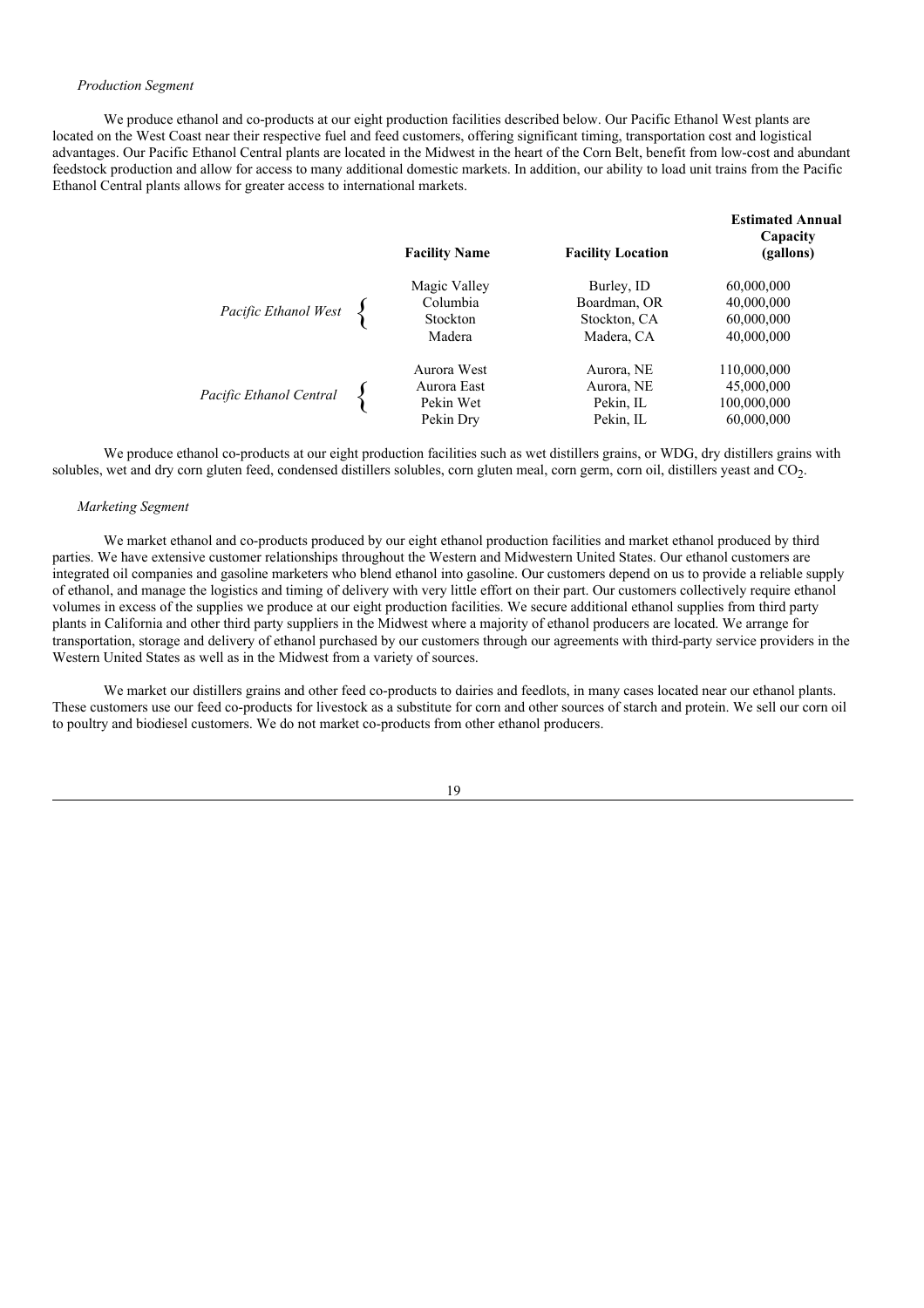*Production Segment*

We produce ethanol and co-products at our eight production facilities described below. Our Pacific Ethanol West plants are located on the West Coast near their respective fuel and feed customers, offering significant timing, transportation cost and logistical advantages. Our Pacific Ethanol Central plants are located in the Midwest in the heart of the Corn Belt, benefit from low-cost and abundant feedstock production and allow for access to many additional domestic markets. In addition, our ability to load unit trains from the Pacific Ethanol Central plants allows for greater access to international markets.

| | Facility Name | Facility Location | Estimated Annual Capacity (gallons) |
|---|---|---|---|
| *Pacific Ethanol West* | Magic Valley | Burley, ID | 60,000,000 |
| | Columbia | Boardman, OR | 40,000,000 |
| | Stockton | Stockton, CA | 60,000,000 |
| | Madera | Madera, CA | 40,000,000 |
| *Pacific Ethanol Central* | Aurora West | Aurora, NE | 110,000,000 |
| | Aurora East | Aurora, NE | 45,000,000 |
| | Pekin Wet | Pekin, IL | 100,000,000 |
| | Pekin Dry | Pekin, IL | 60,000,000 |

We produce ethanol co-products at our eight production facilities such as wet distillers grains, or WDG, dry distillers grains with solubles, wet and dry corn gluten feed, condensed distillers solubles, corn gluten meal, corn germ, corn oil, distillers yeast and $CO_2$.

*Marketing Segment*

We market ethanol and co-products produced by our eight ethanol production facilities and market ethanol produced by third parties. We have extensive customer relationships throughout the Western and Midwestern United States. Our ethanol customers are integrated oil companies and gasoline marketers who blend ethanol into gasoline. Our customers depend on us to provide a reliable supply of ethanol, and manage the logistics and timing of delivery with very little effort on their part. Our customers collectively require ethanol volumes in excess of the supplies we produce at our eight production facilities. We secure additional ethanol supplies from third party plants in California and other third party suppliers in the Midwest where a majority of ethanol producers are located. We arrange for transportation, storage and delivery of ethanol purchased by our customers through our agreements with third-party service providers in the Western United States as well as in the Midwest from a variety of sources.

We market our distillers grains and other feed co-products to dairies and feedlots, in many cases located near our ethanol plants. These customers use our feed co-products for livestock as a substitute for corn and other sources of starch and protein. We sell our corn oil to poultry and biodiesel customers. We do not market co-products from other ethanol producers.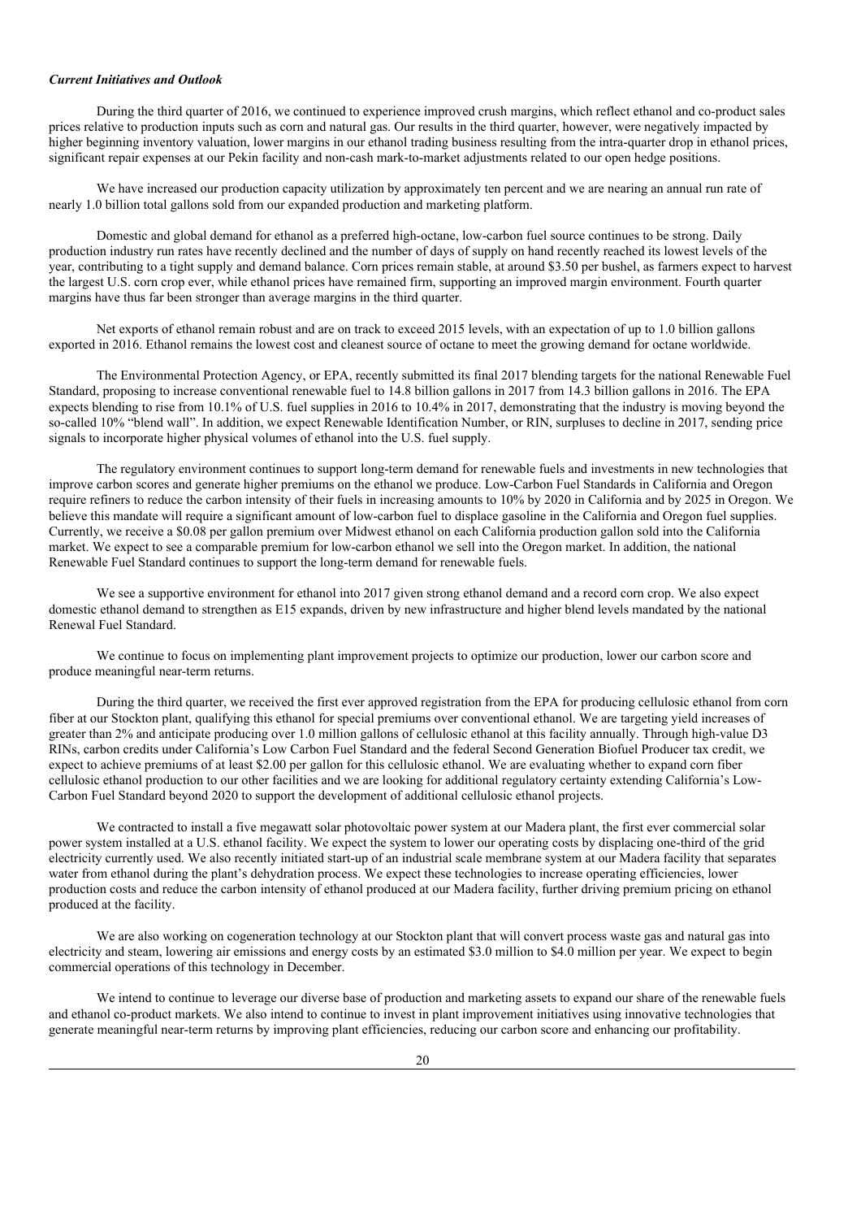***Current Initiatives and Outlook***

During the third quarter of 2016, we continued to experience improved crush margins, which reflect ethanol and co-product sales prices relative to production inputs such as corn and natural gas. Our results in the third quarter, however, were negatively impacted by higher beginning inventory valuation, lower margins in our ethanol trading business resulting from the intra-quarter drop in ethanol prices, significant repair expenses at our Pekin facility and non-cash mark-to-market adjustments related to our open hedge positions.

We have increased our production capacity utilization by approximately ten percent and we are nearing an annual run rate of nearly 1.0 billion total gallons sold from our expanded production and marketing platform.

Domestic and global demand for ethanol as a preferred high-octane, low-carbon fuel source continues to be strong. Daily production industry run rates have recently declined and the number of days of supply on hand recently reached its lowest levels of the year, contributing to a tight supply and demand balance. Corn prices remain stable, at around $3.50 per bushel, as farmers expect to harvest the largest U.S. corn crop ever, while ethanol prices have remained firm, supporting an improved margin environment. Fourth quarter margins have thus far been stronger than average margins in the third quarter.

Net exports of ethanol remain robust and are on track to exceed 2015 levels, with an expectation of up to 1.0 billion gallons exported in 2016. Ethanol remains the lowest cost and cleanest source of octane to meet the growing demand for octane worldwide.

The Environmental Protection Agency, or EPA, recently submitted its final 2017 blending targets for the national Renewable Fuel Standard, proposing to increase conventional renewable fuel to 14.8 billion gallons in 2017 from 14.3 billion gallons in 2016. The EPA expects blending to rise from 10.1% of U.S. fuel supplies in 2016 to 10.4% in 2017, demonstrating that the industry is moving beyond the so-called 10% "blend wall". In addition, we expect Renewable Identification Number, or RIN, surpluses to decline in 2017, sending price signals to incorporate higher physical volumes of ethanol into the U.S. fuel supply.

The regulatory environment continues to support long-term demand for renewable fuels and investments in new technologies that improve carbon scores and generate higher premiums on the ethanol we produce. Low-Carbon Fuel Standards in California and Oregon require refiners to reduce the carbon intensity of their fuels in increasing amounts to 10% by 2020 in California and by 2025 in Oregon. We believe this mandate will require a significant amount of low-carbon fuel to displace gasoline in the California and Oregon fuel supplies. Currently, we receive a $0.08 per gallon premium over Midwest ethanol on each California production gallon sold into the California market. We expect to see a comparable premium for low-carbon ethanol we sell into the Oregon market. In addition, the national Renewable Fuel Standard continues to support the long-term demand for renewable fuels.

We see a supportive environment for ethanol into 2017 given strong ethanol demand and a record corn crop. We also expect domestic ethanol demand to strengthen as E15 expands, driven by new infrastructure and higher blend levels mandated by the national Renewal Fuel Standard.

We continue to focus on implementing plant improvement projects to optimize our production, lower our carbon score and produce meaningful near-term returns.

During the third quarter, we received the first ever approved registration from the EPA for producing cellulosic ethanol from corn fiber at our Stockton plant, qualifying this ethanol for special premiums over conventional ethanol. We are targeting yield increases of greater than 2% and anticipate producing over 1.0 million gallons of cellulosic ethanol at this facility annually. Through high-value D3 RINs, carbon credits under California's Low Carbon Fuel Standard and the federal Second Generation Biofuel Producer tax credit, we expect to achieve premiums of at least $2.00 per gallon for this cellulosic ethanol. We are evaluating whether to expand corn fiber cellulosic ethanol production to our other facilities and we are looking for additional regulatory certainty extending California's Low-Carbon Fuel Standard beyond 2020 to support the development of additional cellulosic ethanol projects.

We contracted to install a five megawatt solar photovoltaic power system at our Madera plant, the first ever commercial solar power system installed at a U.S. ethanol facility. We expect the system to lower our operating costs by displacing one-third of the grid electricity currently used. We also recently initiated start-up of an industrial scale membrane system at our Madera facility that separates water from ethanol during the plant's dehydration process. We expect these technologies to increase operating efficiencies, lower production costs and reduce the carbon intensity of ethanol produced at our Madera facility, further driving premium pricing on ethanol produced at the facility.

We are also working on cogeneration technology at our Stockton plant that will convert process waste gas and natural gas into electricity and steam, lowering air emissions and energy costs by an estimated $3.0 million to $4.0 million per year. We expect to begin commercial operations of this technology in December.

We intend to continue to leverage our diverse base of production and marketing assets to expand our share of the renewable fuels and ethanol co-product markets. We also intend to continue to invest in plant improvement initiatives using innovative technologies that generate meaningful near-term returns by improving plant efficiencies, reducing our carbon score and enhancing our profitability.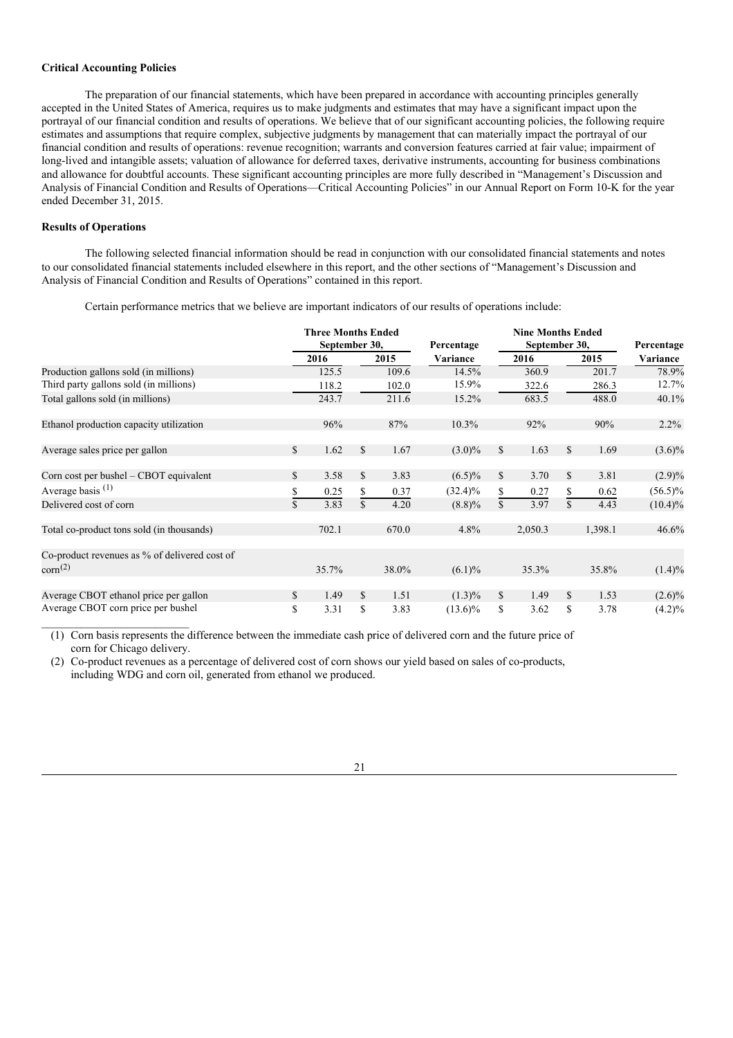### Critical Accounting Policies

The preparation of our financial statements, which have been prepared in accordance with accounting principles generally accepted in the United States of America, requires us to make judgments and estimates that may have a significant impact upon the portrayal of our financial condition and results of operations. We believe that of our significant accounting policies, the following require estimates and assumptions that require complex, subjective judgments by management that can materially impact the portrayal of our financial condition and results of operations: revenue recognition; warrants and conversion features carried at fair value; impairment of long-lived and intangible assets; valuation of allowance for deferred taxes, derivative instruments, accounting for business combinations and allowance for doubtful accounts. These significant accounting principles are more fully described in "Management's Discussion and Analysis of Financial Condition and Results of Operations—Critical Accounting Policies" in our Annual Report on Form 10-K for the year ended December 31, 2015.

### Results of Operations

The following selected financial information should be read in conjunction with our consolidated financial statements and notes to our consolidated financial statements included elsewhere in this report, and the other sections of "Management's Discussion and Analysis of Financial Condition and Results of Operations" contained in this report.

Certain performance metrics that we believe are important indicators of our results of operations include:

| | Three Months Ended September 30, | | Percentage | Nine Months Ended September 30, | | Percentage |
|---|---|---|---|---|---|---|
| | 2016 | 2015 | Variance | 2016 | 2015 | Variance |
| Production gallons sold (in millions) | 125.5 | 109.6 | 14.5% | 360.9 | 201.7 | 78.9% |
| Third party gallons sold (in millions) | 118.2 | 102.0 | 15.9% | 322.6 | 286.3 | 12.7% |
| Total gallons sold (in millions) | 243.7 | 211.6 | 15.2% | 683.5 | 488.0 | 40.1% |
| Ethanol production capacity utilization | 96% | 87% | 10.3% | 92% | 90% | 2.2% |
| Average sales price per gallon | $ 1.62 | $ 1.67 | (3.0)% | $ 1.63 | $ 1.69 | (3.6)% |
| Corn cost per bushel – CBOT equivalent | $ 3.58 | $ 3.83 | (6.5)% | $ 3.70 | $ 3.81 | (2.9)% |
| Average basis [(1)] | $ 0.25 | $ 0.37 | (32.4)% | $ 0.27 | $ 0.62 | (56.5)% |
| Delivered cost of corn | $ 3.83 | $ 4.20 | (8.8)% | $ 3.97 | $ 4.43 | (10.4)% |
| Total co-product tons sold (in thousands) | 702.1 | 670.0 | 4.8% | 2,050.3 | 1,398.1 | 46.6% |
| Co-product revenues as % of delivered cost of corn[(2)] | 35.7% | 38.0% | (6.1)% | 35.3% | 35.8% | (1.4)% |
| Average CBOT ethanol price per gallon | $ 1.49 | $ 1.51 | (1.3)% | $ 1.49 | $ 1.53 | (2.6)% |
| Average CBOT corn price per bushel | $ 3.31 | $ 3.83 | (13.6)% | $ 3.62 | $ 3.78 | (4.2)% |

(1) Corn basis represents the difference between the immediate cash price of delivered corn and the future price of corn for Chicago delivery.

(2) Co-product revenues as a percentage of delivered cost of corn shows our yield based on sales of co-products, including WDG and corn oil, generated from ethanol we produced.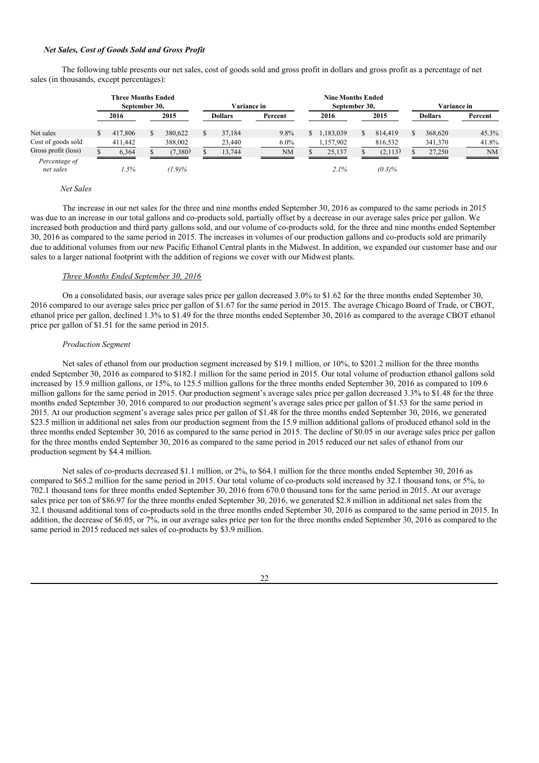### *Net Sales, Cost of Goods Sold and Gross Profit*

The following table presents our net sales, cost of goods sold and gross profit in dollars and gross profit as a percentage of net sales (in thousands, except percentages):

| | Three Months Ended September 30, | | Variance in | | Nine Months Ended September 30, | | Variance in | |
|---|---|---|---|---|---|---|---|---|
| | 2016 | 2015 | Dollars | Percent | 2016 | 2015 | Dollars | Percent |
| Net sales | $ 417,806 | $ 380,622 | $ 37,184 | 9.8% | $ 1,183,039 | $ 814,419 | $ 368,620 | 45.3% |
| Cost of goods sold | 411,442 | 388,002 | 23,440 | 6.0% | 1,157,902 | 816,532 | 341,370 | 41.8% |
| Gross profit (loss) | $ 6,364 | $ (7,380) | $ 13,744 | NM | $ 25,137 | $ (2,113) | $ 27,250 | NM |
| *Percentage of net sales* | *1.5%* | *(1.9)%* | | | *2.1%* | *(0.3)%* | | |

*Net Sales*

The increase in our net sales for the three and nine months ended September 30, 2016 as compared to the same periods in 2015 was due to an increase in our total gallons and co-products sold, partially offset by a decrease in our average sales price per gallon. We increased both production and third party gallons sold, and our volume of co-products sold, for the three and nine months ended September 30, 2016 as compared to the same period in 2015. The increases in volumes of our production gallons and co-products sold are primarily due to additional volumes from our new Pacific Ethanol Central plants in the Midwest. In addition, we expanded our customer base and our sales to a larger national footprint with the addition of regions we cover with our Midwest plants.

*Three Months Ended September 30, 2016*

On a consolidated basis, our average sales price per gallon decreased 3.0% to $1.62 for the three months ended September 30, 2016 compared to our average sales price per gallon of $1.67 for the same period in 2015. The average Chicago Board of Trade, or CBOT, ethanol price per gallon, declined 1.3% to $1.49 for the three months ended September 30, 2016 as compared to the average CBOT ethanol price per gallon of $1.51 for the same period in 2015.

*Production Segment*

Net sales of ethanol from our production segment increased by $19.1 million, or 10%, to $201.2 million for the three months ended September 30, 2016 as compared to $182.1 million for the same period in 2015. Our total volume of production ethanol gallons sold increased by 15.9 million gallons, or 15%, to 125.5 million gallons for the three months ended September 30, 2016 as compared to 109.6 million gallons for the same period in 2015. Our production segment's average sales price per gallon decreased 3.3% to $1.48 for the three months ended September 30, 2016 compared to our production segment's average sales price per gallon of $1.53 for the same period in 2015. At our production segment's average sales price per gallon of $1.48 for the three months ended September 30, 2016, we generated $23.5 million in additional net sales from our production segment from the 15.9 million additional gallons of produced ethanol sold in the three months ended September 30, 2016 as compared to the same period in 2015. The decline of $0.05 in our average sales price per gallon for the three months ended September 30, 2016 as compared to the same period in 2015 reduced our net sales of ethanol from our production segment by $4.4 million.

Net sales of co-products decreased $1.1 million, or 2%, to $64.1 million for the three months ended September 30, 2016 as compared to $65.2 million for the same period in 2015. Our total volume of co-products sold increased by 32.1 thousand tons, or 5%, to 702.1 thousand tons for three months ended September 30, 2016 from 670.0 thousand tons for the same period in 2015. At our average sales price per ton of $86.97 for the three months ended September 30, 2016, we generated $2.8 million in additional net sales from the 32.1 thousand additional tons of co-products sold in the three months ended September 30, 2016 as compared to the same period in 2015. In addition, the decrease of $6.05, or 7%, in our average sales price per ton for the three months ended September 30, 2016 as compared to the same period in 2015 reduced net sales of co-products by $3.9 million.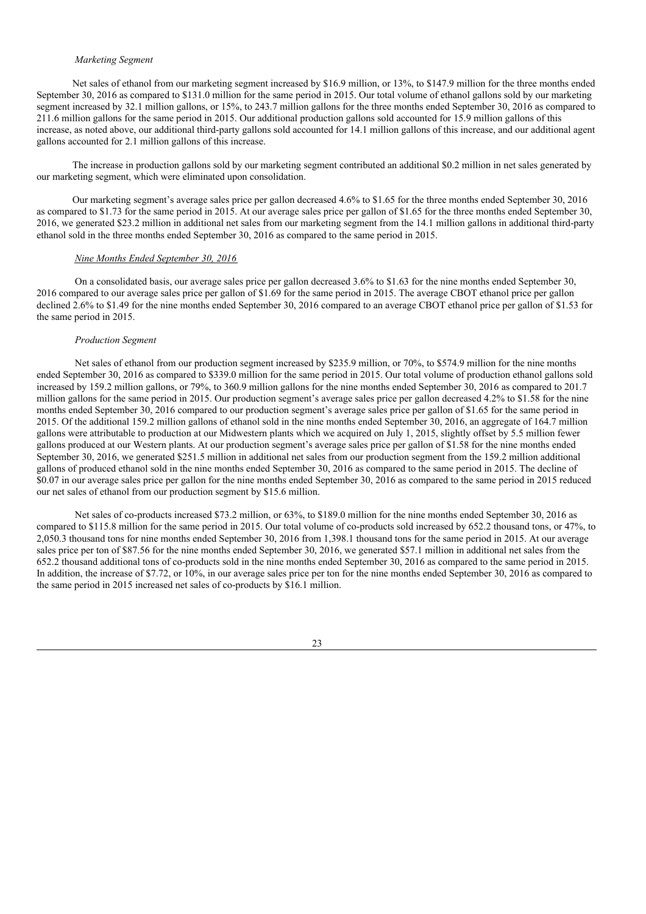*Marketing Segment*

Net sales of ethanol from our marketing segment increased by $16.9 million, or 13%, to $147.9 million for the three months ended September 30, 2016 as compared to $131.0 million for the same period in 2015. Our total volume of ethanol gallons sold by our marketing segment increased by 32.1 million gallons, or 15%, to 243.7 million gallons for the three months ended September 30, 2016 as compared to 211.6 million gallons for the same period in 2015. Our additional production gallons sold accounted for 15.9 million gallons of this increase, as noted above, our additional third-party gallons sold accounted for 14.1 million gallons of this increase, and our additional agent gallons accounted for 2.1 million gallons of this increase.

The increase in production gallons sold by our marketing segment contributed an additional $0.2 million in net sales generated by our marketing segment, which were eliminated upon consolidation.

Our marketing segment's average sales price per gallon decreased 4.6% to $1.65 for the three months ended September 30, 2016 as compared to $1.73 for the same period in 2015. At our average sales price per gallon of $1.65 for the three months ended September 30, 2016, we generated $23.2 million in additional net sales from our marketing segment from the 14.1 million gallons in additional third-party ethanol sold in the three months ended September 30, 2016 as compared to the same period in 2015.

*Nine Months Ended September 30, 2016*

On a consolidated basis, our average sales price per gallon decreased 3.6% to $1.63 for the nine months ended September 30, 2016 compared to our average sales price per gallon of $1.69 for the same period in 2015. The average CBOT ethanol price per gallon declined 2.6% to $1.49 for the nine months ended September 30, 2016 compared to an average CBOT ethanol price per gallon of $1.53 for the same period in 2015.

*Production Segment*

Net sales of ethanol from our production segment increased by $235.9 million, or 70%, to $574.9 million for the nine months ended September 30, 2016 as compared to $339.0 million for the same period in 2015. Our total volume of production ethanol gallons sold increased by 159.2 million gallons, or 79%, to 360.9 million gallons for the nine months ended September 30, 2016 as compared to 201.7 million gallons for the same period in 2015. Our production segment's average sales price per gallon decreased 4.2% to $1.58 for the nine months ended September 30, 2016 compared to our production segment's average sales price per gallon of $1.65 for the same period in 2015. Of the additional 159.2 million gallons of ethanol sold in the nine months ended September 30, 2016, an aggregate of 164.7 million gallons were attributable to production at our Midwestern plants which we acquired on July 1, 2015, slightly offset by 5.5 million fewer gallons produced at our Western plants. At our production segment's average sales price per gallon of $1.58 for the nine months ended September 30, 2016, we generated $251.5 million in additional net sales from our production segment from the 159.2 million additional gallons of produced ethanol sold in the nine months ended September 30, 2016 as compared to the same period in 2015. The decline of $0.07 in our average sales price per gallon for the nine months ended September 30, 2016 as compared to the same period in 2015 reduced our net sales of ethanol from our production segment by $15.6 million.

Net sales of co-products increased $73.2 million, or 63%, to $189.0 million for the nine months ended September 30, 2016 as compared to $115.8 million for the same period in 2015. Our total volume of co-products sold increased by 652.2 thousand tons, or 47%, to 2,050.3 thousand tons for nine months ended September 30, 2016 from 1,398.1 thousand tons for the same period in 2015. At our average sales price per ton of $87.56 for the nine months ended September 30, 2016, we generated $57.1 million in additional net sales from the 652.2 thousand additional tons of co-products sold in the nine months ended September 30, 2016 as compared to the same period in 2015. In addition, the increase of $7.72, or 10%, in our average sales price per ton for the nine months ended September 30, 2016 as compared to the same period in 2015 increased net sales of co-products by $16.1 million.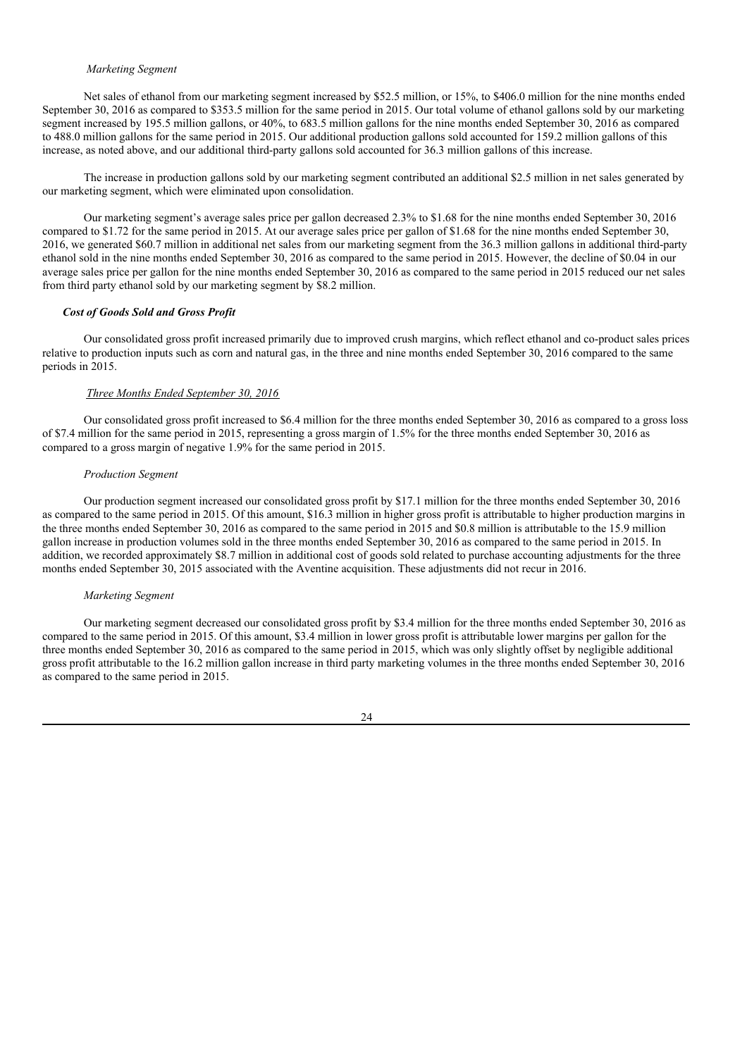*Marketing Segment*

Net sales of ethanol from our marketing segment increased by $52.5 million, or 15%, to $406.0 million for the nine months ended September 30, 2016 as compared to $353.5 million for the same period in 2015. Our total volume of ethanol gallons sold by our marketing segment increased by 195.5 million gallons, or 40%, to 683.5 million gallons for the nine months ended September 30, 2016 as compared to 488.0 million gallons for the same period in 2015. Our additional production gallons sold accounted for 159.2 million gallons of this increase, as noted above, and our additional third-party gallons sold accounted for 36.3 million gallons of this increase.

The increase in production gallons sold by our marketing segment contributed an additional $2.5 million in net sales generated by our marketing segment, which were eliminated upon consolidation.

Our marketing segment's average sales price per gallon decreased 2.3% to $1.68 for the nine months ended September 30, 2016 compared to $1.72 for the same period in 2015. At our average sales price per gallon of $1.68 for the nine months ended September 30, 2016, we generated $60.7 million in additional net sales from our marketing segment from the 36.3 million gallons in additional third-party ethanol sold in the nine months ended September 30, 2016 as compared to the same period in 2015. However, the decline of $0.04 in our average sales price per gallon for the nine months ended September 30, 2016 as compared to the same period in 2015 reduced our net sales from third party ethanol sold by our marketing segment by $8.2 million.

***Cost of Goods Sold and Gross Profit***

Our consolidated gross profit increased primarily due to improved crush margins, which reflect ethanol and co-product sales prices relative to production inputs such as corn and natural gas, in the three and nine months ended September 30, 2016 compared to the same periods in 2015.

*Three Months Ended September 30, 2016*

Our consolidated gross profit increased to $6.4 million for the three months ended September 30, 2016 as compared to a gross loss of $7.4 million for the same period in 2015, representing a gross margin of 1.5% for the three months ended September 30, 2016 as compared to a gross margin of negative 1.9% for the same period in 2015.

*Production Segment*

Our production segment increased our consolidated gross profit by $17.1 million for the three months ended September 30, 2016 as compared to the same period in 2015. Of this amount, $16.3 million in higher gross profit is attributable to higher production margins in the three months ended September 30, 2016 as compared to the same period in 2015 and $0.8 million is attributable to the 15.9 million gallon increase in production volumes sold in the three months ended September 30, 2016 as compared to the same period in 2015. In addition, we recorded approximately $8.7 million in additional cost of goods sold related to purchase accounting adjustments for the three months ended September 30, 2015 associated with the Aventine acquisition. These adjustments did not recur in 2016.

*Marketing Segment*

Our marketing segment decreased our consolidated gross profit by $3.4 million for the three months ended September 30, 2016 as compared to the same period in 2015. Of this amount, $3.4 million in lower gross profit is attributable lower margins per gallon for the three months ended September 30, 2016 as compared to the same period in 2015, which was only slightly offset by negligible additional gross profit attributable to the 16.2 million gallon increase in third party marketing volumes in the three months ended September 30, 2016 as compared to the same period in 2015.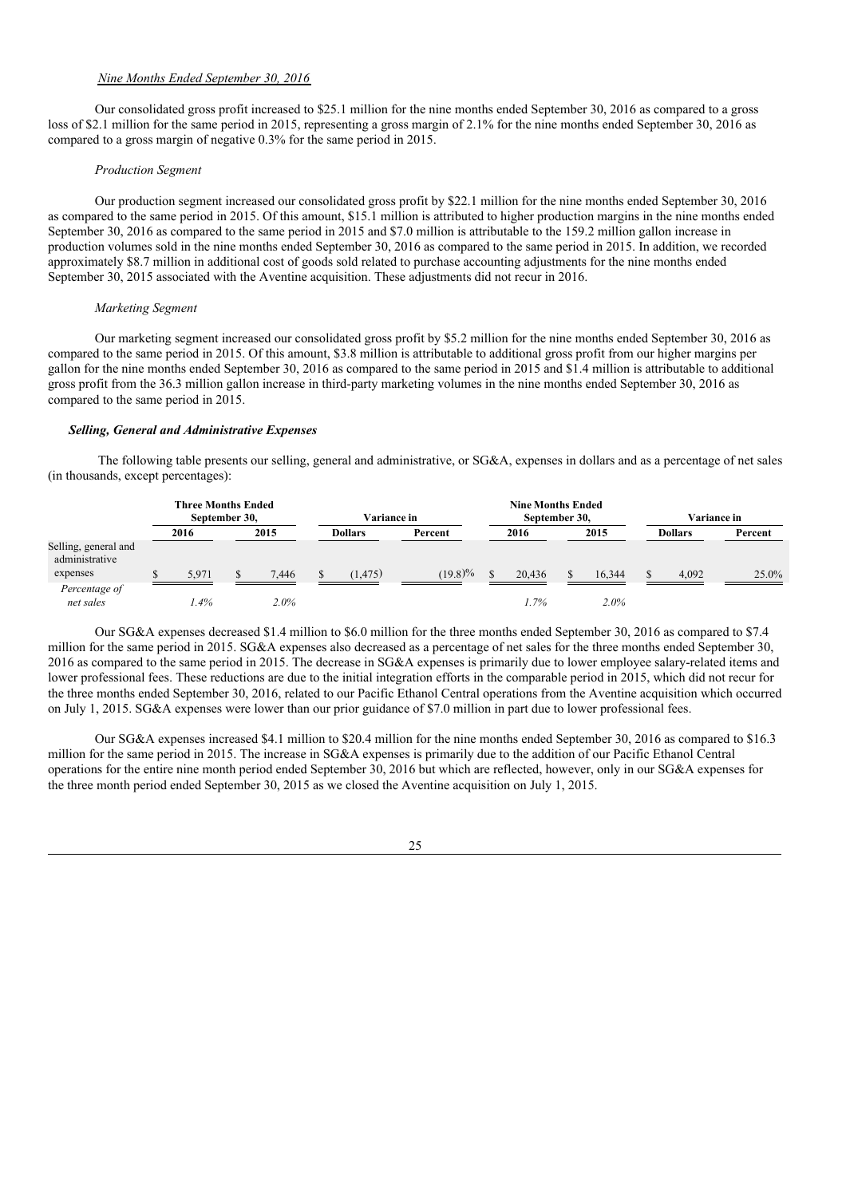*Nine Months Ended September 30, 2016*

Our consolidated gross profit increased to $25.1 million for the nine months ended September 30, 2016 as compared to a gross loss of $2.1 million for the same period in 2015, representing a gross margin of 2.1% for the nine months ended September 30, 2016 as compared to a gross margin of negative 0.3% for the same period in 2015.

*Production Segment*

Our production segment increased our consolidated gross profit by $22.1 million for the nine months ended September 30, 2016 as compared to the same period in 2015. Of this amount, $15.1 million is attributed to higher production margins in the nine months ended September 30, 2016 as compared to the same period in 2015 and $7.0 million is attributable to the 159.2 million gallon increase in production volumes sold in the nine months ended September 30, 2016 as compared to the same period in 2015. In addition, we recorded approximately $8.7 million in additional cost of goods sold related to purchase accounting adjustments for the nine months ended September 30, 2015 associated with the Aventine acquisition. These adjustments did not recur in 2016.

*Marketing Segment*

Our marketing segment increased our consolidated gross profit by $5.2 million for the nine months ended September 30, 2016 as compared to the same period in 2015. Of this amount, $3.8 million is attributable to additional gross profit from our higher margins per gallon for the nine months ended September 30, 2016 as compared to the same period in 2015 and $1.4 million is attributable to additional gross profit from the 36.3 million gallon increase in third-party marketing volumes in the nine months ended September 30, 2016 as compared to the same period in 2015.

***Selling, General and Administrative Expenses***

The following table presents our selling, general and administrative, or SG&A, expenses in dollars and as a percentage of net sales (in thousands, except percentages):

| | Three Months Ended September 30, | | Variance in | | Nine Months Ended September 30, | | Variance in | |
|---|---|---|---|---|---|---|---|---|
| | 2016 | 2015 | Dollars | Percent | 2016 | 2015 | Dollars | Percent |
| Selling, general and administrative expenses | $ 5,971 | $ 7,446 | $ (1,475) | (19.8)% | $ 20,436 | $ 16,344 | $ 4,092 | 25.0% |
| *Percentage of net sales* | *1.4%* | *2.0%* | | | *1.7%* | *2.0%* | | |

Our SG&A expenses decreased $1.4 million to $6.0 million for the three months ended September 30, 2016 as compared to $7.4 million for the same period in 2015. SG&A expenses also decreased as a percentage of net sales for the three months ended September 30, 2016 as compared to the same period in 2015. The decrease in SG&A expenses is primarily due to lower employee salary-related items and lower professional fees. These reductions are due to the initial integration efforts in the comparable period in 2015, which did not recur for the three months ended September 30, 2016, related to our Pacific Ethanol Central operations from the Aventine acquisition which occurred on July 1, 2015. SG&A expenses were lower than our prior guidance of $7.0 million in part due to lower professional fees.

Our SG&A expenses increased $4.1 million to $20.4 million for the nine months ended September 30, 2016 as compared to $16.3 million for the same period in 2015. The increase in SG&A expenses is primarily due to the addition of our Pacific Ethanol Central operations for the entire nine month period ended September 30, 2016 but which are reflected, however, only in our SG&A expenses for the three month period ended September 30, 2015 as we closed the Aventine acquisition on July 1, 2015.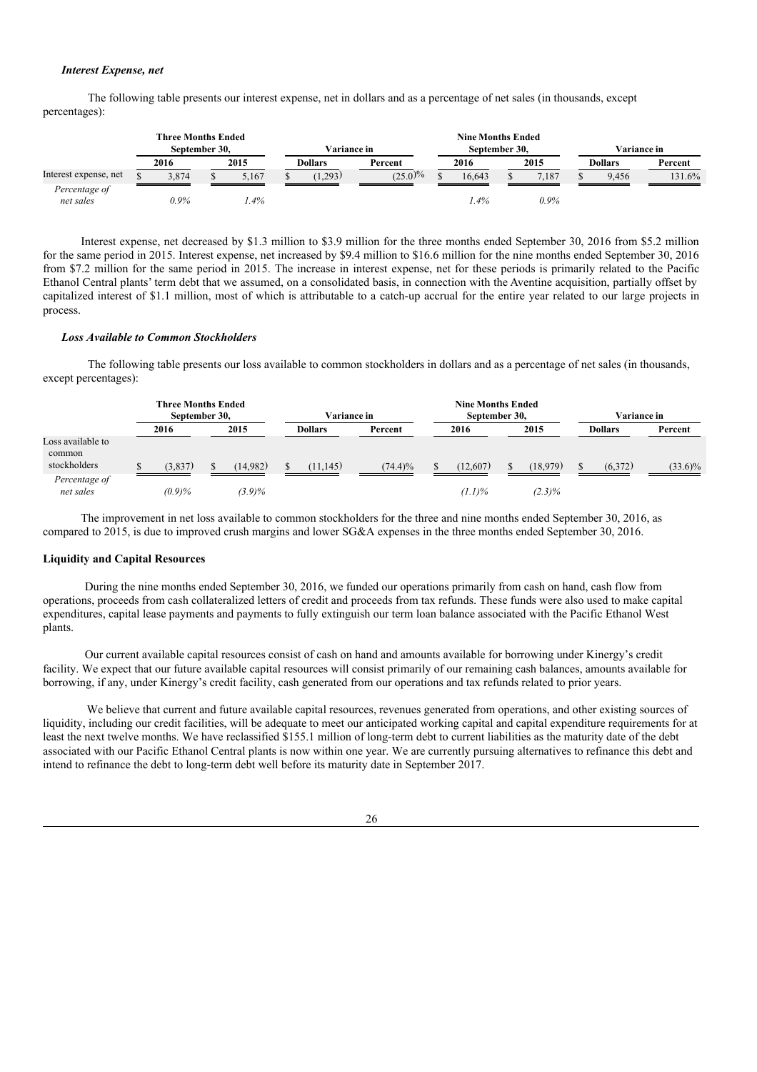### *Interest Expense, net*

The following table presents our interest expense, net in dollars and as a percentage of net sales (in thousands, except percentages):

| | Three Months Ended September 30, | | Variance in | | Nine Months Ended September 30, | | Variance in | |
|---|---|---|---|---|---|---|---|---|
| | 2016 | 2015 | Dollars | Percent | 2016 | 2015 | Dollars | Percent |
| Interest expense, net | $ 3,874 | $ 5,167 | $ (1,293) | (25.0)% | $ 16,643 | $ 7,187 | $ 9,456 | 131.6% |
| *Percentage of net sales* | *0.9%* | *1.4%* | | | *1.4%* | *0.9%* | | |

Interest expense, net decreased by $1.3 million to $3.9 million for the three months ended September 30, 2016 from $5.2 million for the same period in 2015. Interest expense, net increased by $9.4 million to $16.6 million for the nine months ended September 30, 2016 from $7.2 million for the same period in 2015. The increase in interest expense, net for these periods is primarily related to the Pacific Ethanol Central plants' term debt that we assumed, on a consolidated basis, in connection with the Aventine acquisition, partially offset by capitalized interest of $1.1 million, most of which is attributable to a catch-up accrual for the entire year related to our large projects in process.

### *Loss Available to Common Stockholders*

The following table presents our loss available to common stockholders in dollars and as a percentage of net sales (in thousands, except percentages):

| | Three Months Ended September 30, | | Variance in | | Nine Months Ended September 30, | | Variance in | |
|---|---|---|---|---|---|---|---|---|
| | 2016 | 2015 | Dollars | Percent | 2016 | 2015 | Dollars | Percent |
| Loss available to common stockholders | $ (3,837) | $ (14,982) | $ (11,145) | (74.4)% | $ (12,607) | $ (18,979) | $ (6,372) | (33.6)% |
| *Percentage of net sales* | *(0.9)%* | *(3.9)%* | | | *(1.1)%* | *(2.3)%* | | |

The improvement in net loss available to common stockholders for the three and nine months ended September 30, 2016, as compared to 2015, is due to improved crush margins and lower SG&A expenses in the three months ended September 30, 2016.

### **Liquidity and Capital Resources**

During the nine months ended September 30, 2016, we funded our operations primarily from cash on hand, cash flow from operations, proceeds from cash collateralized letters of credit and proceeds from tax refunds. These funds were also used to make capital expenditures, capital lease payments and payments to fully extinguish our term loan balance associated with the Pacific Ethanol West plants.

Our current available capital resources consist of cash on hand and amounts available for borrowing under Kinergy's credit facility. We expect that our future available capital resources will consist primarily of our remaining cash balances, amounts available for borrowing, if any, under Kinergy's credit facility, cash generated from our operations and tax refunds related to prior years.

We believe that current and future available capital resources, revenues generated from operations, and other existing sources of liquidity, including our credit facilities, will be adequate to meet our anticipated working capital and capital expenditure requirements for at least the next twelve months. We have reclassified $155.1 million of long-term debt to current liabilities as the maturity date of the debt associated with our Pacific Ethanol Central plants is now within one year. We are currently pursuing alternatives to refinance this debt and intend to refinance the debt to long-term debt well before its maturity date in September 2017.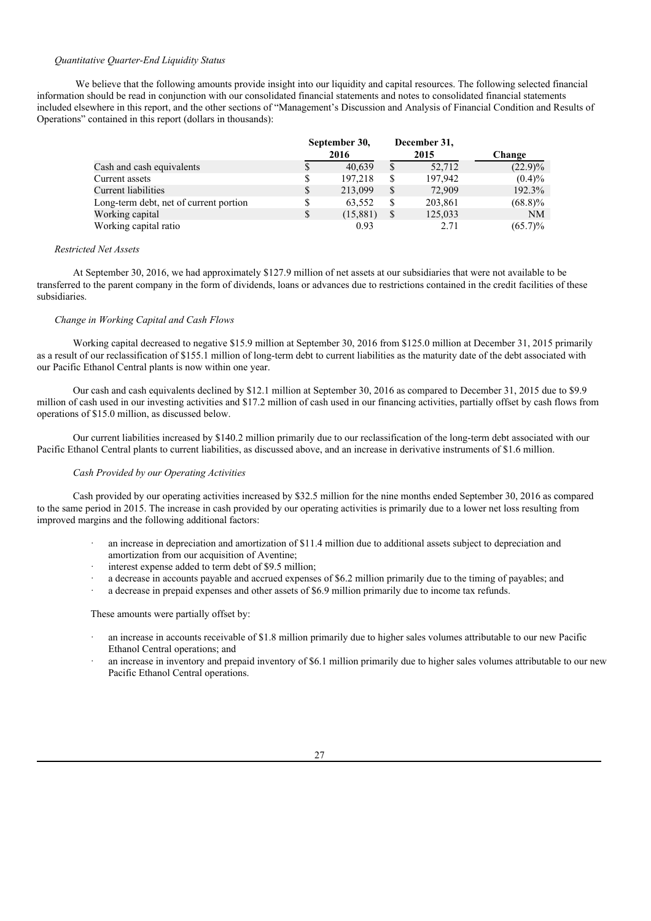*Quantitative Quarter-End Liquidity Status*

We believe that the following amounts provide insight into our liquidity and capital resources. The following selected financial information should be read in conjunction with our consolidated financial statements and notes to consolidated financial statements included elsewhere in this report, and the other sections of "Management's Discussion and Analysis of Financial Condition and Results of Operations" contained in this report (dollars in thousands):

| | September 30, 2016 | December 31, 2015 | Change |
|---|---|---|---|
| Cash and cash equivalents | $ 40,639 | $ 52,712 | (22.9)% |
| Current assets | $ 197,218 | $ 197,942 | (0.4)% |
| Current liabilities | $ 213,099 | $ 72,909 | 192.3% |
| Long-term debt, net of current portion | $ 63,552 | $ 203,861 | (68.8)% |
| Working capital | $ (15,881) | $ 125,033 | NM |
| Working capital ratio | 0.93 | 2.71 | (65.7)% |

*Restricted Net Assets*

At September 30, 2016, we had approximately $127.9 million of net assets at our subsidiaries that were not available to be transferred to the parent company in the form of dividends, loans or advances due to restrictions contained in the credit facilities of these subsidiaries.

*Change in Working Capital and Cash Flows*

Working capital decreased to negative $15.9 million at September 30, 2016 from $125.0 million at December 31, 2015 primarily as a result of our reclassification of $155.1 million of long-term debt to current liabilities as the maturity date of the debt associated with our Pacific Ethanol Central plants is now within one year.

Our cash and cash equivalents declined by $12.1 million at September 30, 2016 as compared to December 31, 2015 due to $9.9 million of cash used in our investing activities and $17.2 million of cash used in our financing activities, partially offset by cash flows from operations of $15.0 million, as discussed below.

Our current liabilities increased by $140.2 million primarily due to our reclassification of the long-term debt associated with our Pacific Ethanol Central plants to current liabilities, as discussed above, and an increase in derivative instruments of $1.6 million.

*Cash Provided by our Operating Activities*

Cash provided by our operating activities increased by $32.5 million for the nine months ended September 30, 2016 as compared to the same period in 2015. The increase in cash provided by our operating activities is primarily due to a lower net loss resulting from improved margins and the following additional factors:

- an increase in depreciation and amortization of $11.4 million due to additional assets subject to depreciation and amortization from our acquisition of Aventine;
- interest expense added to term debt of $9.5 million;
- a decrease in accounts payable and accrued expenses of $6.2 million primarily due to the timing of payables; and
- a decrease in prepaid expenses and other assets of $6.9 million primarily due to income tax refunds.

These amounts were partially offset by:

- an increase in accounts receivable of $1.8 million primarily due to higher sales volumes attributable to our new Pacific Ethanol Central operations; and
- an increase in inventory and prepaid inventory of $6.1 million primarily due to higher sales volumes attributable to our new Pacific Ethanol Central operations.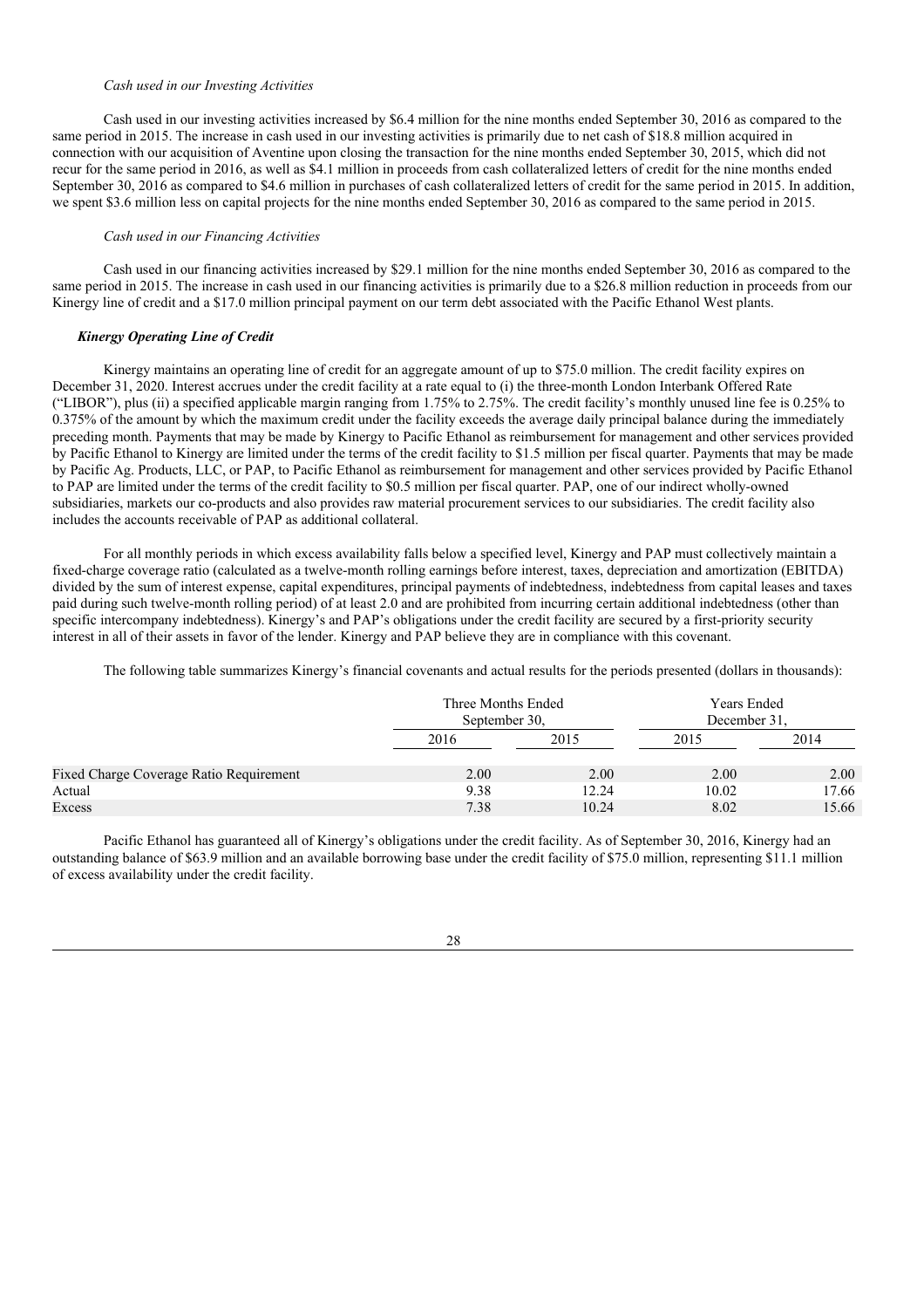*Cash used in our Investing Activities*

Cash used in our investing activities increased by $6.4 million for the nine months ended September 30, 2016 as compared to the same period in 2015. The increase in cash used in our investing activities is primarily due to net cash of $18.8 million acquired in connection with our acquisition of Aventine upon closing the transaction for the nine months ended September 30, 2015, which did not recur for the same period in 2016, as well as $4.1 million in proceeds from cash collateralized letters of credit for the nine months ended September 30, 2016 as compared to $4.6 million in purchases of cash collateralized letters of credit for the same period in 2015. In addition, we spent $3.6 million less on capital projects for the nine months ended September 30, 2016 as compared to the same period in 2015.

*Cash used in our Financing Activities*

Cash used in our financing activities increased by $29.1 million for the nine months ended September 30, 2016 as compared to the same period in 2015. The increase in cash used in our financing activities is primarily due to a $26.8 million reduction in proceeds from our Kinergy line of credit and a $17.0 million principal payment on our term debt associated with the Pacific Ethanol West plants.

***Kinergy Operating Line of Credit***

Kinergy maintains an operating line of credit for an aggregate amount of up to $75.0 million. The credit facility expires on December 31, 2020. Interest accrues under the credit facility at a rate equal to (i) the three-month London Interbank Offered Rate ("LIBOR"), plus (ii) a specified applicable margin ranging from 1.75% to 2.75%. The credit facility's monthly unused line fee is 0.25% to 0.375% of the amount by which the maximum credit under the facility exceeds the average daily principal balance during the immediately preceding month. Payments that may be made by Kinergy to Pacific Ethanol as reimbursement for management and other services provided by Pacific Ethanol to Kinergy are limited under the terms of the credit facility to $1.5 million per fiscal quarter. Payments that may be made by Pacific Ag. Products, LLC, or PAP, to Pacific Ethanol as reimbursement for management and other services provided by Pacific Ethanol to PAP are limited under the terms of the credit facility to $0.5 million per fiscal quarter. PAP, one of our indirect wholly-owned subsidiaries, markets our co-products and also provides raw material procurement services to our subsidiaries. The credit facility also includes the accounts receivable of PAP as additional collateral.

For all monthly periods in which excess availability falls below a specified level, Kinergy and PAP must collectively maintain a fixed-charge coverage ratio (calculated as a twelve-month rolling earnings before interest, taxes, depreciation and amortization (EBITDA) divided by the sum of interest expense, capital expenditures, principal payments of indebtedness, indebtedness from capital leases and taxes paid during such twelve-month rolling period) of at least 2.0 and are prohibited from incurring certain additional indebtedness (other than specific intercompany indebtedness). Kinergy's and PAP's obligations under the credit facility are secured by a first-priority security interest in all of their assets in favor of the lender. Kinergy and PAP believe they are in compliance with this covenant.

The following table summarizes Kinergy's financial covenants and actual results for the periods presented (dollars in thousands):

| | Three Months Ended September 30, | | Years Ended December 31, | |
|---|---|---|---|---|
| | 2016 | 2015 | 2015 | 2014 |
| Fixed Charge Coverage Ratio Requirement | 2.00 | 2.00 | 2.00 | 2.00 |
| Actual | 9.38 | 12.24 | 10.02 | 17.66 |
| Excess | 7.38 | 10.24 | 8.02 | 15.66 |

Pacific Ethanol has guaranteed all of Kinergy's obligations under the credit facility. As of September 30, 2016, Kinergy had an outstanding balance of $63.9 million and an available borrowing base under the credit facility of $75.0 million, representing $11.1 million of excess availability under the credit facility.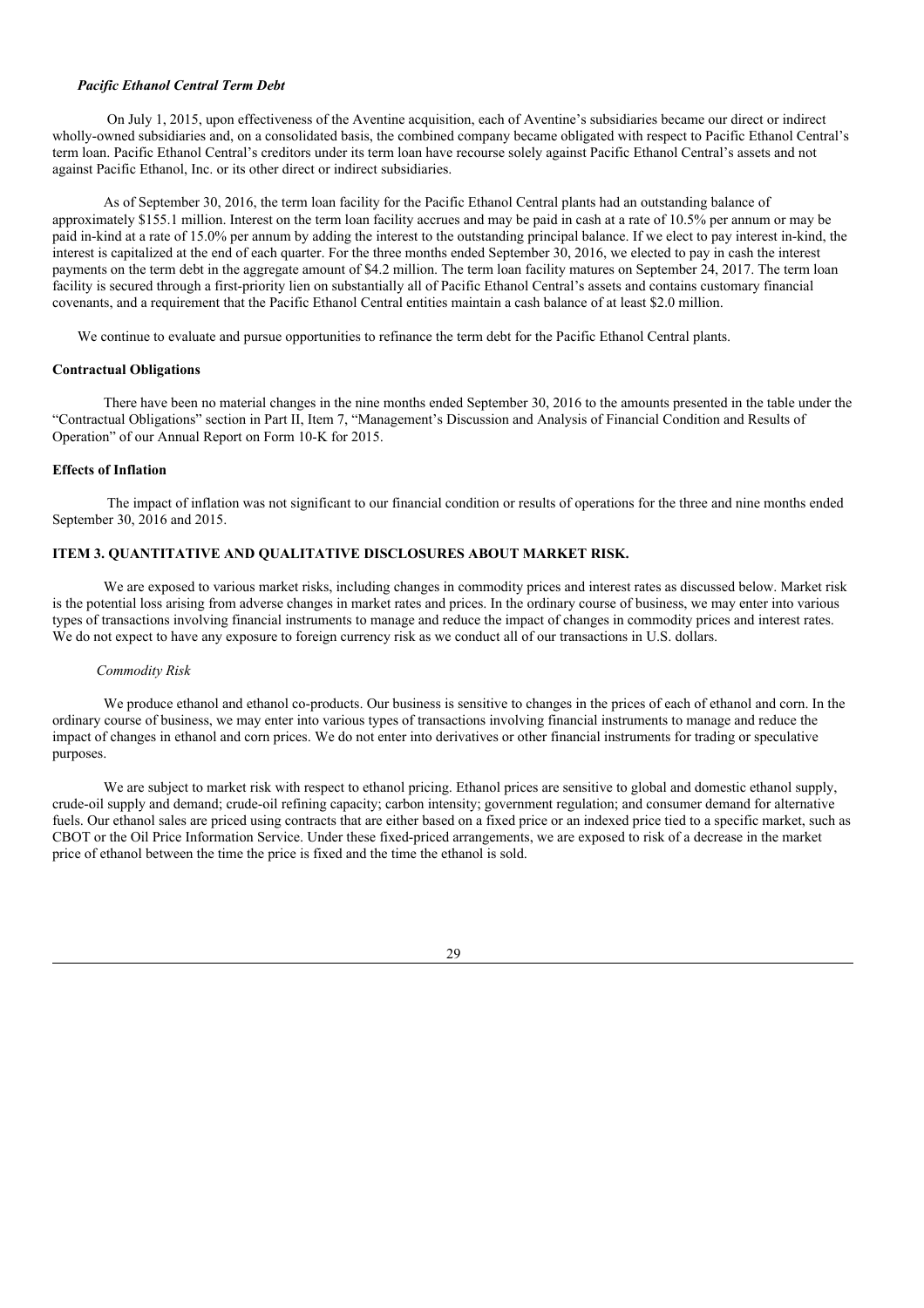***Pacific Ethanol Central Term Debt***

On July 1, 2015, upon effectiveness of the Aventine acquisition, each of Aventine's subsidiaries became our direct or indirect wholly-owned subsidiaries and, on a consolidated basis, the combined company became obligated with respect to Pacific Ethanol Central's term loan. Pacific Ethanol Central's creditors under its term loan have recourse solely against Pacific Ethanol Central's assets and not against Pacific Ethanol, Inc. or its other direct or indirect subsidiaries.

As of September 30, 2016, the term loan facility for the Pacific Ethanol Central plants had an outstanding balance of approximately $155.1 million. Interest on the term loan facility accrues and may be paid in cash at a rate of 10.5% per annum or may be paid in-kind at a rate of 15.0% per annum by adding the interest to the outstanding principal balance. If we elect to pay interest in-kind, the interest is capitalized at the end of each quarter. For the three months ended September 30, 2016, we elected to pay in cash the interest payments on the term debt in the aggregate amount of $4.2 million. The term loan facility matures on September 24, 2017. The term loan facility is secured through a first-priority lien on substantially all of Pacific Ethanol Central's assets and contains customary financial covenants, and a requirement that the Pacific Ethanol Central entities maintain a cash balance of at least $2.0 million.

We continue to evaluate and pursue opportunities to refinance the term debt for the Pacific Ethanol Central plants.

**Contractual Obligations**

There have been no material changes in the nine months ended September 30, 2016 to the amounts presented in the table under the "Contractual Obligations" section in Part II, Item 7, "Management's Discussion and Analysis of Financial Condition and Results of Operation" of our Annual Report on Form 10-K for 2015.

**Effects of Inflation**

The impact of inflation was not significant to our financial condition or results of operations for the three and nine months ended September 30, 2016 and 2015.

## ITEM 3. QUANTITATIVE AND QUALITATIVE DISCLOSURES ABOUT MARKET RISK.

We are exposed to various market risks, including changes in commodity prices and interest rates as discussed below. Market risk is the potential loss arising from adverse changes in market rates and prices. In the ordinary course of business, we may enter into various types of transactions involving financial instruments to manage and reduce the impact of changes in commodity prices and interest rates. We do not expect to have any exposure to foreign currency risk as we conduct all of our transactions in U.S. dollars.

*Commodity Risk*

We produce ethanol and ethanol co-products. Our business is sensitive to changes in the prices of each of ethanol and corn. In the ordinary course of business, we may enter into various types of transactions involving financial instruments to manage and reduce the impact of changes in ethanol and corn prices. We do not enter into derivatives or other financial instruments for trading or speculative purposes.

We are subject to market risk with respect to ethanol pricing. Ethanol prices are sensitive to global and domestic ethanol supply, crude-oil supply and demand; crude-oil refining capacity; carbon intensity; government regulation; and consumer demand for alternative fuels. Our ethanol sales are priced using contracts that are either based on a fixed price or an indexed price tied to a specific market, such as CBOT or the Oil Price Information Service. Under these fixed-priced arrangements, we are exposed to risk of a decrease in the market price of ethanol between the time the price is fixed and the time the ethanol is sold.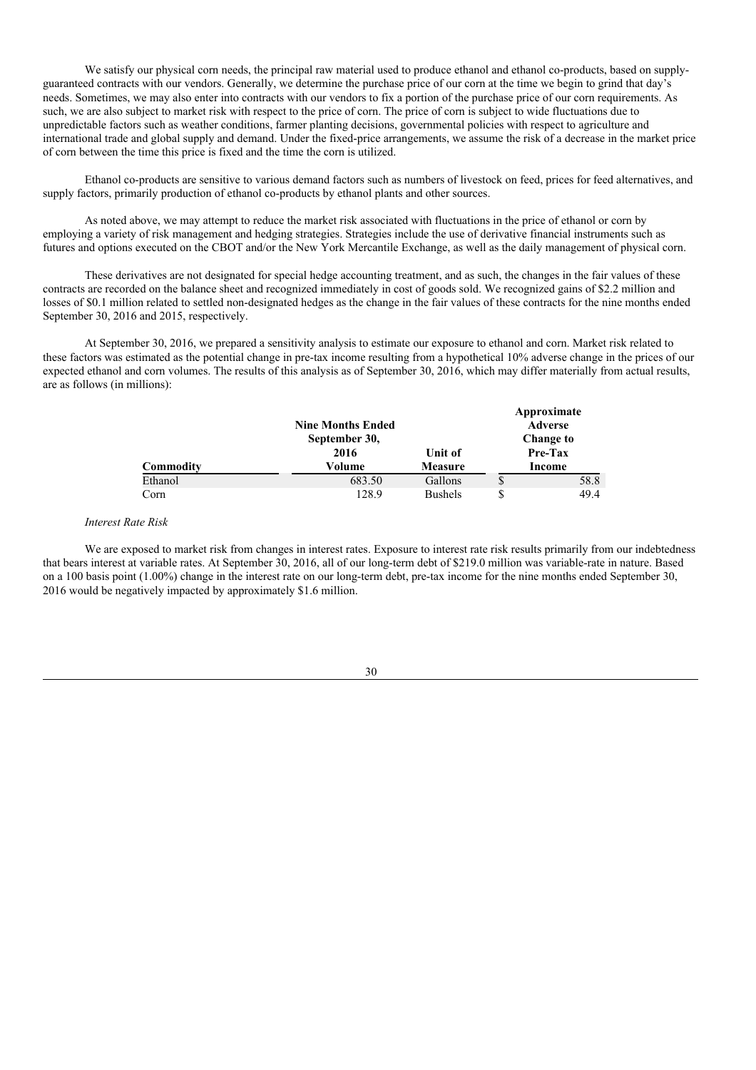We satisfy our physical corn needs, the principal raw material used to produce ethanol and ethanol co-products, based on supply-guaranteed contracts with our vendors. Generally, we determine the purchase price of our corn at the time we begin to grind that day's needs. Sometimes, we may also enter into contracts with our vendors to fix a portion of the purchase price of our corn requirements. As such, we are also subject to market risk with respect to the price of corn. The price of corn is subject to wide fluctuations due to unpredictable factors such as weather conditions, farmer planting decisions, governmental policies with respect to agriculture and international trade and global supply and demand. Under the fixed-price arrangements, we assume the risk of a decrease in the market price of corn between the time this price is fixed and the time the corn is utilized.

Ethanol co-products are sensitive to various demand factors such as numbers of livestock on feed, prices for feed alternatives, and supply factors, primarily production of ethanol co-products by ethanol plants and other sources.

As noted above, we may attempt to reduce the market risk associated with fluctuations in the price of ethanol or corn by employing a variety of risk management and hedging strategies. Strategies include the use of derivative financial instruments such as futures and options executed on the CBOT and/or the New York Mercantile Exchange, as well as the daily management of physical corn.

These derivatives are not designated for special hedge accounting treatment, and as such, the changes in the fair values of these contracts are recorded on the balance sheet and recognized immediately in cost of goods sold. We recognized gains of $2.2 million and losses of $0.1 million related to settled non-designated hedges as the change in the fair values of these contracts for the nine months ended September 30, 2016 and 2015, respectively.

At September 30, 2016, we prepared a sensitivity analysis to estimate our exposure to ethanol and corn. Market risk related to these factors was estimated as the potential change in pre-tax income resulting from a hypothetical 10% adverse change in the prices of our expected ethanol and corn volumes. The results of this analysis as of September 30, 2016, which may differ materially from actual results, are as follows (in millions):

| Commodity | Nine Months Ended September 30, 2016 Volume | Unit of Measure | Approximate Adverse Change to Pre-Tax Income |
|---|---|---|---|
| Ethanol | 683.50 | Gallons | $ 58.8 |
| Corn | 128.9 | Bushels | $ 49.4 |

*Interest Rate Risk*

We are exposed to market risk from changes in interest rates. Exposure to interest rate risk results primarily from our indebtedness that bears interest at variable rates. At September 30, 2016, all of our long-term debt of $219.0 million was variable-rate in nature. Based on a 100 basis point (1.00%) change in the interest rate on our long-term debt, pre-tax income for the nine months ended September 30, 2016 would be negatively impacted by approximately $1.6 million.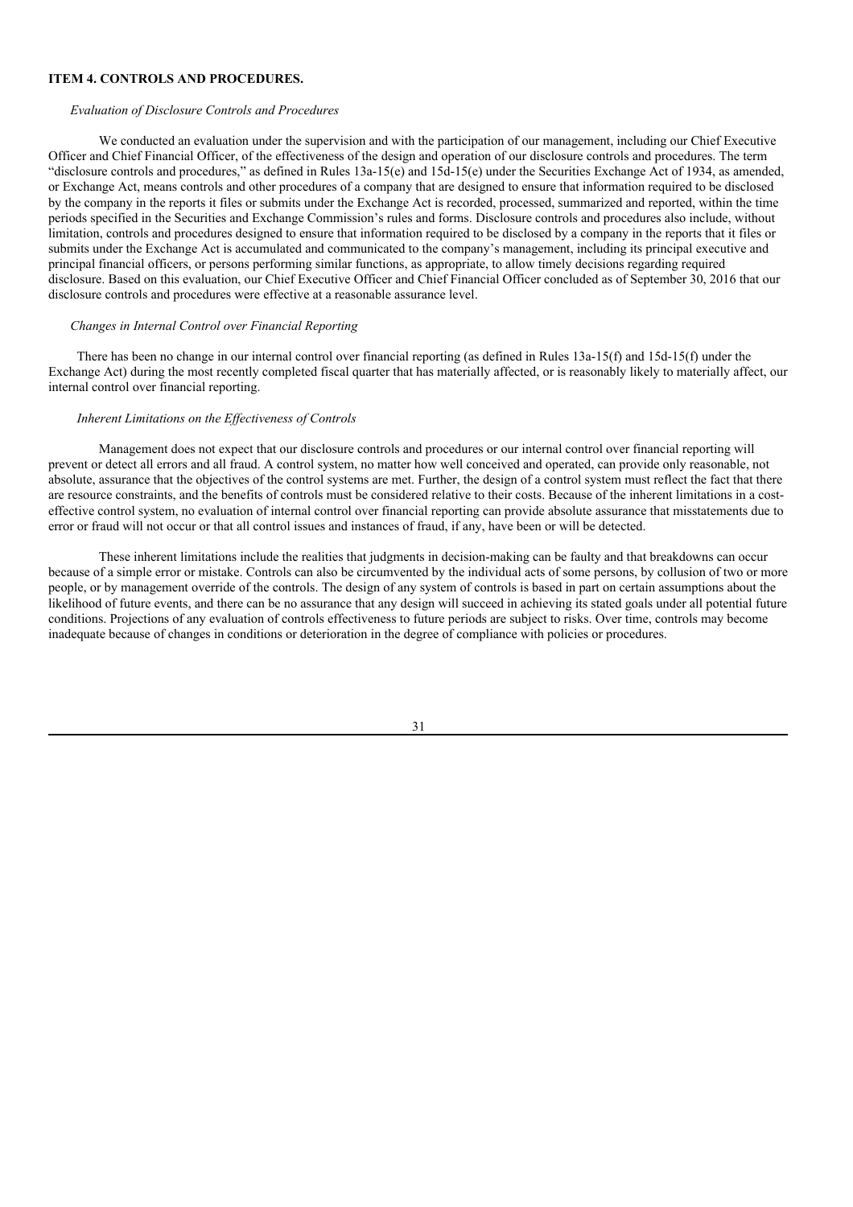## ITEM 4. CONTROLS AND PROCEDURES.

*Evaluation of Disclosure Controls and Procedures*

We conducted an evaluation under the supervision and with the participation of our management, including our Chief Executive Officer and Chief Financial Officer, of the effectiveness of the design and operation of our disclosure controls and procedures. The term "disclosure controls and procedures," as defined in Rules 13a-15(e) and 15d-15(e) under the Securities Exchange Act of 1934, as amended, or Exchange Act, means controls and other procedures of a company that are designed to ensure that information required to be disclosed by the company in the reports it files or submits under the Exchange Act is recorded, processed, summarized and reported, within the time periods specified in the Securities and Exchange Commission's rules and forms. Disclosure controls and procedures also include, without limitation, controls and procedures designed to ensure that information required to be disclosed by a company in the reports that it files or submits under the Exchange Act is accumulated and communicated to the company's management, including its principal executive and principal financial officers, or persons performing similar functions, as appropriate, to allow timely decisions regarding required disclosure. Based on this evaluation, our Chief Executive Officer and Chief Financial Officer concluded as of September 30, 2016 that our disclosure controls and procedures were effective at a reasonable assurance level.

*Changes in Internal Control over Financial Reporting*

There has been no change in our internal control over financial reporting (as defined in Rules 13a-15(f) and 15d-15(f) under the Exchange Act) during the most recently completed fiscal quarter that has materially affected, or is reasonably likely to materially affect, our internal control over financial reporting.

*Inherent Limitations on the Effectiveness of Controls*

Management does not expect that our disclosure controls and procedures or our internal control over financial reporting will prevent or detect all errors and all fraud. A control system, no matter how well conceived and operated, can provide only reasonable, not absolute, assurance that the objectives of the control systems are met. Further, the design of a control system must reflect the fact that there are resource constraints, and the benefits of controls must be considered relative to their costs. Because of the inherent limitations in a cost-effective control system, no evaluation of internal control over financial reporting can provide absolute assurance that misstatements due to error or fraud will not occur or that all control issues and instances of fraud, if any, have been or will be detected.

These inherent limitations include the realities that judgments in decision-making can be faulty and that breakdowns can occur because of a simple error or mistake. Controls can also be circumvented by the individual acts of some persons, by collusion of two or more people, or by management override of the controls. The design of any system of controls is based in part on certain assumptions about the likelihood of future events, and there can be no assurance that any design will succeed in achieving its stated goals under all potential future conditions. Projections of any evaluation of controls effectiveness to future periods are subject to risks. Over time, controls may become inadequate because of changes in conditions or deterioration in the degree of compliance with policies or procedures.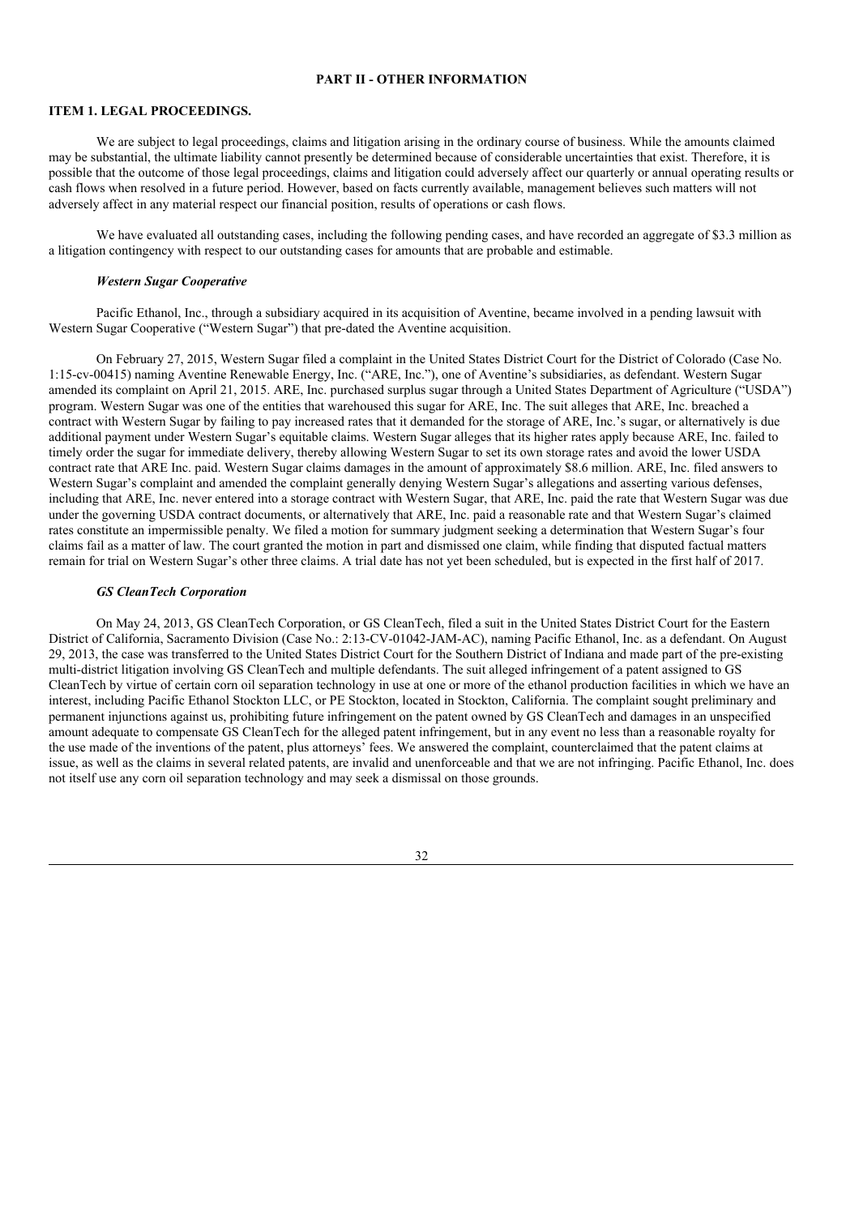# PART II - OTHER INFORMATION

## ITEM 1. LEGAL PROCEEDINGS.

We are subject to legal proceedings, claims and litigation arising in the ordinary course of business. While the amounts claimed may be substantial, the ultimate liability cannot presently be determined because of considerable uncertainties that exist. Therefore, it is possible that the outcome of those legal proceedings, claims and litigation could adversely affect our quarterly or annual operating results or cash flows when resolved in a future period. However, based on facts currently available, management believes such matters will not adversely affect in any material respect our financial position, results of operations or cash flows.

We have evaluated all outstanding cases, including the following pending cases, and have recorded an aggregate of $3.3 million as a litigation contingency with respect to our outstanding cases for amounts that are probable and estimable.

### *Western Sugar Cooperative*

Pacific Ethanol, Inc., through a subsidiary acquired in its acquisition of Aventine, became involved in a pending lawsuit with Western Sugar Cooperative ("Western Sugar") that pre-dated the Aventine acquisition.

On February 27, 2015, Western Sugar filed a complaint in the United States District Court for the District of Colorado (Case No. 1:15-cv-00415) naming Aventine Renewable Energy, Inc. ("ARE, Inc."), one of Aventine's subsidiaries, as defendant. Western Sugar amended its complaint on April 21, 2015. ARE, Inc. purchased surplus sugar through a United States Department of Agriculture ("USDA") program. Western Sugar was one of the entities that warehoused this sugar for ARE, Inc. The suit alleges that ARE, Inc. breached a contract with Western Sugar by failing to pay increased rates that it demanded for the storage of ARE, Inc.'s sugar, or alternatively is due additional payment under Western Sugar's equitable claims. Western Sugar alleges that its higher rates apply because ARE, Inc. failed to timely order the sugar for immediate delivery, thereby allowing Western Sugar to set its own storage rates and avoid the lower USDA contract rate that ARE Inc. paid. Western Sugar claims damages in the amount of approximately $8.6 million. ARE, Inc. filed answers to Western Sugar's complaint and amended the complaint generally denying Western Sugar's allegations and asserting various defenses, including that ARE, Inc. never entered into a storage contract with Western Sugar, that ARE, Inc. paid the rate that Western Sugar was due under the governing USDA contract documents, or alternatively that ARE, Inc. paid a reasonable rate and that Western Sugar's claimed rates constitute an impermissible penalty. We filed a motion for summary judgment seeking a determination that Western Sugar's four claims fail as a matter of law. The court granted the motion in part and dismissed one claim, while finding that disputed factual matters remain for trial on Western Sugar's other three claims. A trial date has not yet been scheduled, but is expected in the first half of 2017.

### *GS CleanTech Corporation*

On May 24, 2013, GS CleanTech Corporation, or GS CleanTech, filed a suit in the United States District Court for the Eastern District of California, Sacramento Division (Case No.: 2:13-CV-01042-JAM-AC), naming Pacific Ethanol, Inc. as a defendant. On August 29, 2013, the case was transferred to the United States District Court for the Southern District of Indiana and made part of the pre-existing multi-district litigation involving GS CleanTech and multiple defendants. The suit alleged infringement of a patent assigned to GS CleanTech by virtue of certain corn oil separation technology in use at one or more of the ethanol production facilities in which we have an interest, including Pacific Ethanol Stockton LLC, or PE Stockton, located in Stockton, California. The complaint sought preliminary and permanent injunctions against us, prohibiting future infringement on the patent owned by GS CleanTech and damages in an unspecified amount adequate to compensate GS CleanTech for the alleged patent infringement, but in any event no less than a reasonable royalty for the use made of the inventions of the patent, plus attorneys' fees. We answered the complaint, counterclaimed that the patent claims at issue, as well as the claims in several related patents, are invalid and unenforceable and that we are not infringing. Pacific Ethanol, Inc. does not itself use any corn oil separation technology and may seek a dismissal on those grounds.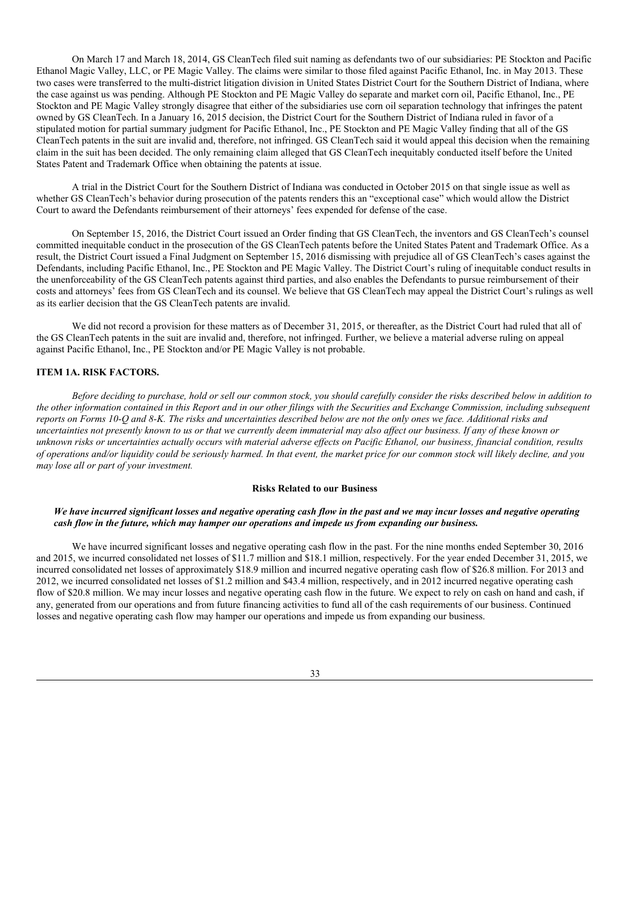On March 17 and March 18, 2014, GS CleanTech filed suit naming as defendants two of our subsidiaries: PE Stockton and Pacific Ethanol Magic Valley, LLC, or PE Magic Valley. The claims were similar to those filed against Pacific Ethanol, Inc. in May 2013. These two cases were transferred to the multi-district litigation division in United States District Court for the Southern District of Indiana, where the case against us was pending. Although PE Stockton and PE Magic Valley do separate and market corn oil, Pacific Ethanol, Inc., PE Stockton and PE Magic Valley strongly disagree that either of the subsidiaries use corn oil separation technology that infringes the patent owned by GS CleanTech. In a January 16, 2015 decision, the District Court for the Southern District of Indiana ruled in favor of a stipulated motion for partial summary judgment for Pacific Ethanol, Inc., PE Stockton and PE Magic Valley finding that all of the GS CleanTech patents in the suit are invalid and, therefore, not infringed. GS CleanTech said it would appeal this decision when the remaining claim in the suit has been decided. The only remaining claim alleged that GS CleanTech inequitably conducted itself before the United States Patent and Trademark Office when obtaining the patents at issue.

A trial in the District Court for the Southern District of Indiana was conducted in October 2015 on that single issue as well as whether GS CleanTech's behavior during prosecution of the patents renders this an "exceptional case" which would allow the District Court to award the Defendants reimbursement of their attorneys' fees expended for defense of the case.

On September 15, 2016, the District Court issued an Order finding that GS CleanTech, the inventors and GS CleanTech's counsel committed inequitable conduct in the prosecution of the GS CleanTech patents before the United States Patent and Trademark Office. As a result, the District Court issued a Final Judgment on September 15, 2016 dismissing with prejudice all of GS CleanTech's cases against the Defendants, including Pacific Ethanol, Inc., PE Stockton and PE Magic Valley. The District Court's ruling of inequitable conduct results in the unenforceability of the GS CleanTech patents against third parties, and also enables the Defendants to pursue reimbursement of their costs and attorneys' fees from GS CleanTech and its counsel. We believe that GS CleanTech may appeal the District Court's rulings as well as its earlier decision that the GS CleanTech patents are invalid.

We did not record a provision for these matters as of December 31, 2015, or thereafter, as the District Court had ruled that all of the GS CleanTech patents in the suit are invalid and, therefore, not infringed. Further, we believe a material adverse ruling on appeal against Pacific Ethanol, Inc., PE Stockton and/or PE Magic Valley is not probable.

## ITEM 1A. RISK FACTORS.

*Before deciding to purchase, hold or sell our common stock, you should carefully consider the risks described below in addition to the other information contained in this Report and in our other filings with the Securities and Exchange Commission, including subsequent reports on Forms 10-Q and 8-K. The risks and uncertainties described below are not the only ones we face. Additional risks and uncertainties not presently known to us or that we currently deem immaterial may also affect our business. If any of these known or unknown risks or uncertainties actually occurs with material adverse effects on Pacific Ethanol, our business, financial condition, results of operations and/or liquidity could be seriously harmed. In that event, the market price for our common stock will likely decline, and you may lose all or part of your investment.*

### Risks Related to our Business

***We have incurred significant losses and negative operating cash flow in the past and we may incur losses and negative operating cash flow in the future, which may hamper our operations and impede us from expanding our business.***

We have incurred significant losses and negative operating cash flow in the past. For the nine months ended September 30, 2016 and 2015, we incurred consolidated net losses of $11.7 million and $18.1 million, respectively. For the year ended December 31, 2015, we incurred consolidated net losses of approximately $18.9 million and incurred negative operating cash flow of $26.8 million. For 2013 and 2012, we incurred consolidated net losses of $1.2 million and $43.4 million, respectively, and in 2012 incurred negative operating cash flow of $20.8 million. We may incur losses and negative operating cash flow in the future. We expect to rely on cash on hand and cash, if any, generated from our operations and from future financing activities to fund all of the cash requirements of our business. Continued losses and negative operating cash flow may hamper our operations and impede us from expanding our business.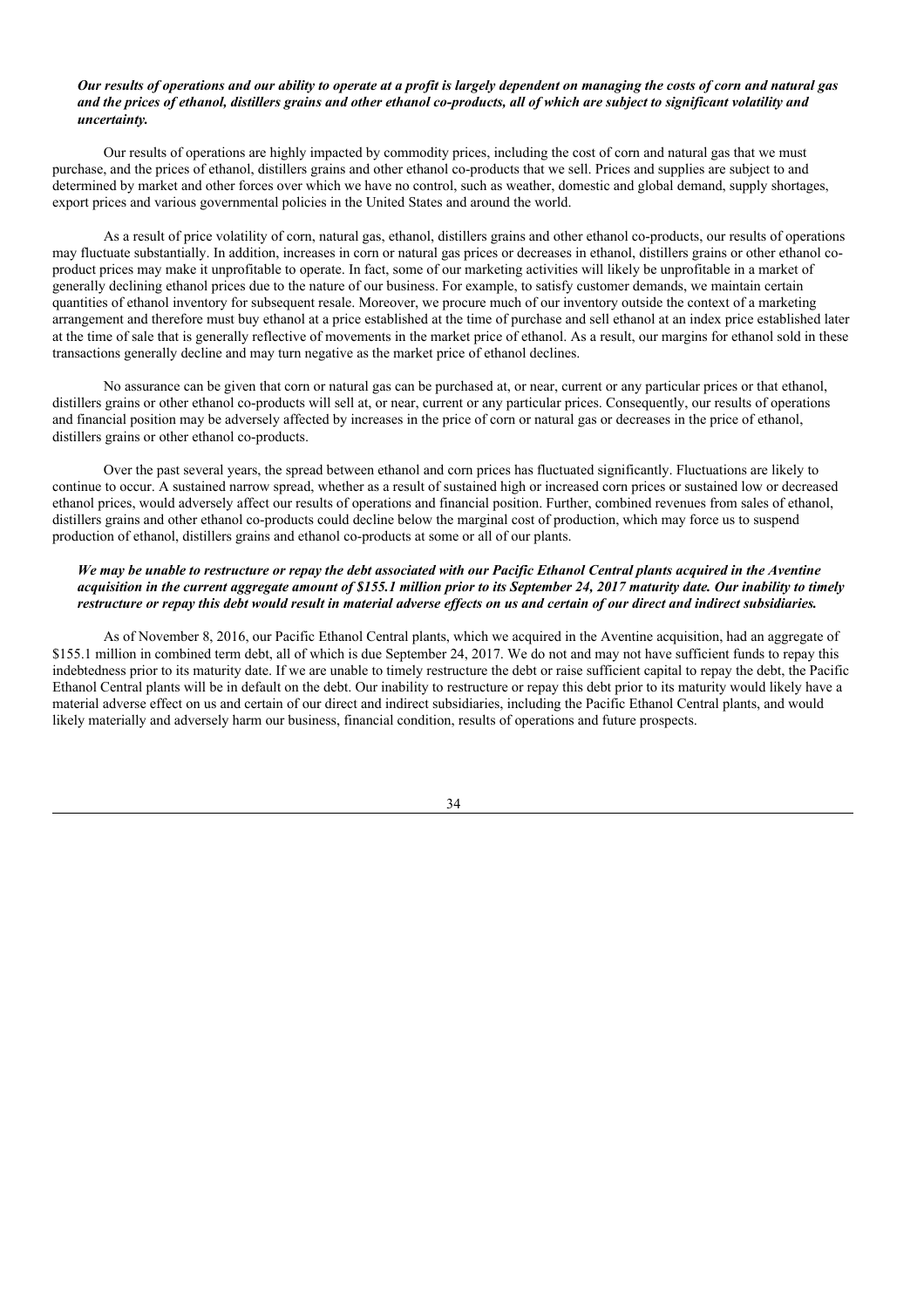***Our results of operations and our ability to operate at a profit is largely dependent on managing the costs of corn and natural gas and the prices of ethanol, distillers grains and other ethanol co-products, all of which are subject to significant volatility and uncertainty.***

Our results of operations are highly impacted by commodity prices, including the cost of corn and natural gas that we must purchase, and the prices of ethanol, distillers grains and other ethanol co-products that we sell. Prices and supplies are subject to and determined by market and other forces over which we have no control, such as weather, domestic and global demand, supply shortages, export prices and various governmental policies in the United States and around the world.

As a result of price volatility of corn, natural gas, ethanol, distillers grains and other ethanol co-products, our results of operations may fluctuate substantially. In addition, increases in corn or natural gas prices or decreases in ethanol, distillers grains or other ethanol co-product prices may make it unprofitable to operate. In fact, some of our marketing activities will likely be unprofitable in a market of generally declining ethanol prices due to the nature of our business. For example, to satisfy customer demands, we maintain certain quantities of ethanol inventory for subsequent resale. Moreover, we procure much of our inventory outside the context of a marketing arrangement and therefore must buy ethanol at a price established at the time of purchase and sell ethanol at an index price established later at the time of sale that is generally reflective of movements in the market price of ethanol. As a result, our margins for ethanol sold in these transactions generally decline and may turn negative as the market price of ethanol declines.

No assurance can be given that corn or natural gas can be purchased at, or near, current or any particular prices or that ethanol, distillers grains or other ethanol co-products will sell at, or near, current or any particular prices. Consequently, our results of operations and financial position may be adversely affected by increases in the price of corn or natural gas or decreases in the price of ethanol, distillers grains or other ethanol co-products.

Over the past several years, the spread between ethanol and corn prices has fluctuated significantly. Fluctuations are likely to continue to occur. A sustained narrow spread, whether as a result of sustained high or increased corn prices or sustained low or decreased ethanol prices, would adversely affect our results of operations and financial position. Further, combined revenues from sales of ethanol, distillers grains and other ethanol co-products could decline below the marginal cost of production, which may force us to suspend production of ethanol, distillers grains and ethanol co-products at some or all of our plants.

***We may be unable to restructure or repay the debt associated with our Pacific Ethanol Central plants acquired in the Aventine acquisition in the current aggregate amount of $155.1 million prior to its September 24, 2017 maturity date. Our inability to timely restructure or repay this debt would result in material adverse effects on us and certain of our direct and indirect subsidiaries.***

As of November 8, 2016, our Pacific Ethanol Central plants, which we acquired in the Aventine acquisition, had an aggregate of $155.1 million in combined term debt, all of which is due September 24, 2017. We do not and may not have sufficient funds to repay this indebtedness prior to its maturity date. If we are unable to timely restructure the debt or raise sufficient capital to repay the debt, the Pacific Ethanol Central plants will be in default on the debt. Our inability to restructure or repay this debt prior to its maturity would likely have a material adverse effect on us and certain of our direct and indirect subsidiaries, including the Pacific Ethanol Central plants, and would likely materially and adversely harm our business, financial condition, results of operations and future prospects.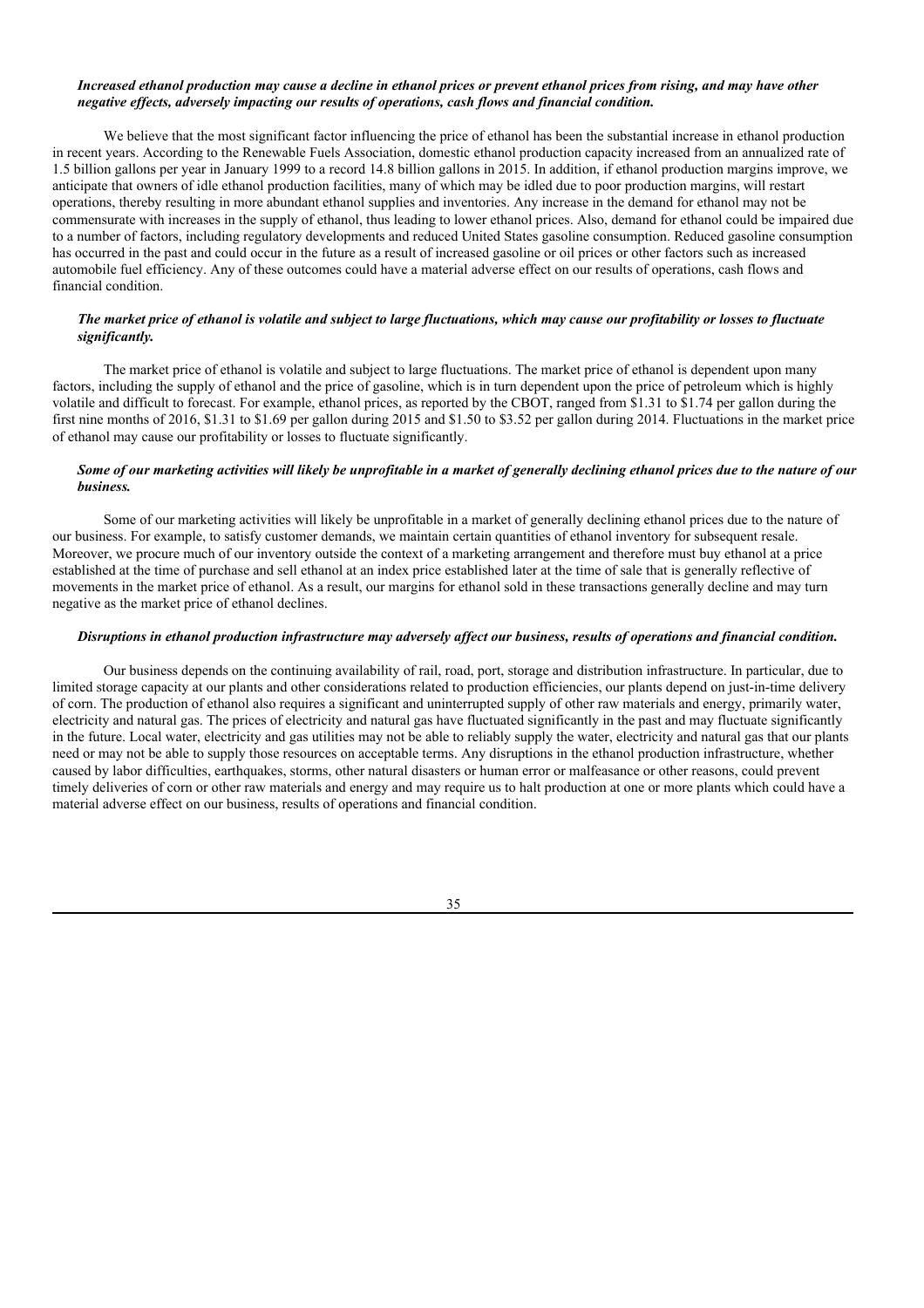***Increased ethanol production may cause a decline in ethanol prices or prevent ethanol prices from rising, and may have other negative effects, adversely impacting our results of operations, cash flows and financial condition.***

We believe that the most significant factor influencing the price of ethanol has been the substantial increase in ethanol production in recent years. According to the Renewable Fuels Association, domestic ethanol production capacity increased from an annualized rate of 1.5 billion gallons per year in January 1999 to a record 14.8 billion gallons in 2015. In addition, if ethanol production margins improve, we anticipate that owners of idle ethanol production facilities, many of which may be idled due to poor production margins, will restart operations, thereby resulting in more abundant ethanol supplies and inventories. Any increase in the demand for ethanol may not be commensurate with increases in the supply of ethanol, thus leading to lower ethanol prices. Also, demand for ethanol could be impaired due to a number of factors, including regulatory developments and reduced United States gasoline consumption. Reduced gasoline consumption has occurred in the past and could occur in the future as a result of increased gasoline or oil prices or other factors such as increased automobile fuel efficiency. Any of these outcomes could have a material adverse effect on our results of operations, cash flows and financial condition.

***The market price of ethanol is volatile and subject to large fluctuations, which may cause our profitability or losses to fluctuate significantly.***

The market price of ethanol is volatile and subject to large fluctuations. The market price of ethanol is dependent upon many factors, including the supply of ethanol and the price of gasoline, which is in turn dependent upon the price of petroleum which is highly volatile and difficult to forecast. For example, ethanol prices, as reported by the CBOT, ranged from $1.31 to $1.74 per gallon during the first nine months of 2016, $1.31 to $1.69 per gallon during 2015 and $1.50 to $3.52 per gallon during 2014. Fluctuations in the market price of ethanol may cause our profitability or losses to fluctuate significantly.

***Some of our marketing activities will likely be unprofitable in a market of generally declining ethanol prices due to the nature of our business.***

Some of our marketing activities will likely be unprofitable in a market of generally declining ethanol prices due to the nature of our business. For example, to satisfy customer demands, we maintain certain quantities of ethanol inventory for subsequent resale. Moreover, we procure much of our inventory outside the context of a marketing arrangement and therefore must buy ethanol at a price established at the time of purchase and sell ethanol at an index price established later at the time of sale that is generally reflective of movements in the market price of ethanol. As a result, our margins for ethanol sold in these transactions generally decline and may turn negative as the market price of ethanol declines.

***Disruptions in ethanol production infrastructure may adversely affect our business, results of operations and financial condition.***

Our business depends on the continuing availability of rail, road, port, storage and distribution infrastructure. In particular, due to limited storage capacity at our plants and other considerations related to production efficiencies, our plants depend on just-in-time delivery of corn. The production of ethanol also requires a significant and uninterrupted supply of other raw materials and energy, primarily water, electricity and natural gas. The prices of electricity and natural gas have fluctuated significantly in the past and may fluctuate significantly in the future. Local water, electricity and gas utilities may not be able to reliably supply the water, electricity and natural gas that our plants need or may not be able to supply those resources on acceptable terms. Any disruptions in the ethanol production infrastructure, whether caused by labor difficulties, earthquakes, storms, other natural disasters or human error or malfeasance or other reasons, could prevent timely deliveries of corn or other raw materials and energy and may require us to halt production at one or more plants which could have a material adverse effect on our business, results of operations and financial condition.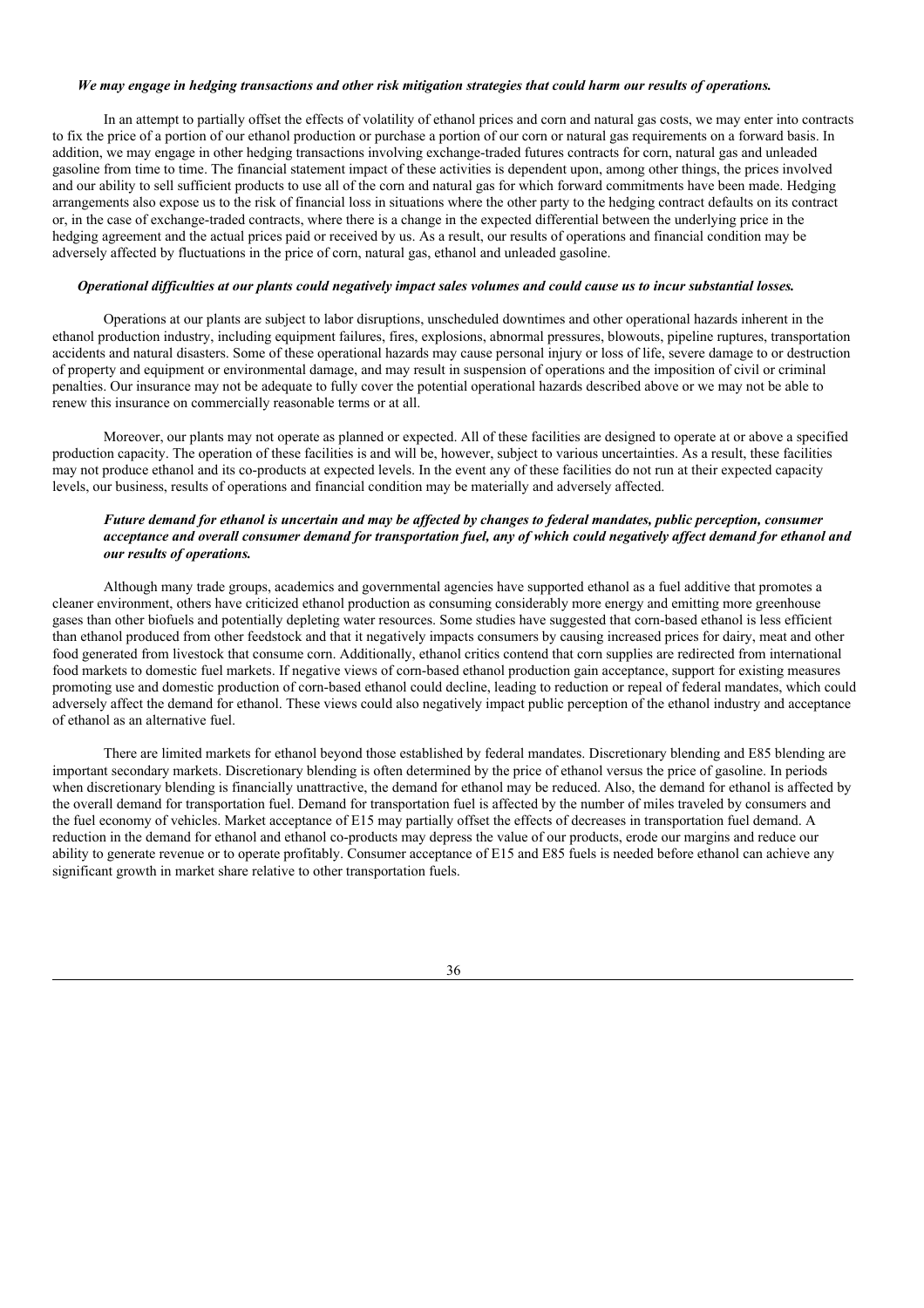***We may engage in hedging transactions and other risk mitigation strategies that could harm our results of operations.***

In an attempt to partially offset the effects of volatility of ethanol prices and corn and natural gas costs, we may enter into contracts to fix the price of a portion of our ethanol production or purchase a portion of our corn or natural gas requirements on a forward basis. In addition, we may engage in other hedging transactions involving exchange-traded futures contracts for corn, natural gas and unleaded gasoline from time to time. The financial statement impact of these activities is dependent upon, among other things, the prices involved and our ability to sell sufficient products to use all of the corn and natural gas for which forward commitments have been made. Hedging arrangements also expose us to the risk of financial loss in situations where the other party to the hedging contract defaults on its contract or, in the case of exchange-traded contracts, where there is a change in the expected differential between the underlying price in the hedging agreement and the actual prices paid or received by us. As a result, our results of operations and financial condition may be adversely affected by fluctuations in the price of corn, natural gas, ethanol and unleaded gasoline.

***Operational difficulties at our plants could negatively impact sales volumes and could cause us to incur substantial losses.***

Operations at our plants are subject to labor disruptions, unscheduled downtimes and other operational hazards inherent in the ethanol production industry, including equipment failures, fires, explosions, abnormal pressures, blowouts, pipeline ruptures, transportation accidents and natural disasters. Some of these operational hazards may cause personal injury or loss of life, severe damage to or destruction of property and equipment or environmental damage, and may result in suspension of operations and the imposition of civil or criminal penalties. Our insurance may not be adequate to fully cover the potential operational hazards described above or we may not be able to renew this insurance on commercially reasonable terms or at all.

Moreover, our plants may not operate as planned or expected. All of these facilities are designed to operate at or above a specified production capacity. The operation of these facilities is and will be, however, subject to various uncertainties. As a result, these facilities may not produce ethanol and its co-products at expected levels. In the event any of these facilities do not run at their expected capacity levels, our business, results of operations and financial condition may be materially and adversely affected.

***Future demand for ethanol is uncertain and may be affected by changes to federal mandates, public perception, consumer acceptance and overall consumer demand for transportation fuel, any of which could negatively affect demand for ethanol and our results of operations.***

Although many trade groups, academics and governmental agencies have supported ethanol as a fuel additive that promotes a cleaner environment, others have criticized ethanol production as consuming considerably more energy and emitting more greenhouse gases than other biofuels and potentially depleting water resources. Some studies have suggested that corn-based ethanol is less efficient than ethanol produced from other feedstock and that it negatively impacts consumers by causing increased prices for dairy, meat and other food generated from livestock that consume corn. Additionally, ethanol critics contend that corn supplies are redirected from international food markets to domestic fuel markets. If negative views of corn-based ethanol production gain acceptance, support for existing measures promoting use and domestic production of corn-based ethanol could decline, leading to reduction or repeal of federal mandates, which could adversely affect the demand for ethanol. These views could also negatively impact public perception of the ethanol industry and acceptance of ethanol as an alternative fuel.

There are limited markets for ethanol beyond those established by federal mandates. Discretionary blending and E85 blending are important secondary markets. Discretionary blending is often determined by the price of ethanol versus the price of gasoline. In periods when discretionary blending is financially unattractive, the demand for ethanol may be reduced. Also, the demand for ethanol is affected by the overall demand for transportation fuel. Demand for transportation fuel is affected by the number of miles traveled by consumers and the fuel economy of vehicles. Market acceptance of E15 may partially offset the effects of decreases in transportation fuel demand. A reduction in the demand for ethanol and ethanol co-products may depress the value of our products, erode our margins and reduce our ability to generate revenue or to operate profitably. Consumer acceptance of E15 and E85 fuels is needed before ethanol can achieve any significant growth in market share relative to other transportation fuels.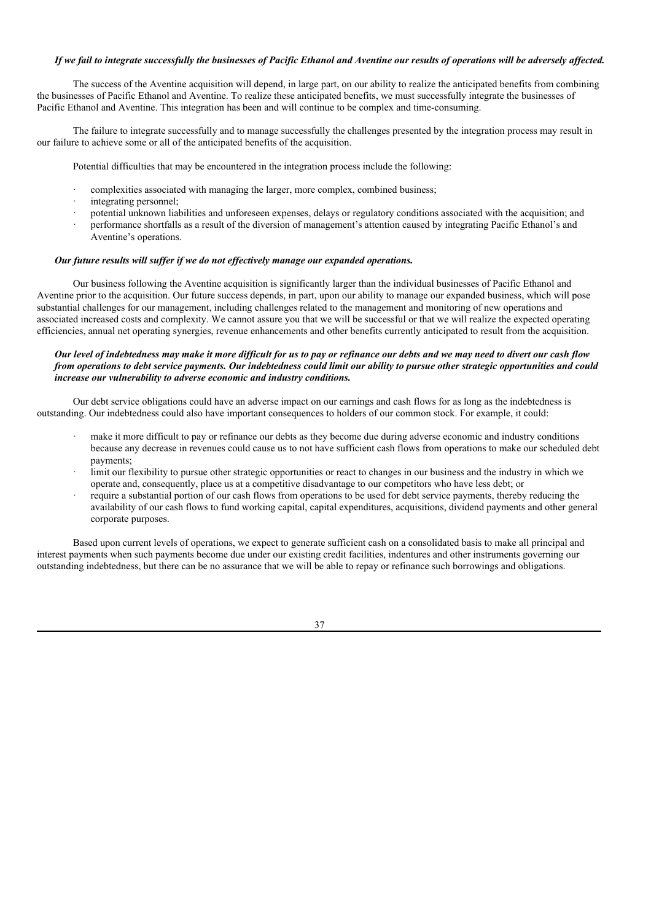***If we fail to integrate successfully the businesses of Pacific Ethanol and Aventine our results of operations will be adversely affected.***

The success of the Aventine acquisition will depend, in large part, on our ability to realize the anticipated benefits from combining the businesses of Pacific Ethanol and Aventine. To realize these anticipated benefits, we must successfully integrate the businesses of Pacific Ethanol and Aventine. This integration has been and will continue to be complex and time-consuming.

The failure to integrate successfully and to manage successfully the challenges presented by the integration process may result in our failure to achieve some or all of the anticipated benefits of the acquisition.

Potential difficulties that may be encountered in the integration process include the following:

- complexities associated with managing the larger, more complex, combined business;
- integrating personnel;
- potential unknown liabilities and unforeseen expenses, delays or regulatory conditions associated with the acquisition; and
- performance shortfalls as a result of the diversion of management's attention caused by integrating Pacific Ethanol's and Aventine's operations.

***Our future results will suffer if we do not effectively manage our expanded operations.***

Our business following the Aventine acquisition is significantly larger than the individual businesses of Pacific Ethanol and Aventine prior to the acquisition. Our future success depends, in part, upon our ability to manage our expanded business, which will pose substantial challenges for our management, including challenges related to the management and monitoring of new operations and associated increased costs and complexity. We cannot assure you that we will be successful or that we will realize the expected operating efficiencies, annual net operating synergies, revenue enhancements and other benefits currently anticipated to result from the acquisition.

***Our level of indebtedness may make it more difficult for us to pay or refinance our debts and we may need to divert our cash flow from operations to debt service payments. Our indebtedness could limit our ability to pursue other strategic opportunities and could increase our vulnerability to adverse economic and industry conditions.***

Our debt service obligations could have an adverse impact on our earnings and cash flows for as long as the indebtedness is outstanding. Our indebtedness could also have important consequences to holders of our common stock. For example, it could:

- make it more difficult to pay or refinance our debts as they become due during adverse economic and industry conditions because any decrease in revenues could cause us to not have sufficient cash flows from operations to make our scheduled debt payments;
- limit our flexibility to pursue other strategic opportunities or react to changes in our business and the industry in which we operate and, consequently, place us at a competitive disadvantage to our competitors who have less debt; or
- require a substantial portion of our cash flows from operations to be used for debt service payments, thereby reducing the availability of our cash flows to fund working capital, capital expenditures, acquisitions, dividend payments and other general corporate purposes.

Based upon current levels of operations, we expect to generate sufficient cash on a consolidated basis to make all principal and interest payments when such payments become due under our existing credit facilities, indentures and other instruments governing our outstanding indebtedness, but there can be no assurance that we will be able to repay or refinance such borrowings and obligations.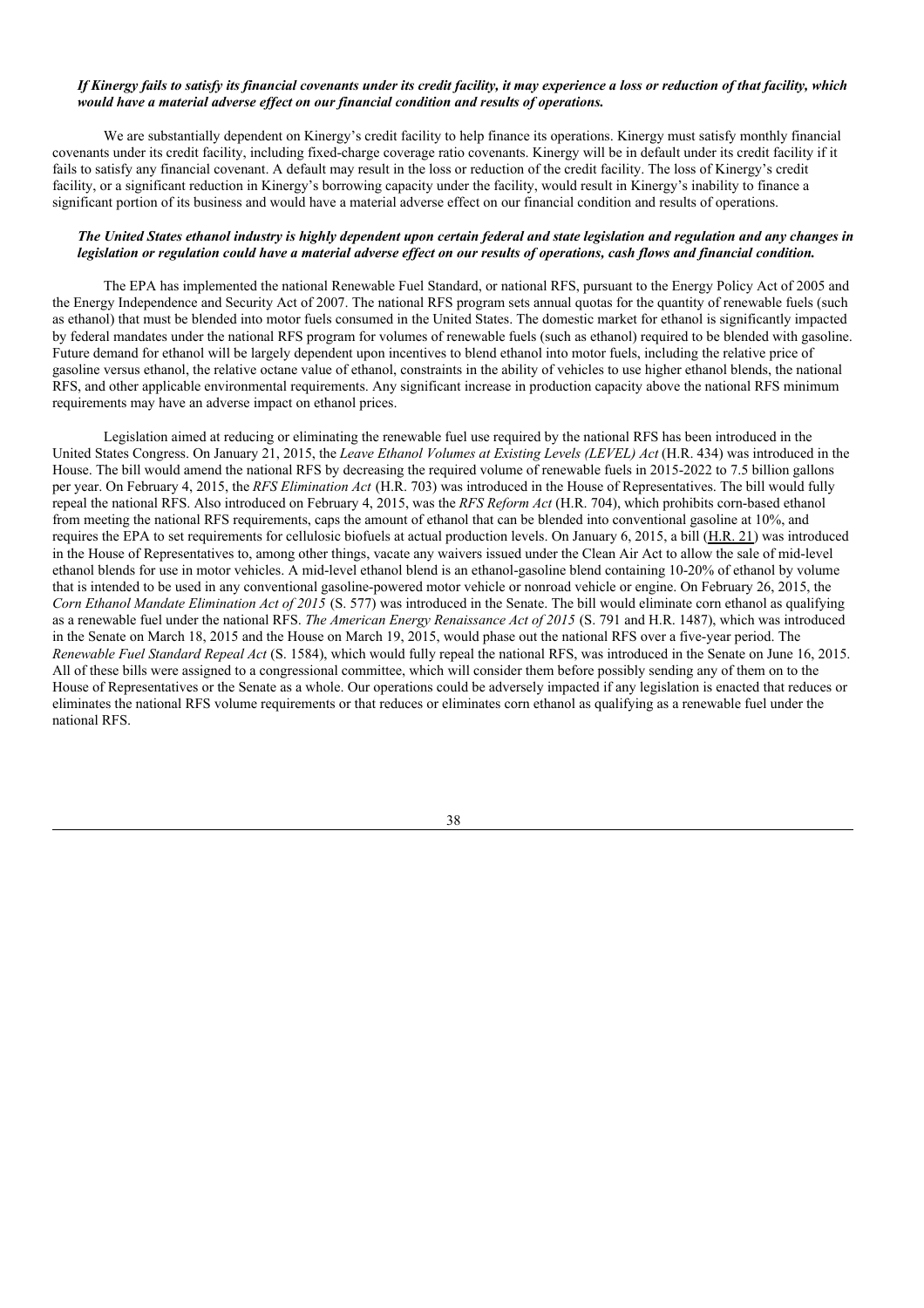***If Kinergy fails to satisfy its financial covenants under its credit facility, it may experience a loss or reduction of that facility, which would have a material adverse effect on our financial condition and results of operations.***

We are substantially dependent on Kinergy's credit facility to help finance its operations. Kinergy must satisfy monthly financial covenants under its credit facility, including fixed-charge coverage ratio covenants. Kinergy will be in default under its credit facility if it fails to satisfy any financial covenant. A default may result in the loss or reduction of the credit facility. The loss of Kinergy's credit facility, or a significant reduction in Kinergy's borrowing capacity under the facility, would result in Kinergy's inability to finance a significant portion of its business and would have a material adverse effect on our financial condition and results of operations.

***The United States ethanol industry is highly dependent upon certain federal and state legislation and regulation and any changes in legislation or regulation could have a material adverse effect on our results of operations, cash flows and financial condition.***

The EPA has implemented the national Renewable Fuel Standard, or national RFS, pursuant to the Energy Policy Act of 2005 and the Energy Independence and Security Act of 2007. The national RFS program sets annual quotas for the quantity of renewable fuels (such as ethanol) that must be blended into motor fuels consumed in the United States. The domestic market for ethanol is significantly impacted by federal mandates under the national RFS program for volumes of renewable fuels (such as ethanol) required to be blended with gasoline. Future demand for ethanol will be largely dependent upon incentives to blend ethanol into motor fuels, including the relative price of gasoline versus ethanol, the relative octane value of ethanol, constraints in the ability of vehicles to use higher ethanol blends, the national RFS, and other applicable environmental requirements. Any significant increase in production capacity above the national RFS minimum requirements may have an adverse impact on ethanol prices.

Legislation aimed at reducing or eliminating the renewable fuel use required by the national RFS has been introduced in the United States Congress. On January 21, 2015, the *Leave Ethanol Volumes at Existing Levels (LEVEL) Act* (H.R. 434) was introduced in the House. The bill would amend the national RFS by decreasing the required volume of renewable fuels in 2015-2022 to 7.5 billion gallons per year. On February 4, 2015, the *RFS Elimination Act* (H.R. 703) was introduced in the House of Representatives. The bill would fully repeal the national RFS. Also introduced on February 4, 2015, was the *RFS Reform Act* (H.R. 704), which prohibits corn-based ethanol from meeting the national RFS requirements, caps the amount of ethanol that can be blended into conventional gasoline at 10%, and requires the EPA to set requirements for cellulosic biofuels at actual production levels. On January 6, 2015, a bill (H.R. 21) was introduced in the House of Representatives to, among other things, vacate any waivers issued under the Clean Air Act to allow the sale of mid-level ethanol blends for use in motor vehicles. A mid-level ethanol blend is an ethanol-gasoline blend containing 10-20% of ethanol by volume that is intended to be used in any conventional gasoline-powered motor vehicle or nonroad vehicle or engine. On February 26, 2015, the *Corn Ethanol Mandate Elimination Act of 2015* (S. 577) was introduced in the Senate. The bill would eliminate corn ethanol as qualifying as a renewable fuel under the national RFS. *The American Energy Renaissance Act of 2015* (S. 791 and H.R. 1487), which was introduced in the Senate on March 18, 2015 and the House on March 19, 2015, would phase out the national RFS over a five-year period. The *Renewable Fuel Standard Repeal Act* (S. 1584), which would fully repeal the national RFS, was introduced in the Senate on June 16, 2015. All of these bills were assigned to a congressional committee, which will consider them before possibly sending any of them on to the House of Representatives or the Senate as a whole. Our operations could be adversely impacted if any legislation is enacted that reduces or eliminates the national RFS volume requirements or that reduces or eliminates corn ethanol as qualifying as a renewable fuel under the national RFS.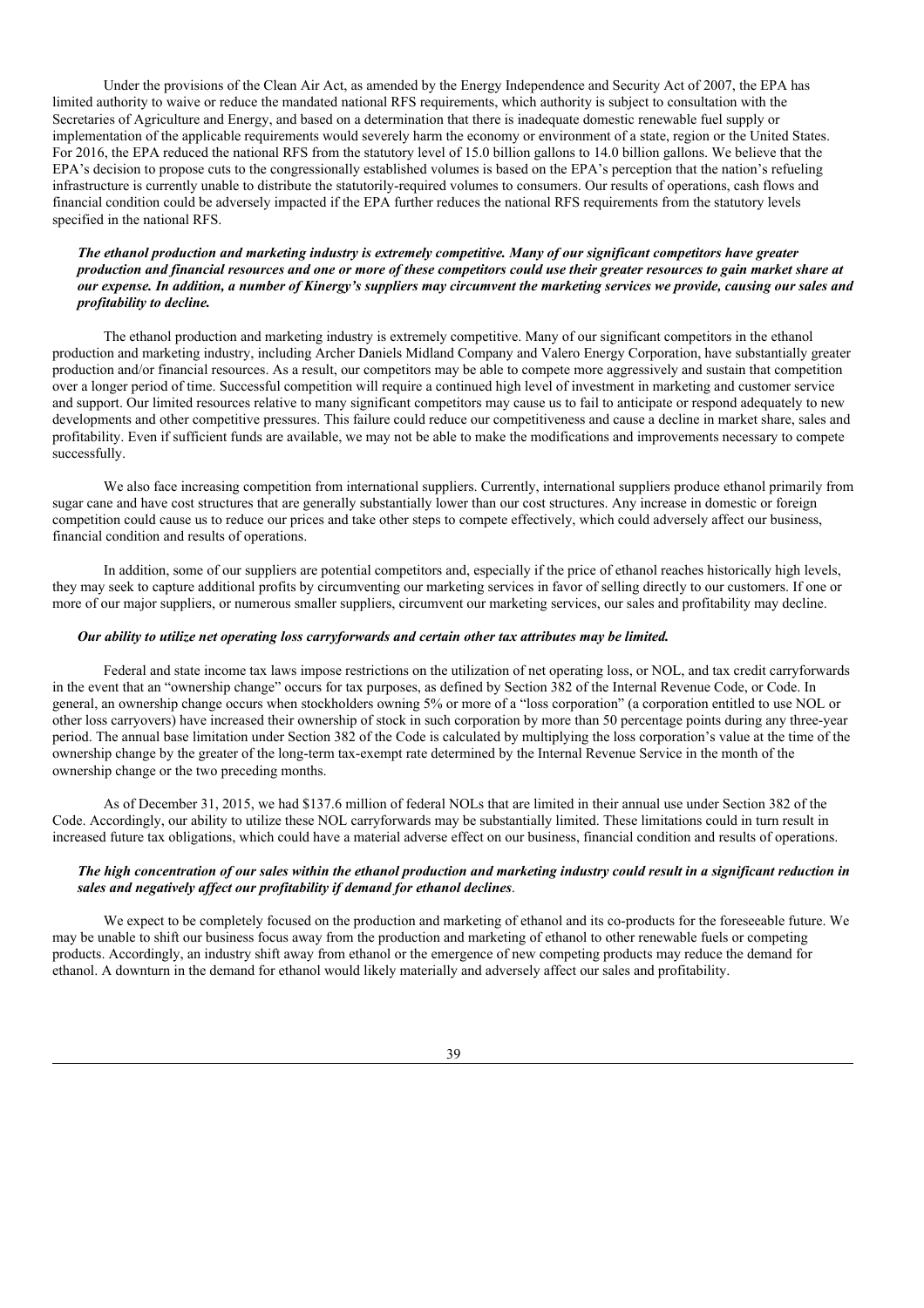Under the provisions of the Clean Air Act, as amended by the Energy Independence and Security Act of 2007, the EPA has limited authority to waive or reduce the mandated national RFS requirements, which authority is subject to consultation with the Secretaries of Agriculture and Energy, and based on a determination that there is inadequate domestic renewable fuel supply or implementation of the applicable requirements would severely harm the economy or environment of a state, region or the United States. For 2016, the EPA reduced the national RFS from the statutory level of 15.0 billion gallons to 14.0 billion gallons. We believe that the EPA's decision to propose cuts to the congressionally established volumes is based on the EPA's perception that the nation's refueling infrastructure is currently unable to distribute the statutorily-required volumes to consumers. Our results of operations, cash flows and financial condition could be adversely impacted if the EPA further reduces the national RFS requirements from the statutory levels specified in the national RFS.

***The ethanol production and marketing industry is extremely competitive. Many of our significant competitors have greater production and financial resources and one or more of these competitors could use their greater resources to gain market share at our expense. In addition, a number of Kinergy's suppliers may circumvent the marketing services we provide, causing our sales and profitability to decline.***

The ethanol production and marketing industry is extremely competitive. Many of our significant competitors in the ethanol production and marketing industry, including Archer Daniels Midland Company and Valero Energy Corporation, have substantially greater production and/or financial resources. As a result, our competitors may be able to compete more aggressively and sustain that competition over a longer period of time. Successful competition will require a continued high level of investment in marketing and customer service and support. Our limited resources relative to many significant competitors may cause us to fail to anticipate or respond adequately to new developments and other competitive pressures. This failure could reduce our competitiveness and cause a decline in market share, sales and profitability. Even if sufficient funds are available, we may not be able to make the modifications and improvements necessary to compete successfully.

We also face increasing competition from international suppliers. Currently, international suppliers produce ethanol primarily from sugar cane and have cost structures that are generally substantially lower than our cost structures. Any increase in domestic or foreign competition could cause us to reduce our prices and take other steps to compete effectively, which could adversely affect our business, financial condition and results of operations.

In addition, some of our suppliers are potential competitors and, especially if the price of ethanol reaches historically high levels, they may seek to capture additional profits by circumventing our marketing services in favor of selling directly to our customers. If one or more of our major suppliers, or numerous smaller suppliers, circumvent our marketing services, our sales and profitability may decline.

***Our ability to utilize net operating loss carryforwards and certain other tax attributes may be limited.***

Federal and state income tax laws impose restrictions on the utilization of net operating loss, or NOL, and tax credit carryforwards in the event that an "ownership change" occurs for tax purposes, as defined by Section 382 of the Internal Revenue Code, or Code. In general, an ownership change occurs when stockholders owning 5% or more of a "loss corporation" (a corporation entitled to use NOL or other loss carryovers) have increased their ownership of stock in such corporation by more than 50 percentage points during any three-year period. The annual base limitation under Section 382 of the Code is calculated by multiplying the loss corporation's value at the time of the ownership change by the greater of the long-term tax-exempt rate determined by the Internal Revenue Service in the month of the ownership change or the two preceding months.

As of December 31, 2015, we had $137.6 million of federal NOLs that are limited in their annual use under Section 382 of the Code. Accordingly, our ability to utilize these NOL carryforwards may be substantially limited. These limitations could in turn result in increased future tax obligations, which could have a material adverse effect on our business, financial condition and results of operations.

***The high concentration of our sales within the ethanol production and marketing industry could result in a significant reduction in sales and negatively affect our profitability if demand for ethanol declines.***

We expect to be completely focused on the production and marketing of ethanol and its co-products for the foreseeable future. We may be unable to shift our business focus away from the production and marketing of ethanol to other renewable fuels or competing products. Accordingly, an industry shift away from ethanol or the emergence of new competing products may reduce the demand for ethanol. A downturn in the demand for ethanol would likely materially and adversely affect our sales and profitability.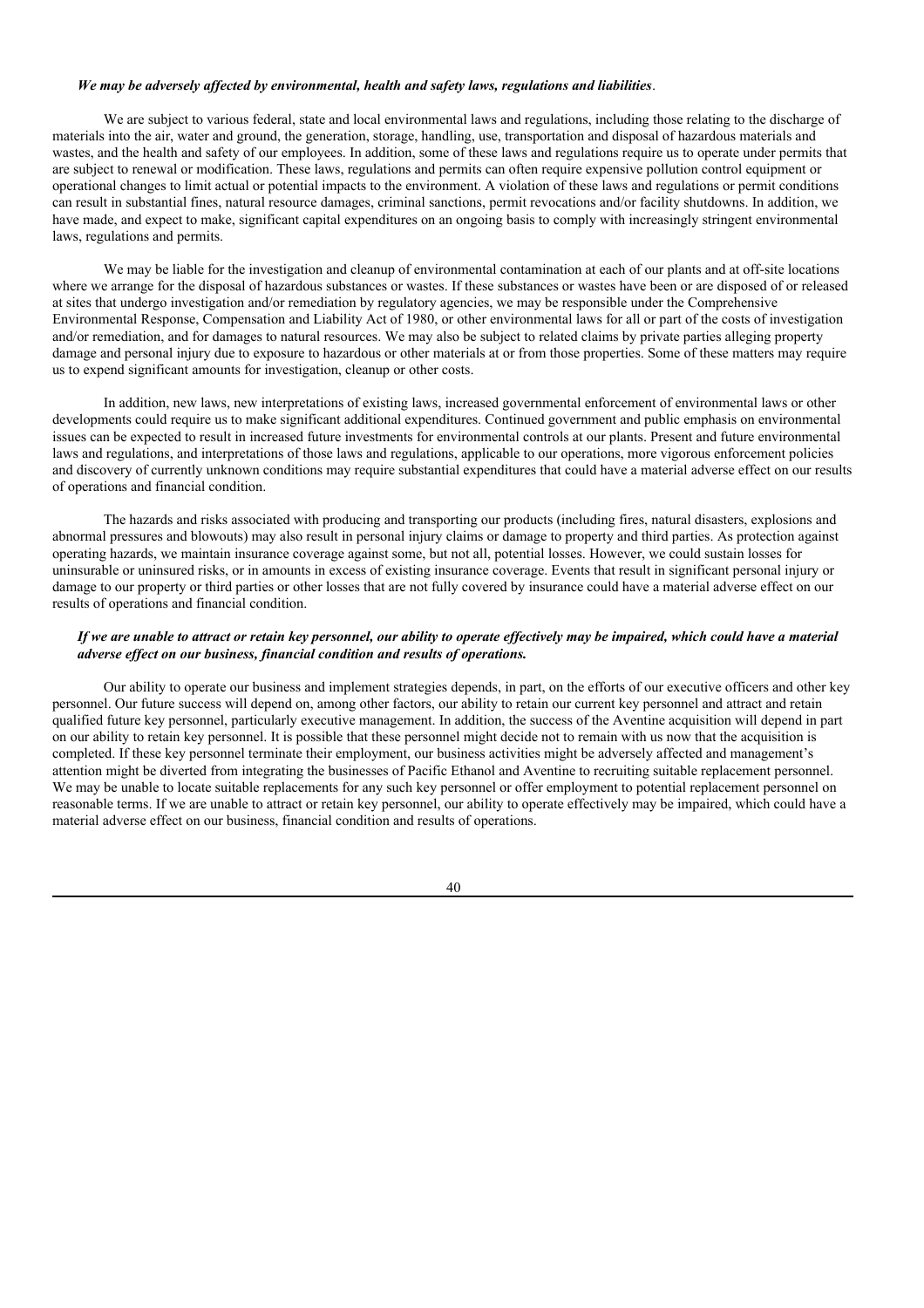***We may be adversely affected by environmental, health and safety laws, regulations and liabilities*.**

We are subject to various federal, state and local environmental laws and regulations, including those relating to the discharge of materials into the air, water and ground, the generation, storage, handling, use, transportation and disposal of hazardous materials and wastes, and the health and safety of our employees. In addition, some of these laws and regulations require us to operate under permits that are subject to renewal or modification. These laws, regulations and permits can often require expensive pollution control equipment or operational changes to limit actual or potential impacts to the environment. A violation of these laws and regulations or permit conditions can result in substantial fines, natural resource damages, criminal sanctions, permit revocations and/or facility shutdowns. In addition, we have made, and expect to make, significant capital expenditures on an ongoing basis to comply with increasingly stringent environmental laws, regulations and permits.

We may be liable for the investigation and cleanup of environmental contamination at each of our plants and at off-site locations where we arrange for the disposal of hazardous substances or wastes. If these substances or wastes have been or are disposed of or released at sites that undergo investigation and/or remediation by regulatory agencies, we may be responsible under the Comprehensive Environmental Response, Compensation and Liability Act of 1980, or other environmental laws for all or part of the costs of investigation and/or remediation, and for damages to natural resources. We may also be subject to related claims by private parties alleging property damage and personal injury due to exposure to hazardous or other materials at or from those properties. Some of these matters may require us to expend significant amounts for investigation, cleanup or other costs.

In addition, new laws, new interpretations of existing laws, increased governmental enforcement of environmental laws or other developments could require us to make significant additional expenditures. Continued government and public emphasis on environmental issues can be expected to result in increased future investments for environmental controls at our plants. Present and future environmental laws and regulations, and interpretations of those laws and regulations, applicable to our operations, more vigorous enforcement policies and discovery of currently unknown conditions may require substantial expenditures that could have a material adverse effect on our results of operations and financial condition.

The hazards and risks associated with producing and transporting our products (including fires, natural disasters, explosions and abnormal pressures and blowouts) may also result in personal injury claims or damage to property and third parties. As protection against operating hazards, we maintain insurance coverage against some, but not all, potential losses. However, we could sustain losses for uninsurable or uninsured risks, or in amounts in excess of existing insurance coverage. Events that result in significant personal injury or damage to our property or third parties or other losses that are not fully covered by insurance could have a material adverse effect on our results of operations and financial condition.

***If we are unable to attract or retain key personnel, our ability to operate effectively may be impaired, which could have a material adverse effect on our business, financial condition and results of operations.***

Our ability to operate our business and implement strategies depends, in part, on the efforts of our executive officers and other key personnel. Our future success will depend on, among other factors, our ability to retain our current key personnel and attract and retain qualified future key personnel, particularly executive management. In addition, the success of the Aventine acquisition will depend in part on our ability to retain key personnel. It is possible that these personnel might decide not to remain with us now that the acquisition is completed. If these key personnel terminate their employment, our business activities might be adversely affected and management's attention might be diverted from integrating the businesses of Pacific Ethanol and Aventine to recruiting suitable replacement personnel. We may be unable to locate suitable replacements for any such key personnel or offer employment to potential replacement personnel on reasonable terms. If we are unable to attract or retain key personnel, our ability to operate effectively may be impaired, which could have a material adverse effect on our business, financial condition and results of operations.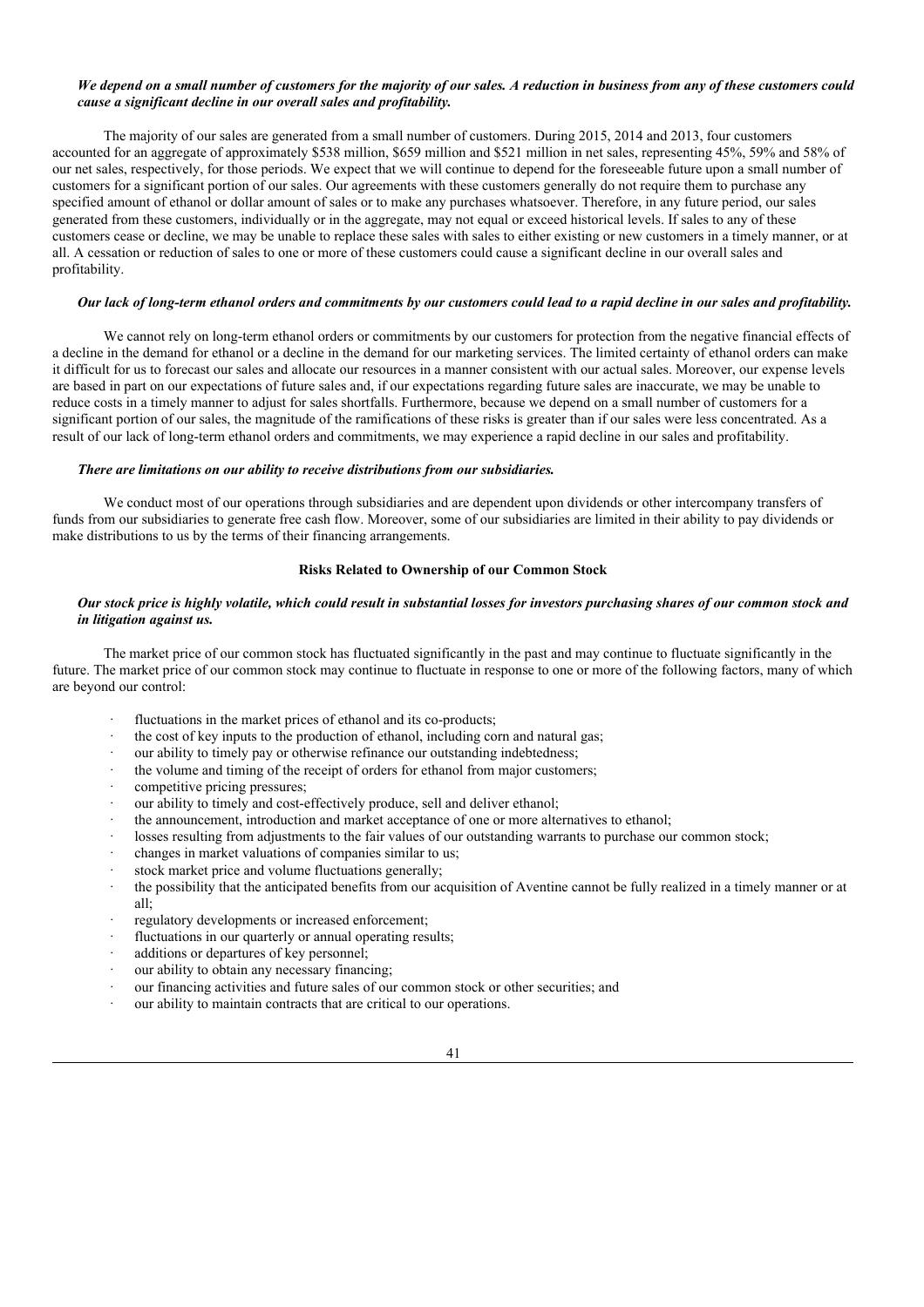***We depend on a small number of customers for the majority of our sales. A reduction in business from any of these customers could cause a significant decline in our overall sales and profitability.***

The majority of our sales are generated from a small number of customers. During 2015, 2014 and 2013, four customers accounted for an aggregate of approximately $538 million, $659 million and $521 million in net sales, representing 45%, 59% and 58% of our net sales, respectively, for those periods. We expect that we will continue to depend for the foreseeable future upon a small number of customers for a significant portion of our sales. Our agreements with these customers generally do not require them to purchase any specified amount of ethanol or dollar amount of sales or to make any purchases whatsoever. Therefore, in any future period, our sales generated from these customers, individually or in the aggregate, may not equal or exceed historical levels. If sales to any of these customers cease or decline, we may be unable to replace these sales with sales to either existing or new customers in a timely manner, or at all. A cessation or reduction of sales to one or more of these customers could cause a significant decline in our overall sales and profitability.

***Our lack of long-term ethanol orders and commitments by our customers could lead to a rapid decline in our sales and profitability.***

We cannot rely on long-term ethanol orders or commitments by our customers for protection from the negative financial effects of a decline in the demand for ethanol or a decline in the demand for our marketing services. The limited certainty of ethanol orders can make it difficult for us to forecast our sales and allocate our resources in a manner consistent with our actual sales. Moreover, our expense levels are based in part on our expectations of future sales and, if our expectations regarding future sales are inaccurate, we may be unable to reduce costs in a timely manner to adjust for sales shortfalls. Furthermore, because we depend on a small number of customers for a significant portion of our sales, the magnitude of the ramifications of these risks is greater than if our sales were less concentrated. As a result of our lack of long-term ethanol orders and commitments, we may experience a rapid decline in our sales and profitability.

***There are limitations on our ability to receive distributions from our subsidiaries.***

We conduct most of our operations through subsidiaries and are dependent upon dividends or other intercompany transfers of funds from our subsidiaries to generate free cash flow. Moreover, some of our subsidiaries are limited in their ability to pay dividends or make distributions to us by the terms of their financing arrangements.

**Risks Related to Ownership of our Common Stock**

***Our stock price is highly volatile, which could result in substantial losses for investors purchasing shares of our common stock and in litigation against us.***

The market price of our common stock has fluctuated significantly in the past and may continue to fluctuate significantly in the future. The market price of our common stock may continue to fluctuate in response to one or more of the following factors, many of which are beyond our control:

- fluctuations in the market prices of ethanol and its co-products;
- the cost of key inputs to the production of ethanol, including corn and natural gas;
- our ability to timely pay or otherwise refinance our outstanding indebtedness;
- the volume and timing of the receipt of orders for ethanol from major customers;
- competitive pricing pressures;
- our ability to timely and cost-effectively produce, sell and deliver ethanol;
- the announcement, introduction and market acceptance of one or more alternatives to ethanol;
- losses resulting from adjustments to the fair values of our outstanding warrants to purchase our common stock;
- changes in market valuations of companies similar to us;
- stock market price and volume fluctuations generally;
- the possibility that the anticipated benefits from our acquisition of Aventine cannot be fully realized in a timely manner or at all;
- regulatory developments or increased enforcement;
- fluctuations in our quarterly or annual operating results;
- additions or departures of key personnel;
- our ability to obtain any necessary financing;
- our financing activities and future sales of our common stock or other securities; and
- our ability to maintain contracts that are critical to our operations.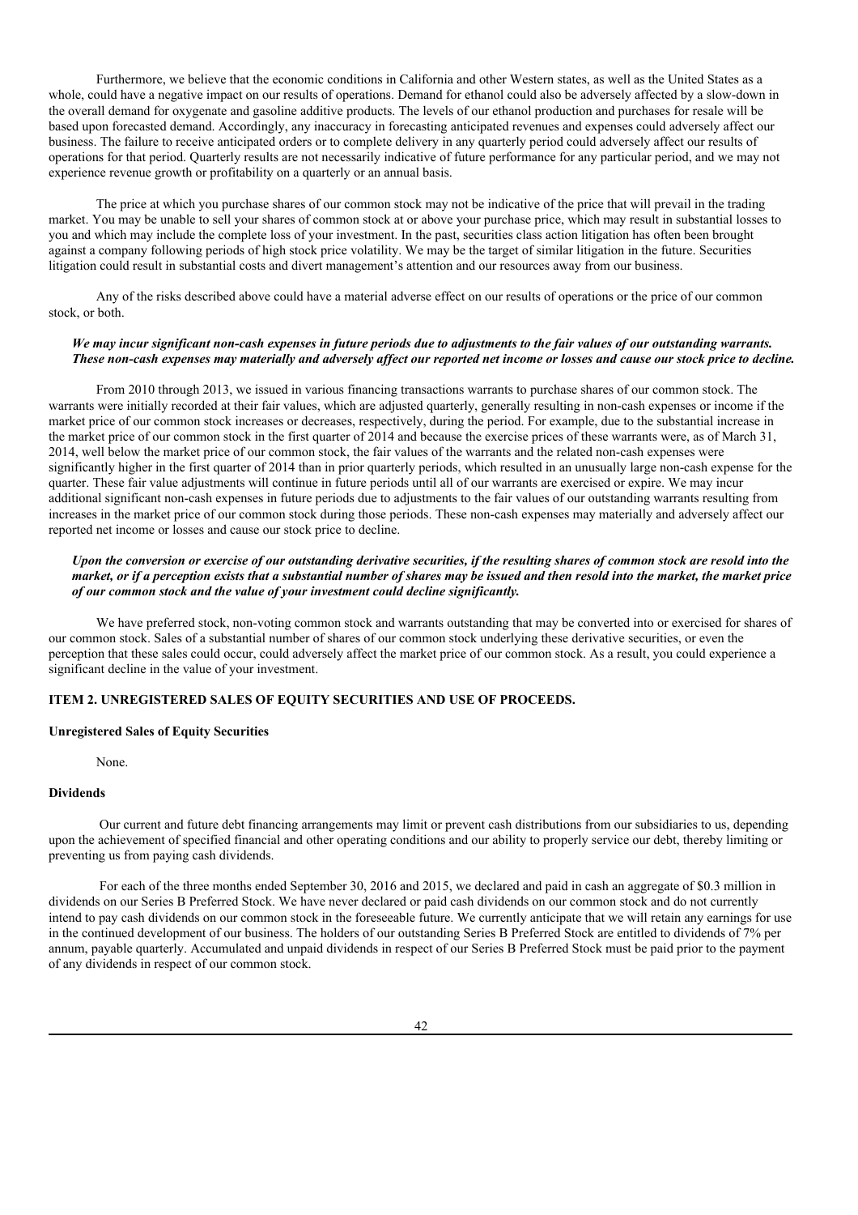Furthermore, we believe that the economic conditions in California and other Western states, as well as the United States as a whole, could have a negative impact on our results of operations. Demand for ethanol could also be adversely affected by a slow-down in the overall demand for oxygenate and gasoline additive products. The levels of our ethanol production and purchases for resale will be based upon forecasted demand. Accordingly, any inaccuracy in forecasting anticipated revenues and expenses could adversely affect our business. The failure to receive anticipated orders or to complete delivery in any quarterly period could adversely affect our results of operations for that period. Quarterly results are not necessarily indicative of future performance for any particular period, and we may not experience revenue growth or profitability on a quarterly or an annual basis.

The price at which you purchase shares of our common stock may not be indicative of the price that will prevail in the trading market. You may be unable to sell your shares of common stock at or above your purchase price, which may result in substantial losses to you and which may include the complete loss of your investment. In the past, securities class action litigation has often been brought against a company following periods of high stock price volatility. We may be the target of similar litigation in the future. Securities litigation could result in substantial costs and divert management's attention and our resources away from our business.

Any of the risks described above could have a material adverse effect on our results of operations or the price of our common stock, or both.

***We may incur significant non-cash expenses in future periods due to adjustments to the fair values of our outstanding warrants. These non-cash expenses may materially and adversely affect our reported net income or losses and cause our stock price to decline.***

From 2010 through 2013, we issued in various financing transactions warrants to purchase shares of our common stock. The warrants were initially recorded at their fair values, which are adjusted quarterly, generally resulting in non-cash expenses or income if the market price of our common stock increases or decreases, respectively, during the period. For example, due to the substantial increase in the market price of our common stock in the first quarter of 2014 and because the exercise prices of these warrants were, as of March 31, 2014, well below the market price of our common stock, the fair values of the warrants and the related non-cash expenses were significantly higher in the first quarter of 2014 than in prior quarterly periods, which resulted in an unusually large non-cash expense for the quarter. These fair value adjustments will continue in future periods until all of our warrants are exercised or expire. We may incur additional significant non-cash expenses in future periods due to adjustments to the fair values of our outstanding warrants resulting from increases in the market price of our common stock during those periods. These non-cash expenses may materially and adversely affect our reported net income or losses and cause our stock price to decline.

***Upon the conversion or exercise of our outstanding derivative securities, if the resulting shares of common stock are resold into the market, or if a perception exists that a substantial number of shares may be issued and then resold into the market, the market price of our common stock and the value of your investment could decline significantly.***

We have preferred stock, non-voting common stock and warrants outstanding that may be converted into or exercised for shares of our common stock. Sales of a substantial number of shares of our common stock underlying these derivative securities, or even the perception that these sales could occur, could adversely affect the market price of our common stock. As a result, you could experience a significant decline in the value of your investment.

## ITEM 2. UNREGISTERED SALES OF EQUITY SECURITIES AND USE OF PROCEEDS.

### Unregistered Sales of Equity Securities

None.

### Dividends

Our current and future debt financing arrangements may limit or prevent cash distributions from our subsidiaries to us, depending upon the achievement of specified financial and other operating conditions and our ability to properly service our debt, thereby limiting or preventing us from paying cash dividends.

For each of the three months ended September 30, 2016 and 2015, we declared and paid in cash an aggregate of $0.3 million in dividends on our Series B Preferred Stock. We have never declared or paid cash dividends on our common stock and do not currently intend to pay cash dividends on our common stock in the foreseeable future. We currently anticipate that we will retain any earnings for use in the continued development of our business. The holders of our outstanding Series B Preferred Stock are entitled to dividends of 7% per annum, payable quarterly. Accumulated and unpaid dividends in respect of our Series B Preferred Stock must be paid prior to the payment of any dividends in respect of our common stock.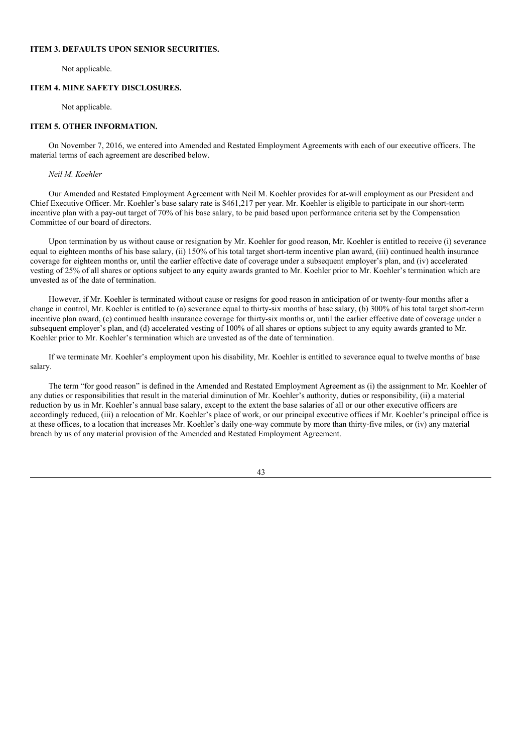## ITEM 3. DEFAULTS UPON SENIOR SECURITIES.

Not applicable.

## ITEM 4. MINE SAFETY DISCLOSURES.

Not applicable.

## ITEM 5. OTHER INFORMATION.

On November 7, 2016, we entered into Amended and Restated Employment Agreements with each of our executive officers. The material terms of each agreement are described below.

*Neil M. Koehler*

Our Amended and Restated Employment Agreement with Neil M. Koehler provides for at-will employment as our President and Chief Executive Officer. Mr. Koehler's base salary rate is $461,217 per year. Mr. Koehler is eligible to participate in our short-term incentive plan with a pay-out target of 70% of his base salary, to be paid based upon performance criteria set by the Compensation Committee of our board of directors.

Upon termination by us without cause or resignation by Mr. Koehler for good reason, Mr. Koehler is entitled to receive (i) severance equal to eighteen months of his base salary, (ii) 150% of his total target short-term incentive plan award, (iii) continued health insurance coverage for eighteen months or, until the earlier effective date of coverage under a subsequent employer's plan, and (iv) accelerated vesting of 25% of all shares or options subject to any equity awards granted to Mr. Koehler prior to Mr. Koehler's termination which are unvested as of the date of termination.

However, if Mr. Koehler is terminated without cause or resigns for good reason in anticipation of or twenty-four months after a change in control, Mr. Koehler is entitled to (a) severance equal to thirty-six months of base salary, (b) 300% of his total target short-term incentive plan award, (c) continued health insurance coverage for thirty-six months or, until the earlier effective date of coverage under a subsequent employer's plan, and (d) accelerated vesting of 100% of all shares or options subject to any equity awards granted to Mr. Koehler prior to Mr. Koehler's termination which are unvested as of the date of termination.

If we terminate Mr. Koehler's employment upon his disability, Mr. Koehler is entitled to severance equal to twelve months of base salary.

The term "for good reason" is defined in the Amended and Restated Employment Agreement as (i) the assignment to Mr. Koehler of any duties or responsibilities that result in the material diminution of Mr. Koehler's authority, duties or responsibility, (ii) a material reduction by us in Mr. Koehler's annual base salary, except to the extent the base salaries of all or our other executive officers are accordingly reduced, (iii) a relocation of Mr. Koehler's place of work, or our principal executive offices if Mr. Koehler's principal office is at these offices, to a location that increases Mr. Koehler's daily one-way commute by more than thirty-five miles, or (iv) any material breach by us of any material provision of the Amended and Restated Employment Agreement.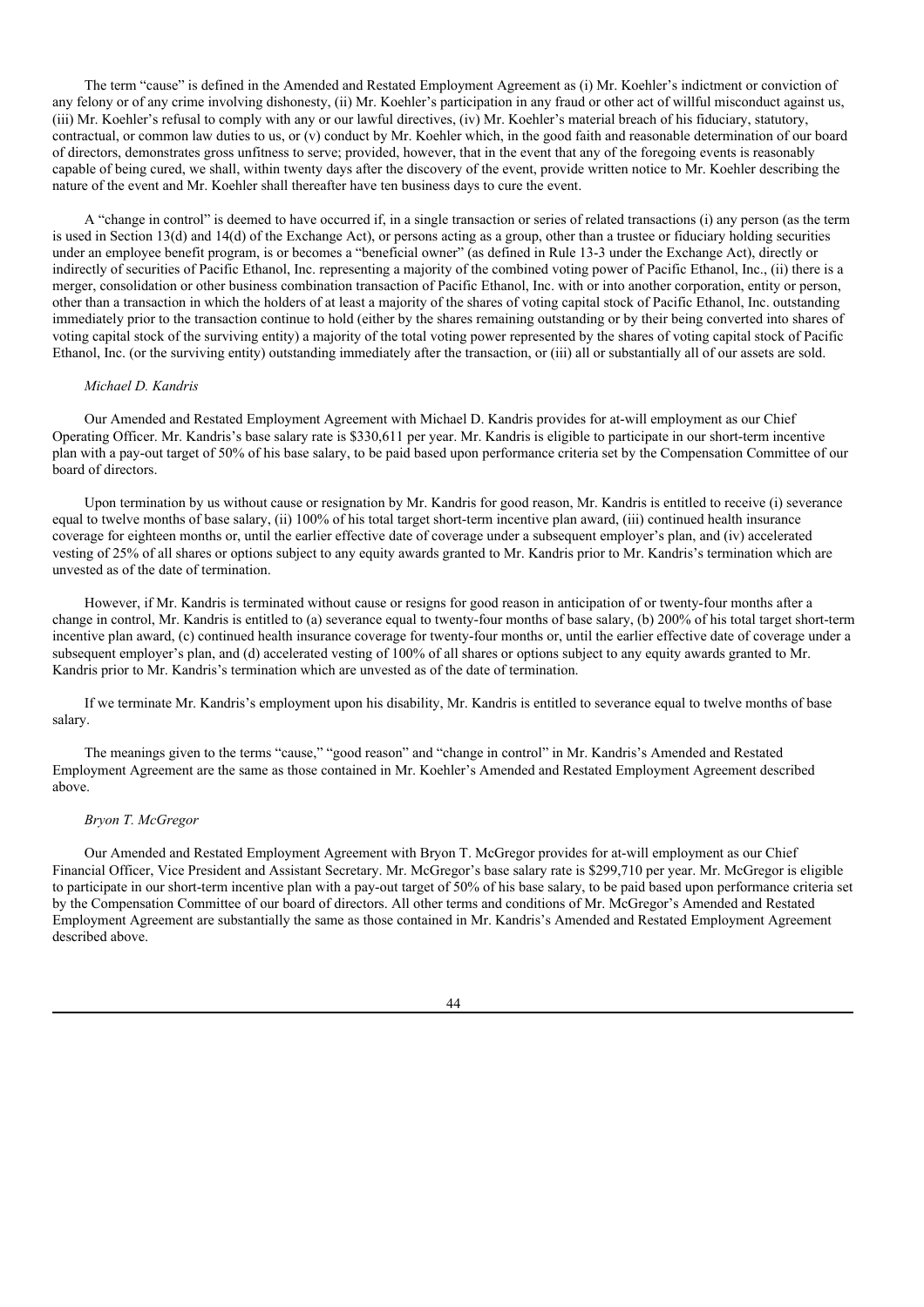The term "cause" is defined in the Amended and Restated Employment Agreement as (i) Mr. Koehler's indictment or conviction of any felony or of any crime involving dishonesty, (ii) Mr. Koehler's participation in any fraud or other act of willful misconduct against us, (iii) Mr. Koehler's refusal to comply with any or our lawful directives, (iv) Mr. Koehler's material breach of his fiduciary, statutory, contractual, or common law duties to us, or (v) conduct by Mr. Koehler which, in the good faith and reasonable determination of our board of directors, demonstrates gross unfitness to serve; provided, however, that in the event that any of the foregoing events is reasonably capable of being cured, we shall, within twenty days after the discovery of the event, provide written notice to Mr. Koehler describing the nature of the event and Mr. Koehler shall thereafter have ten business days to cure the event.

A "change in control" is deemed to have occurred if, in a single transaction or series of related transactions (i) any person (as the term is used in Section 13(d) and 14(d) of the Exchange Act), or persons acting as a group, other than a trustee or fiduciary holding securities under an employee benefit program, is or becomes a "beneficial owner" (as defined in Rule 13-3 under the Exchange Act), directly or indirectly of securities of Pacific Ethanol, Inc. representing a majority of the combined voting power of Pacific Ethanol, Inc., (ii) there is a merger, consolidation or other business combination transaction of Pacific Ethanol, Inc. with or into another corporation, entity or person, other than a transaction in which the holders of at least a majority of the shares of voting capital stock of Pacific Ethanol, Inc. outstanding immediately prior to the transaction continue to hold (either by the shares remaining outstanding or by their being converted into shares of voting capital stock of the surviving entity) a majority of the total voting power represented by the shares of voting capital stock of Pacific Ethanol, Inc. (or the surviving entity) outstanding immediately after the transaction, or (iii) all or substantially all of our assets are sold.

*Michael D. Kandris*

Our Amended and Restated Employment Agreement with Michael D. Kandris provides for at-will employment as our Chief Operating Officer. Mr. Kandris's base salary rate is $330,611 per year. Mr. Kandris is eligible to participate in our short-term incentive plan with a pay-out target of 50% of his base salary, to be paid based upon performance criteria set by the Compensation Committee of our board of directors.

Upon termination by us without cause or resignation by Mr. Kandris for good reason, Mr. Kandris is entitled to receive (i) severance equal to twelve months of base salary, (ii) 100% of his total target short-term incentive plan award, (iii) continued health insurance coverage for eighteen months or, until the earlier effective date of coverage under a subsequent employer's plan, and (iv) accelerated vesting of 25% of all shares or options subject to any equity awards granted to Mr. Kandris prior to Mr. Kandris's termination which are unvested as of the date of termination.

However, if Mr. Kandris is terminated without cause or resigns for good reason in anticipation of or twenty-four months after a change in control, Mr. Kandris is entitled to (a) severance equal to twenty-four months of base salary, (b) 200% of his total target short-term incentive plan award, (c) continued health insurance coverage for twenty-four months or, until the earlier effective date of coverage under a subsequent employer's plan, and (d) accelerated vesting of 100% of all shares or options subject to any equity awards granted to Mr. Kandris prior to Mr. Kandris's termination which are unvested as of the date of termination.

If we terminate Mr. Kandris's employment upon his disability, Mr. Kandris is entitled to severance equal to twelve months of base salary.

The meanings given to the terms "cause," "good reason" and "change in control" in Mr. Kandris's Amended and Restated Employment Agreement are the same as those contained in Mr. Koehler's Amended and Restated Employment Agreement described above.

*Bryon T. McGregor*

Our Amended and Restated Employment Agreement with Bryon T. McGregor provides for at-will employment as our Chief Financial Officer, Vice President and Assistant Secretary. Mr. McGregor's base salary rate is $299,710 per year. Mr. McGregor is eligible to participate in our short-term incentive plan with a pay-out target of 50% of his base salary, to be paid based upon performance criteria set by the Compensation Committee of our board of directors. All other terms and conditions of Mr. McGregor's Amended and Restated Employment Agreement are substantially the same as those contained in Mr. Kandris's Amended and Restated Employment Agreement described above.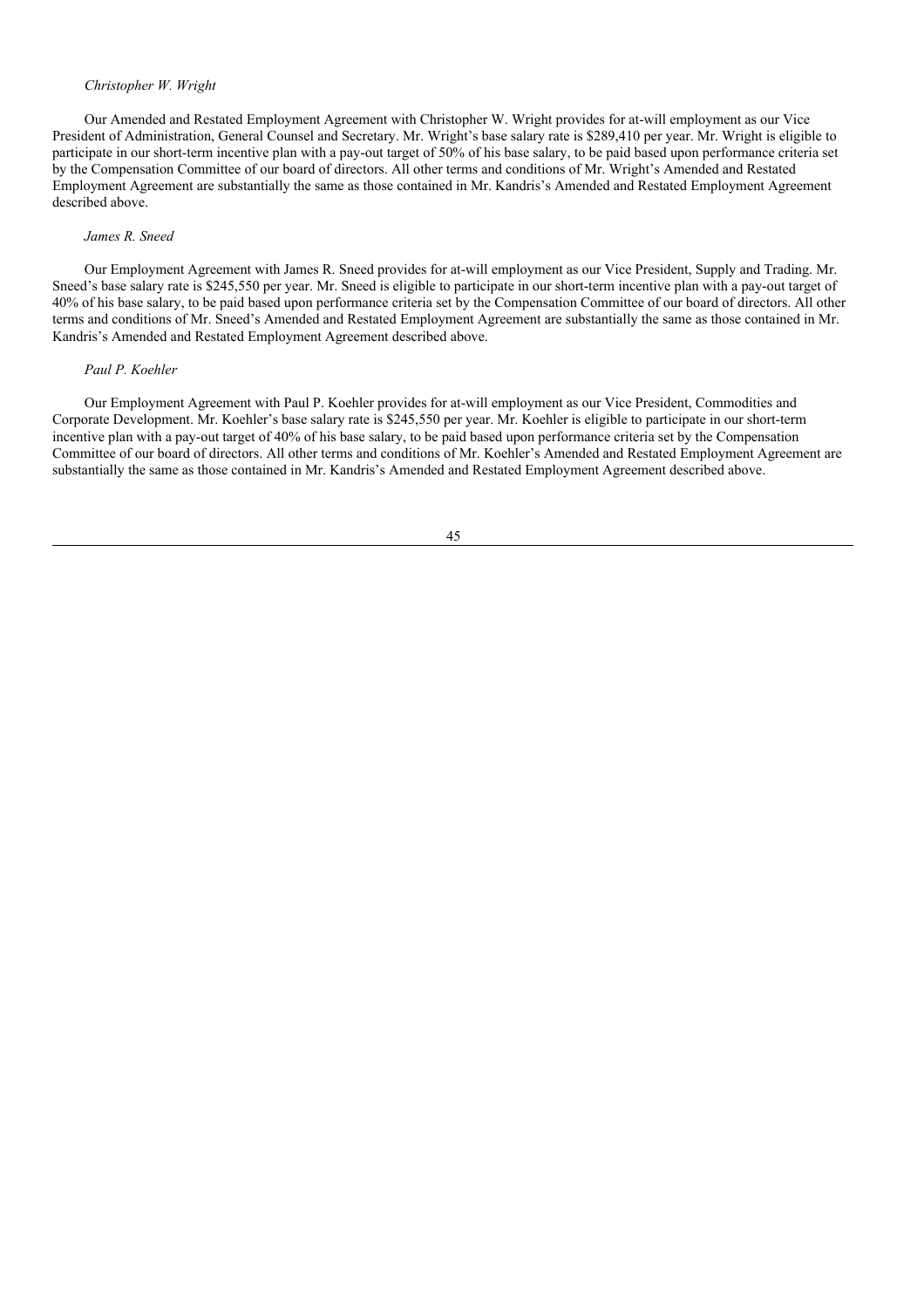*Christopher W. Wright*

Our Amended and Restated Employment Agreement with Christopher W. Wright provides for at-will employment as our Vice President of Administration, General Counsel and Secretary. Mr. Wright's base salary rate is $289,410 per year. Mr. Wright is eligible to participate in our short-term incentive plan with a pay-out target of 50% of his base salary, to be paid based upon performance criteria set by the Compensation Committee of our board of directors. All other terms and conditions of Mr. Wright's Amended and Restated Employment Agreement are substantially the same as those contained in Mr. Kandris's Amended and Restated Employment Agreement described above.

*James R. Sneed*

Our Employment Agreement with James R. Sneed provides for at-will employment as our Vice President, Supply and Trading. Mr. Sneed's base salary rate is $245,550 per year. Mr. Sneed is eligible to participate in our short-term incentive plan with a pay-out target of 40% of his base salary, to be paid based upon performance criteria set by the Compensation Committee of our board of directors. All other terms and conditions of Mr. Sneed's Amended and Restated Employment Agreement are substantially the same as those contained in Mr. Kandris's Amended and Restated Employment Agreement described above.

*Paul P. Koehler*

Our Employment Agreement with Paul P. Koehler provides for at-will employment as our Vice President, Commodities and Corporate Development. Mr. Koehler's base salary rate is $245,550 per year. Mr. Koehler is eligible to participate in our short-term incentive plan with a pay-out target of 40% of his base salary, to be paid based upon performance criteria set by the Compensation Committee of our board of directors. All other terms and conditions of Mr. Koehler's Amended and Restated Employment Agreement are substantially the same as those contained in Mr. Kandris's Amended and Restated Employment Agreement described above.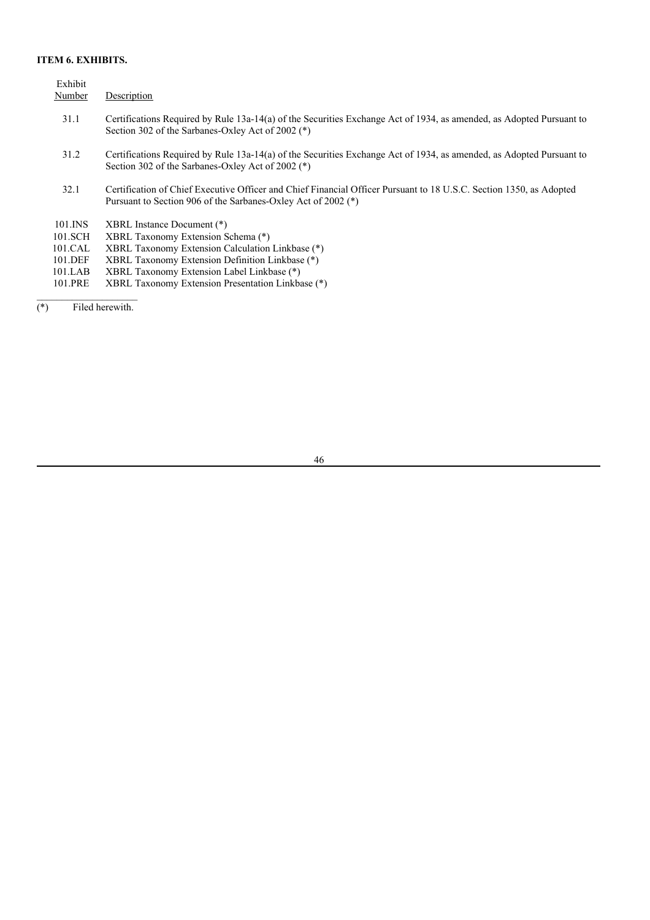**ITEM 6. EXHIBITS.**

| Exhibit Number | Description |
|---|---|
| 31.1 | Certifications Required by Rule 13a-14(a) of the Securities Exchange Act of 1934, as amended, as Adopted Pursuant to Section 302 of the Sarbanes-Oxley Act of 2002 (*) |
| 31.2 | Certifications Required by Rule 13a-14(a) of the Securities Exchange Act of 1934, as amended, as Adopted Pursuant to Section 302 of the Sarbanes-Oxley Act of 2002 (*) |
| 32.1 | Certification of Chief Executive Officer and Chief Financial Officer Pursuant to 18 U.S.C. Section 1350, as Adopted Pursuant to Section 906 of the Sarbanes-Oxley Act of 2002 (*) |
| 101.INS | XBRL Instance Document (*) |
| 101.SCH | XBRL Taxonomy Extension Schema (*) |
| 101.CAL | XBRL Taxonomy Extension Calculation Linkbase (*) |
| 101.DEF | XBRL Taxonomy Extension Definition Linkbase (*) |
| 101.LAB | XBRL Taxonomy Extension Label Linkbase (*) |
| 101.PRE | XBRL Taxonomy Extension Presentation Linkbase (*) |

(*) Filed herewith.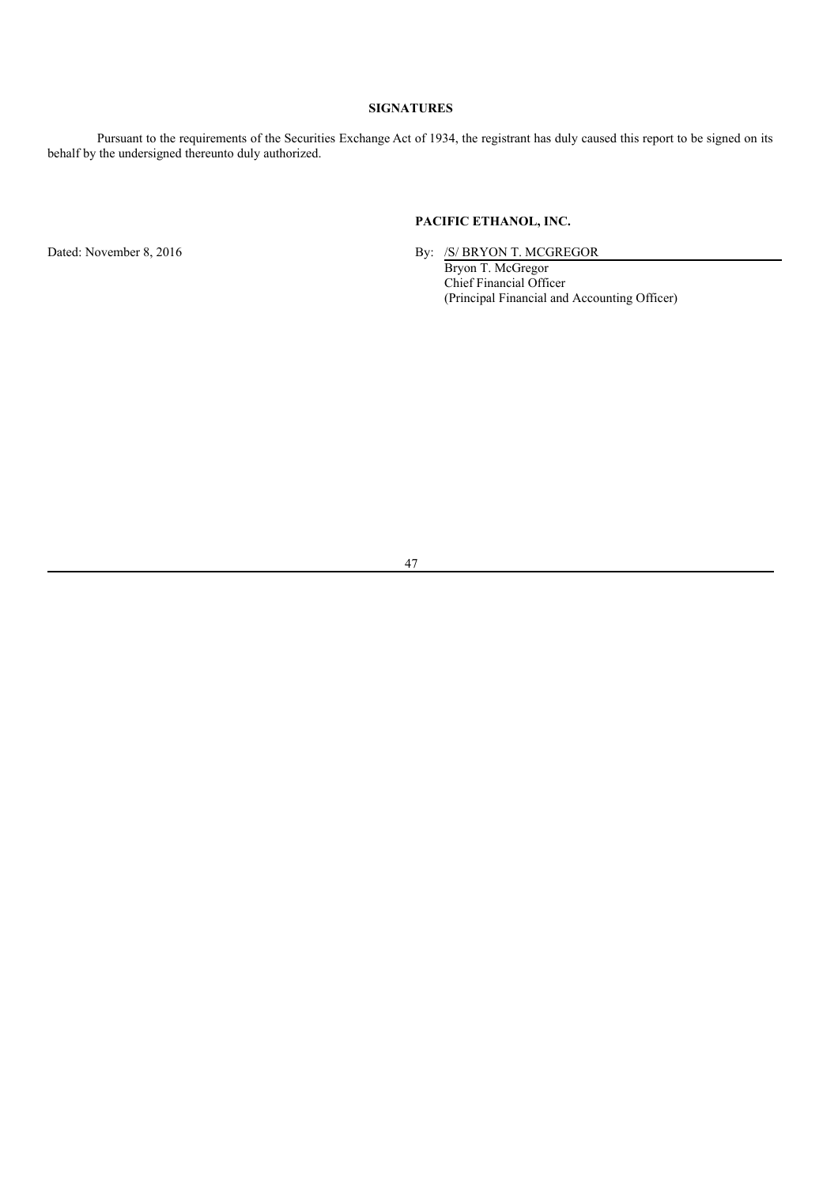## SIGNATURES

Pursuant to the requirements of the Securities Exchange Act of 1934, the registrant has duly caused this report to be signed on its behalf by the undersigned thereunto duly authorized.

**PACIFIC ETHANOL, INC.**

Dated: November 8, 2016

By: /S/ BRYON T. MCGREGOR  
Bryon T. McGregor  
Chief Financial Officer  
(Principal Financial and Accounting Officer)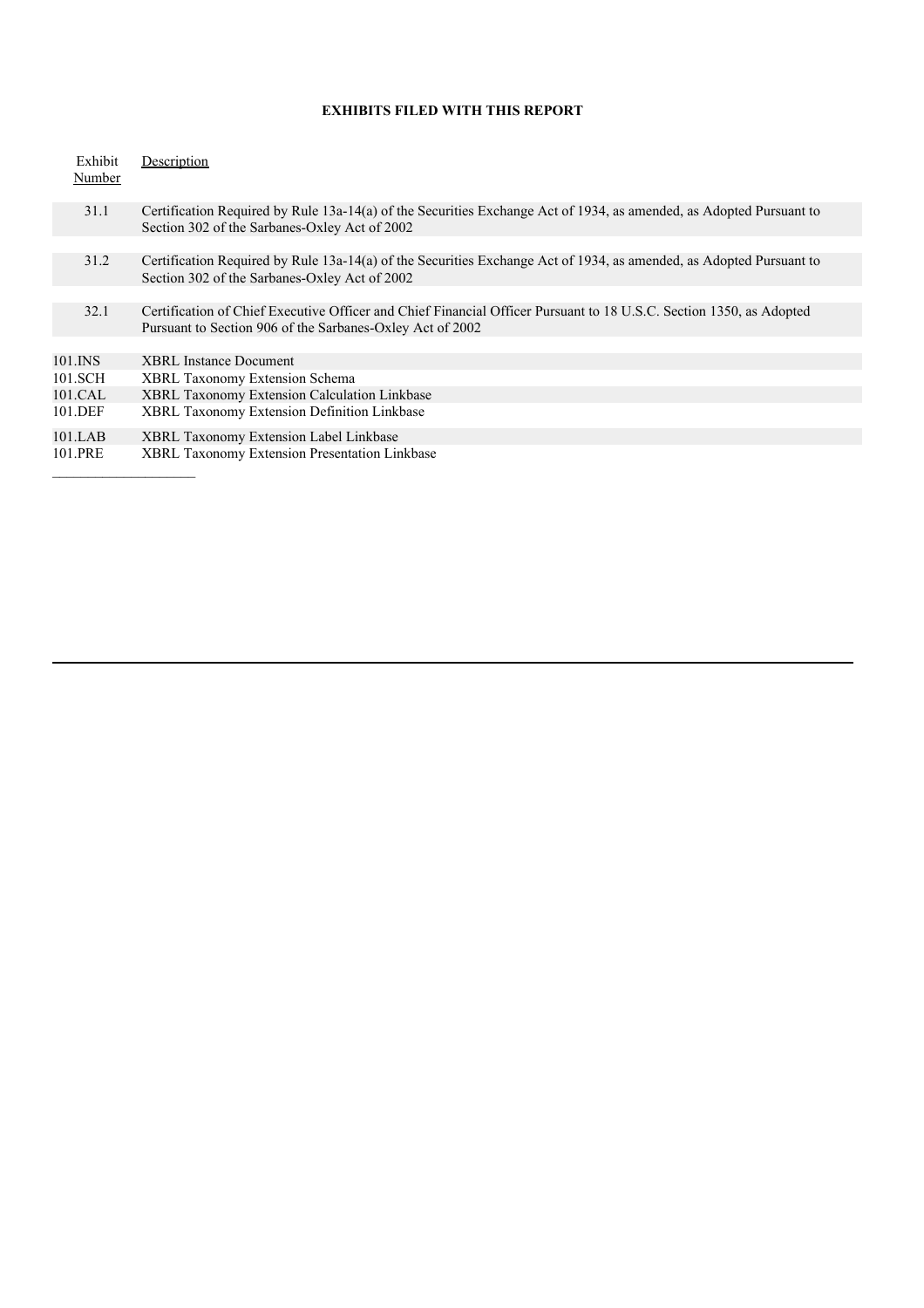**EXHIBITS FILED WITH THIS REPORT**

| Exhibit Number | Description |
|---|---|
| 31.1 | Certification Required by Rule 13a-14(a) of the Securities Exchange Act of 1934, as amended, as Adopted Pursuant to Section 302 of the Sarbanes-Oxley Act of 2002 |
| 31.2 | Certification Required by Rule 13a-14(a) of the Securities Exchange Act of 1934, as amended, as Adopted Pursuant to Section 302 of the Sarbanes-Oxley Act of 2002 |
| 32.1 | Certification of Chief Executive Officer and Chief Financial Officer Pursuant to 18 U.S.C. Section 1350, as Adopted Pursuant to Section 906 of the Sarbanes-Oxley Act of 2002 |
| 101.INS | XBRL Instance Document |
| 101.SCH | XBRL Taxonomy Extension Schema |
| 101.CAL | XBRL Taxonomy Extension Calculation Linkbase |
| 101.DEF | XBRL Taxonomy Extension Definition Linkbase |
| 101.LAB | XBRL Taxonomy Extension Label Linkbase |
| 101.PRE | XBRL Taxonomy Extension Presentation Linkbase |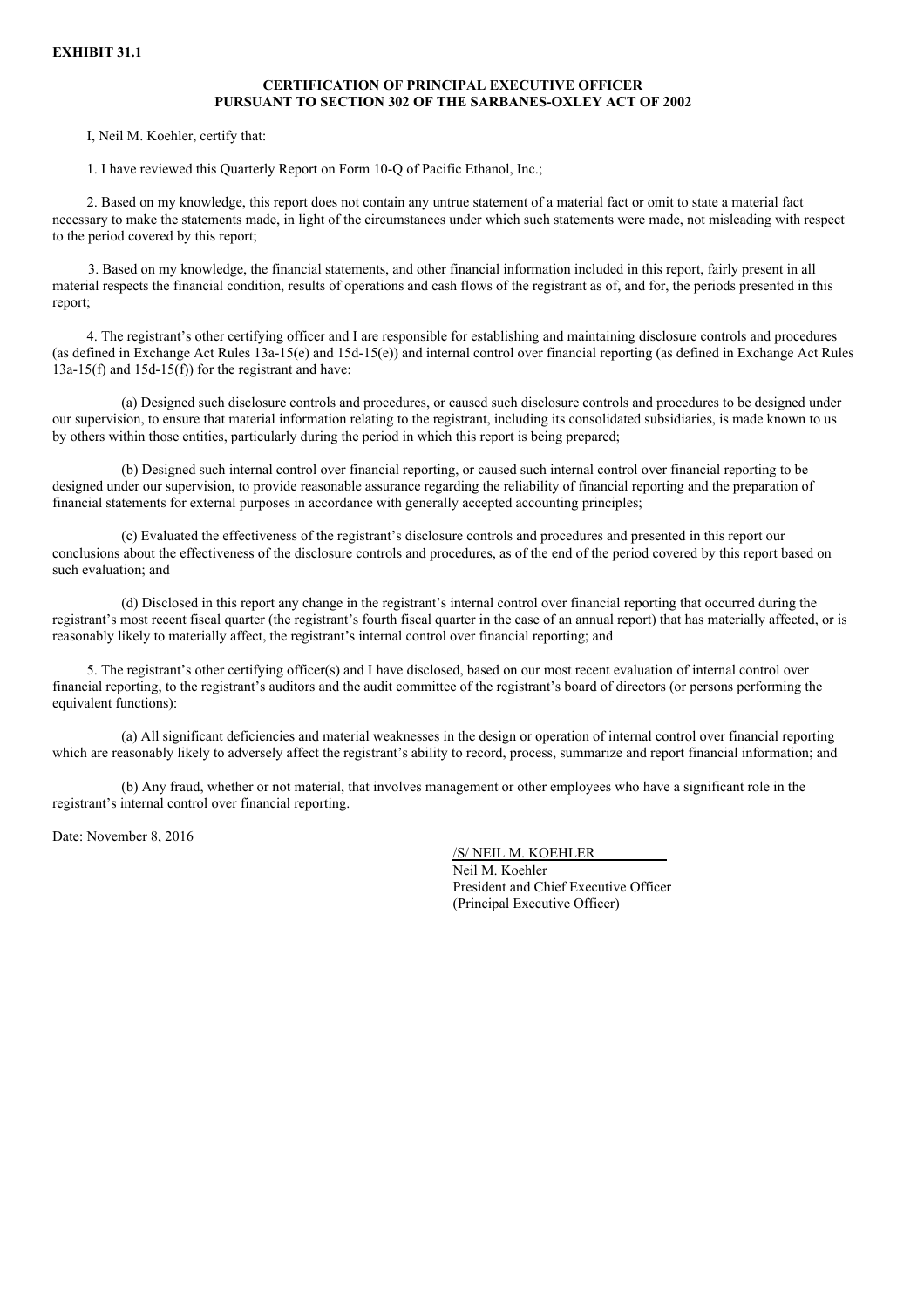**EXHIBIT 31.1**

**CERTIFICATION OF PRINCIPAL EXECUTIVE OFFICER PURSUANT TO SECTION 302 OF THE SARBANES-OXLEY ACT OF 2002**

I, Neil M. Koehler, certify that:

1. I have reviewed this Quarterly Report on Form 10-Q of Pacific Ethanol, Inc.;

2. Based on my knowledge, this report does not contain any untrue statement of a material fact or omit to state a material fact necessary to make the statements made, in light of the circumstances under which such statements were made, not misleading with respect to the period covered by this report;

3. Based on my knowledge, the financial statements, and other financial information included in this report, fairly present in all material respects the financial condition, results of operations and cash flows of the registrant as of, and for, the periods presented in this report;

4. The registrant's other certifying officer and I are responsible for establishing and maintaining disclosure controls and procedures (as defined in Exchange Act Rules 13a-15(e) and 15d-15(e)) and internal control over financial reporting (as defined in Exchange Act Rules 13a-15(f) and 15d-15(f)) for the registrant and have:

(a) Designed such disclosure controls and procedures, or caused such disclosure controls and procedures to be designed under our supervision, to ensure that material information relating to the registrant, including its consolidated subsidiaries, is made known to us by others within those entities, particularly during the period in which this report is being prepared;

(b) Designed such internal control over financial reporting, or caused such internal control over financial reporting to be designed under our supervision, to provide reasonable assurance regarding the reliability of financial reporting and the preparation of financial statements for external purposes in accordance with generally accepted accounting principles;

(c) Evaluated the effectiveness of the registrant's disclosure controls and procedures and presented in this report our conclusions about the effectiveness of the disclosure controls and procedures, as of the end of the period covered by this report based on such evaluation; and

(d) Disclosed in this report any change in the registrant's internal control over financial reporting that occurred during the registrant's most recent fiscal quarter (the registrant's fourth fiscal quarter in the case of an annual report) that has materially affected, or is reasonably likely to materially affect, the registrant's internal control over financial reporting; and

5. The registrant's other certifying officer(s) and I have disclosed, based on our most recent evaluation of internal control over financial reporting, to the registrant's auditors and the audit committee of the registrant's board of directors (or persons performing the equivalent functions):

(a) All significant deficiencies and material weaknesses in the design or operation of internal control over financial reporting which are reasonably likely to adversely affect the registrant's ability to record, process, summarize and report financial information; and

(b) Any fraud, whether or not material, that involves management or other employees who have a significant role in the registrant's internal control over financial reporting.

Date: November 8, 2016

/S/ NEIL M. KOEHLER
Neil M. Koehler
President and Chief Executive Officer
(Principal Executive Officer)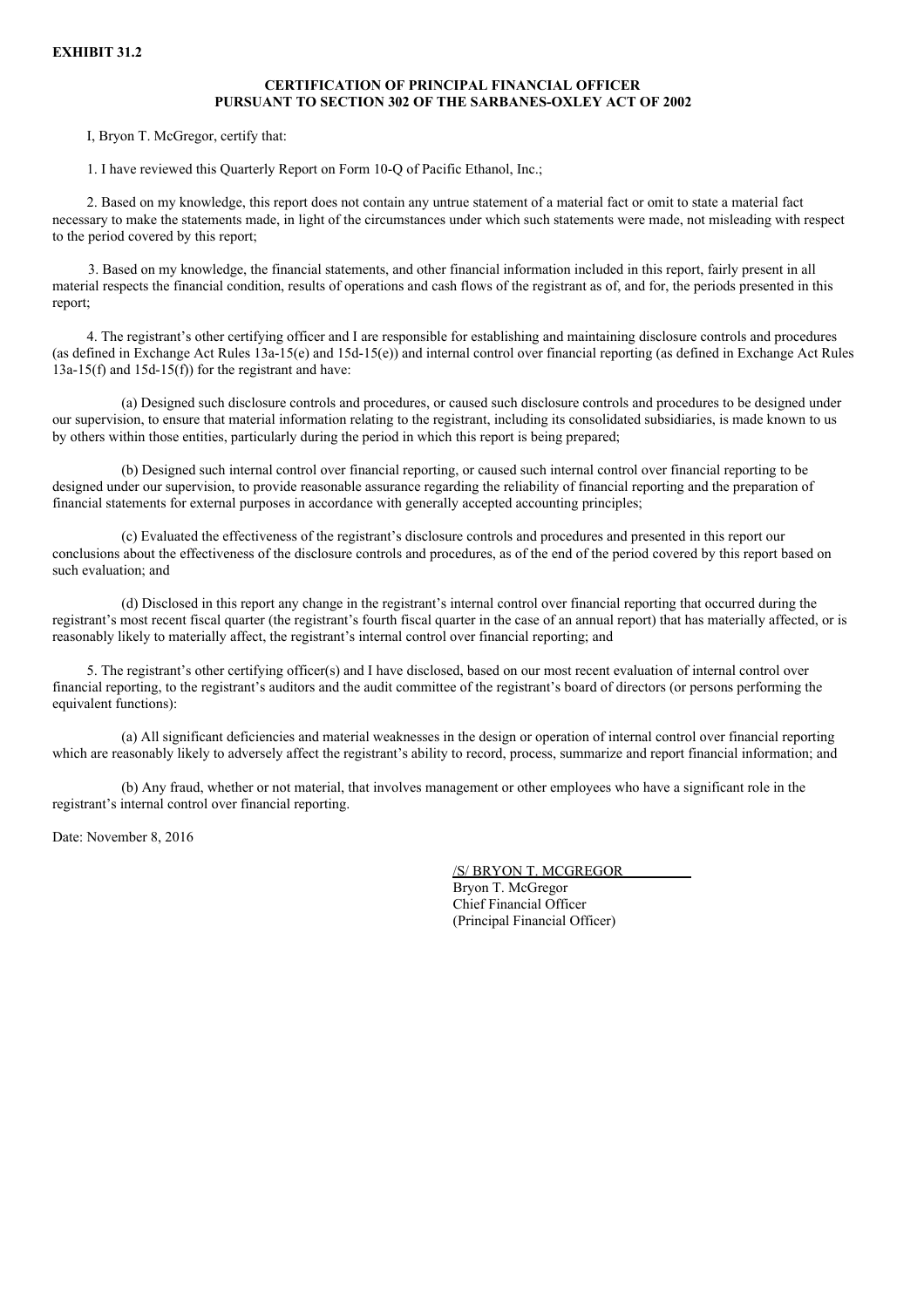**EXHIBIT 31.2**

**CERTIFICATION OF PRINCIPAL FINANCIAL OFFICER**
**PURSUANT TO SECTION 302 OF THE SARBANES-OXLEY ACT OF 2002**

I, Bryon T. McGregor, certify that:

1. I have reviewed this Quarterly Report on Form 10-Q of Pacific Ethanol, Inc.;

2. Based on my knowledge, this report does not contain any untrue statement of a material fact or omit to state a material fact necessary to make the statements made, in light of the circumstances under which such statements were made, not misleading with respect to the period covered by this report;

3. Based on my knowledge, the financial statements, and other financial information included in this report, fairly present in all material respects the financial condition, results of operations and cash flows of the registrant as of, and for, the periods presented in this report;

4. The registrant's other certifying officer and I are responsible for establishing and maintaining disclosure controls and procedures (as defined in Exchange Act Rules 13a-15(e) and 15d-15(e)) and internal control over financial reporting (as defined in Exchange Act Rules 13a-15(f) and 15d-15(f)) for the registrant and have:

(a) Designed such disclosure controls and procedures, or caused such disclosure controls and procedures to be designed under our supervision, to ensure that material information relating to the registrant, including its consolidated subsidiaries, is made known to us by others within those entities, particularly during the period in which this report is being prepared;

(b) Designed such internal control over financial reporting, or caused such internal control over financial reporting to be designed under our supervision, to provide reasonable assurance regarding the reliability of financial reporting and the preparation of financial statements for external purposes in accordance with generally accepted accounting principles;

(c) Evaluated the effectiveness of the registrant's disclosure controls and procedures and presented in this report our conclusions about the effectiveness of the disclosure controls and procedures, as of the end of the period covered by this report based on such evaluation; and

(d) Disclosed in this report any change in the registrant's internal control over financial reporting that occurred during the registrant's most recent fiscal quarter (the registrant's fourth fiscal quarter in the case of an annual report) that has materially affected, or is reasonably likely to materially affect, the registrant's internal control over financial reporting; and

5. The registrant's other certifying officer(s) and I have disclosed, based on our most recent evaluation of internal control over financial reporting, to the registrant's auditors and the audit committee of the registrant's board of directors (or persons performing the equivalent functions):

(a) All significant deficiencies and material weaknesses in the design or operation of internal control over financial reporting which are reasonably likely to adversely affect the registrant's ability to record, process, summarize and report financial information; and

(b) Any fraud, whether or not material, that involves management or other employees who have a significant role in the registrant's internal control over financial reporting.

Date: November 8, 2016

/S/ BRYON T. MCGREGOR
Bryon T. McGregor
Chief Financial Officer
(Principal Financial Officer)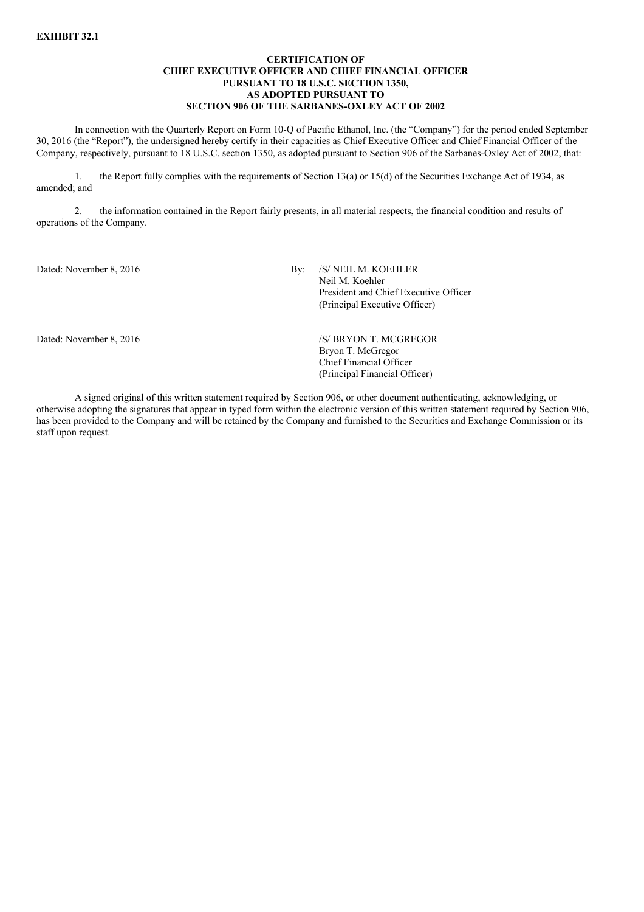**EXHIBIT 32.1**

**CERTIFICATION OF**
**CHIEF EXECUTIVE OFFICER AND CHIEF FINANCIAL OFFICER**
**PURSUANT TO 18 U.S.C. SECTION 1350,**
**AS ADOPTED PURSUANT TO**
**SECTION 906 OF THE SARBANES-OXLEY ACT OF 2002**

In connection with the Quarterly Report on Form 10-Q of Pacific Ethanol, Inc. (the "Company") for the period ended September 30, 2016 (the "Report"), the undersigned hereby certify in their capacities as Chief Executive Officer and Chief Financial Officer of the Company, respectively, pursuant to 18 U.S.C. section 1350, as adopted pursuant to Section 906 of the Sarbanes-Oxley Act of 2002, that:

1. the Report fully complies with the requirements of Section 13(a) or 15(d) of the Securities Exchange Act of 1934, as amended; and

2. the information contained in the Report fairly presents, in all material respects, the financial condition and results of operations of the Company.

Dated: November 8, 2016

By: /S/ NEIL M. KOEHLER
Neil M. Koehler
President and Chief Executive Officer
(Principal Executive Officer)

Dated: November 8, 2016

/S/ BRYON T. MCGREGOR
Bryon T. McGregor
Chief Financial Officer
(Principal Financial Officer)

A signed original of this written statement required by Section 906, or other document authenticating, acknowledging, or otherwise adopting the signatures that appear in typed form within the electronic version of this written statement required by Section 906, has been provided to the Company and will be retained by the Company and furnished to the Securities and Exchange Commission or its staff upon request.